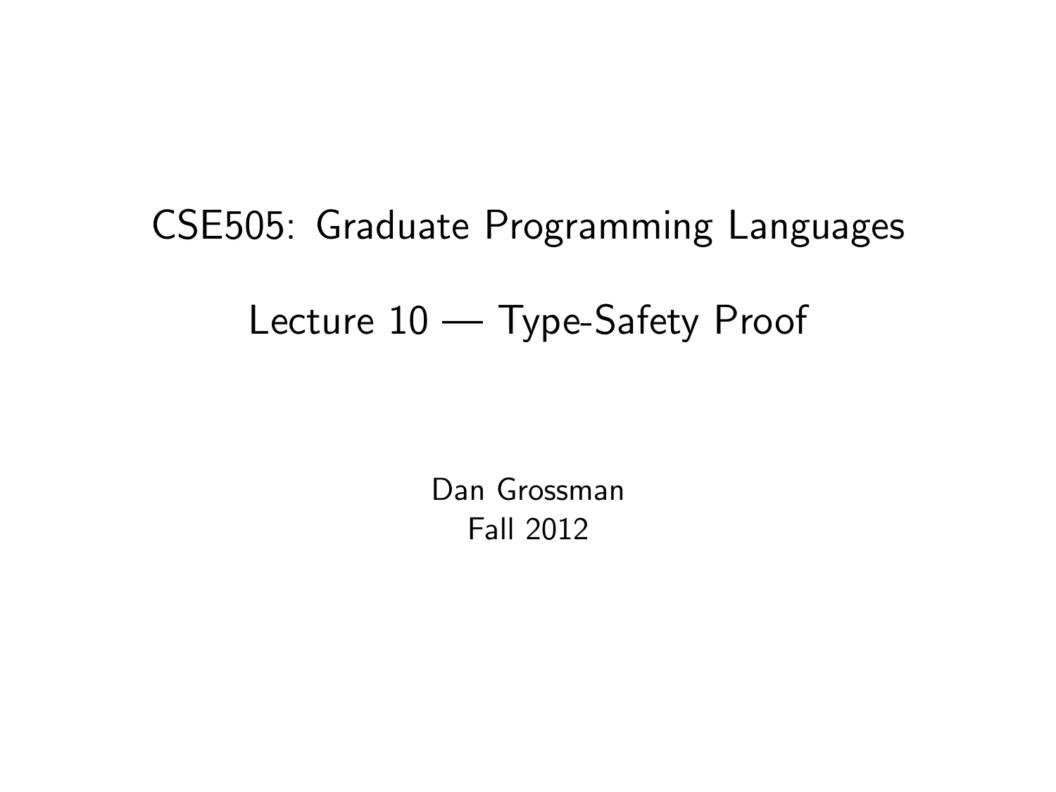# CSE505: Graduate Programming Languages

## Lecture 10 — Type-Safety Proof

Dan Grossman
Fall 2012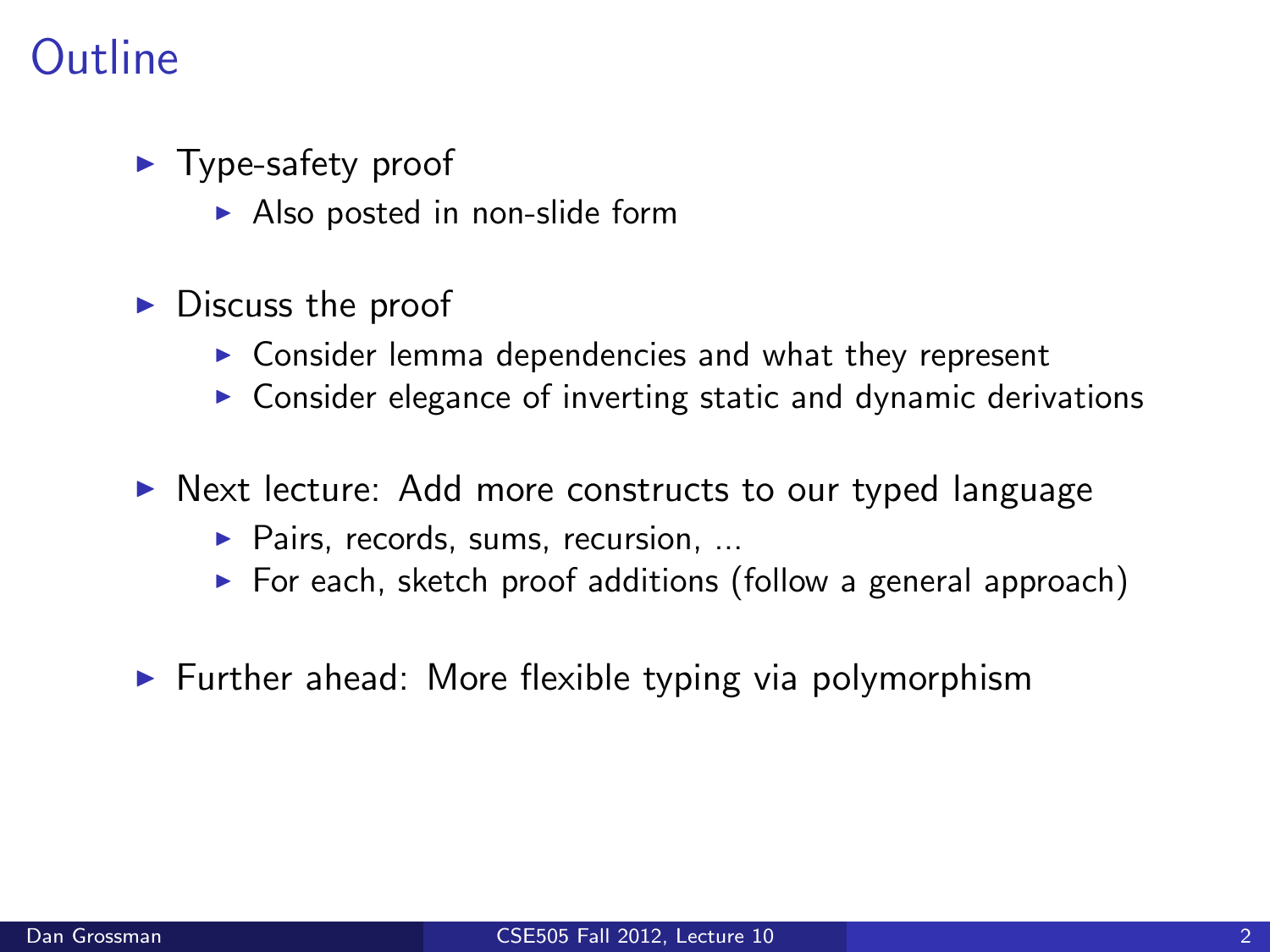# Outline

- Type-safety proof
  - Also posted in non-slide form
- Discuss the proof
  - Consider lemma dependencies and what they represent
  - Consider elegance of inverting static and dynamic derivations
- Next lecture: Add more constructs to our typed language
  - Pairs, records, sums, recursion, ...
  - For each, sketch proof additions (follow a general approach)
- Further ahead: More flexible typing via polymorphism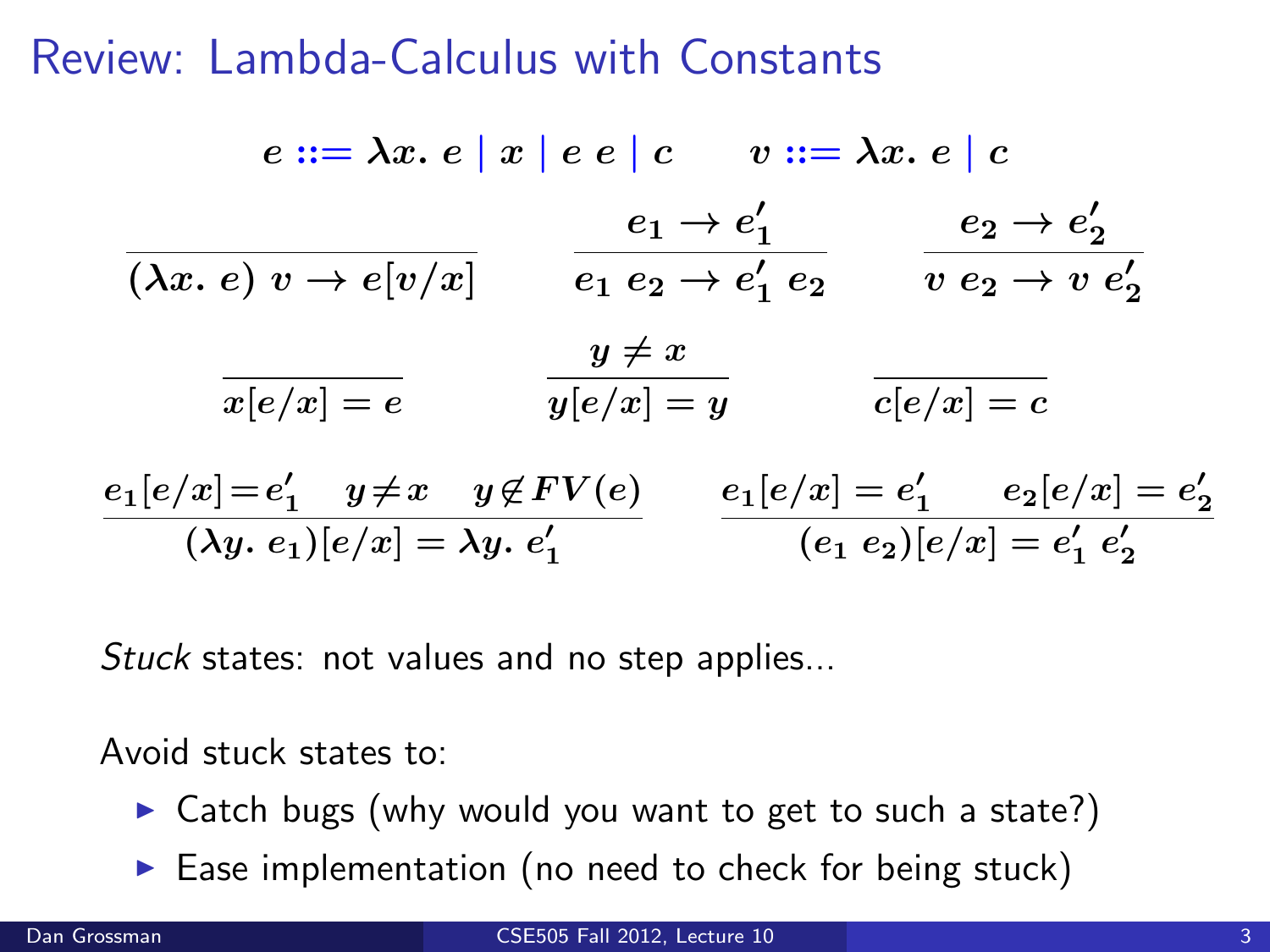# Review: Lambda-Calculus with Constants

$$e ::= \lambda x.\ e \mid x \mid e\ e \mid c \qquad v ::= \lambda x.\ e \mid c$$

$$\frac{}{(\lambda x.\ e)\ v \rightarrow e[v/x]} \qquad \frac{e_1 \rightarrow e_1'}{e_1\ e_2 \rightarrow e_1'\ e_2} \qquad \frac{e_2 \rightarrow e_2'}{v\ e_2 \rightarrow v\ e_2'}$$

$$\frac{}{x[e/x] = e} \qquad \frac{y \neq x}{y[e/x] = y} \qquad \frac{}{c[e/x] = c}$$

$$\frac{e_1[e/x] = e_1' \quad y \neq x \quad y \notin FV(e)}{(\lambda y.\ e_1)[e/x] = \lambda y.\ e_1'} \qquad \frac{e_1[e/x] = e_1' \qquad e_2[e/x] = e_2'}{(e_1\ e_2)[e/x] = e_1'\ e_2'}$$

*Stuck* states: not values and no step applies...

Avoid stuck states to:

- Catch bugs (why would you want to get to such a state?)
- Ease implementation (no need to check for being stuck)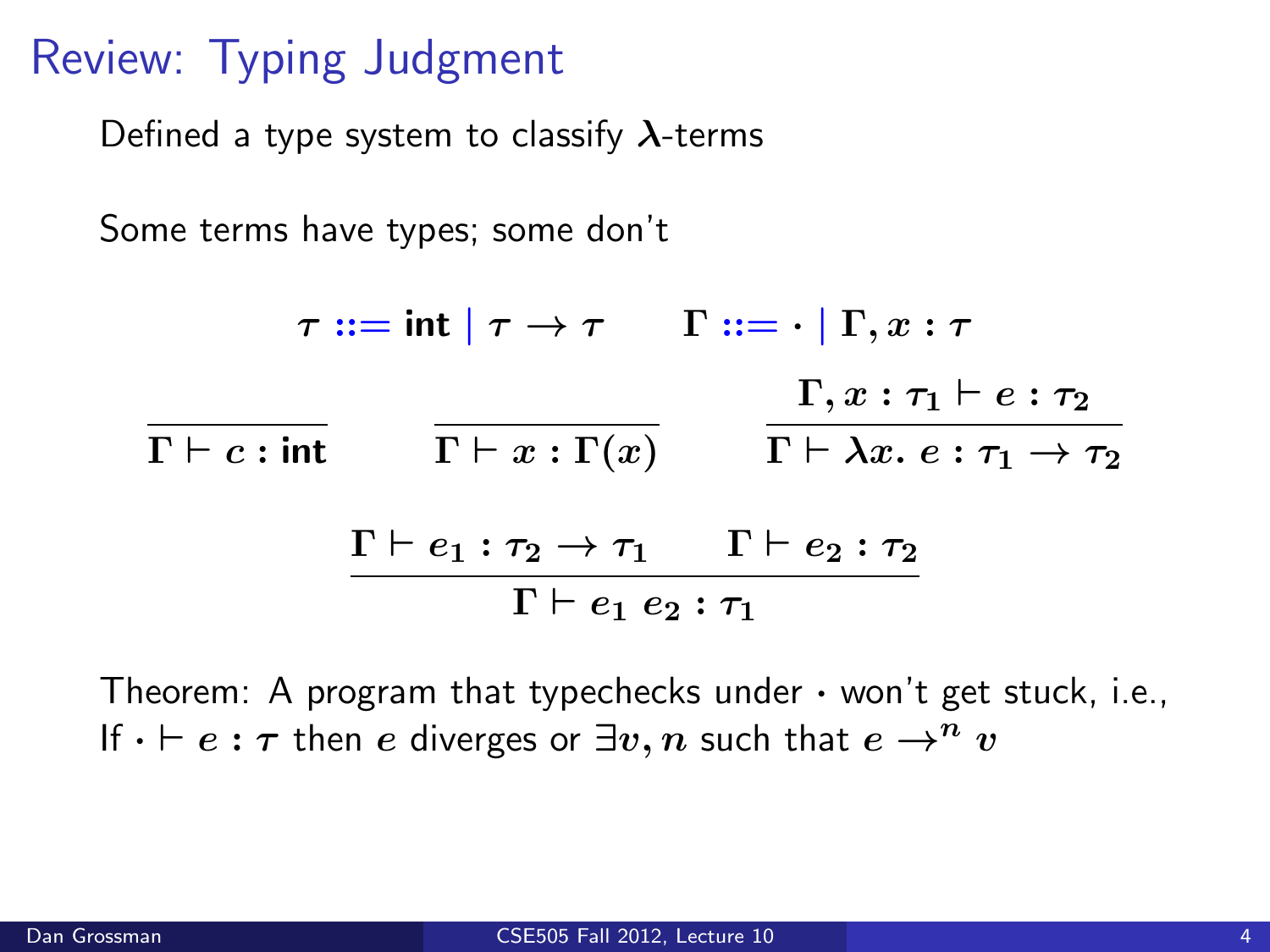# Review: Typing Judgment

Defined a type system to classify $\lambda$-terms

Some terms have types; some don't

$$\tau ::= \mathsf{int} \mid \tau \to \tau \qquad \Gamma ::= \cdot \mid \Gamma, x : \tau$$

$$\frac{}{\Gamma \vdash c : \mathsf{int}} \qquad \frac{}{\Gamma \vdash x : \Gamma(x)} \qquad \frac{\Gamma, x : \tau_1 \vdash e : \tau_2}{\Gamma \vdash \lambda x.\ e : \tau_1 \to \tau_2}$$

$$\frac{\Gamma \vdash e_1 : \tau_2 \to \tau_1 \qquad \Gamma \vdash e_2 : \tau_2}{\Gamma \vdash e_1\ e_2 : \tau_1}$$

Theorem: A program that typechecks under $\cdot$ won't get stuck, i.e.,
If $\cdot \vdash e : \tau$ then $e$ diverges or $\exists v, n$ such that $e \to^n v$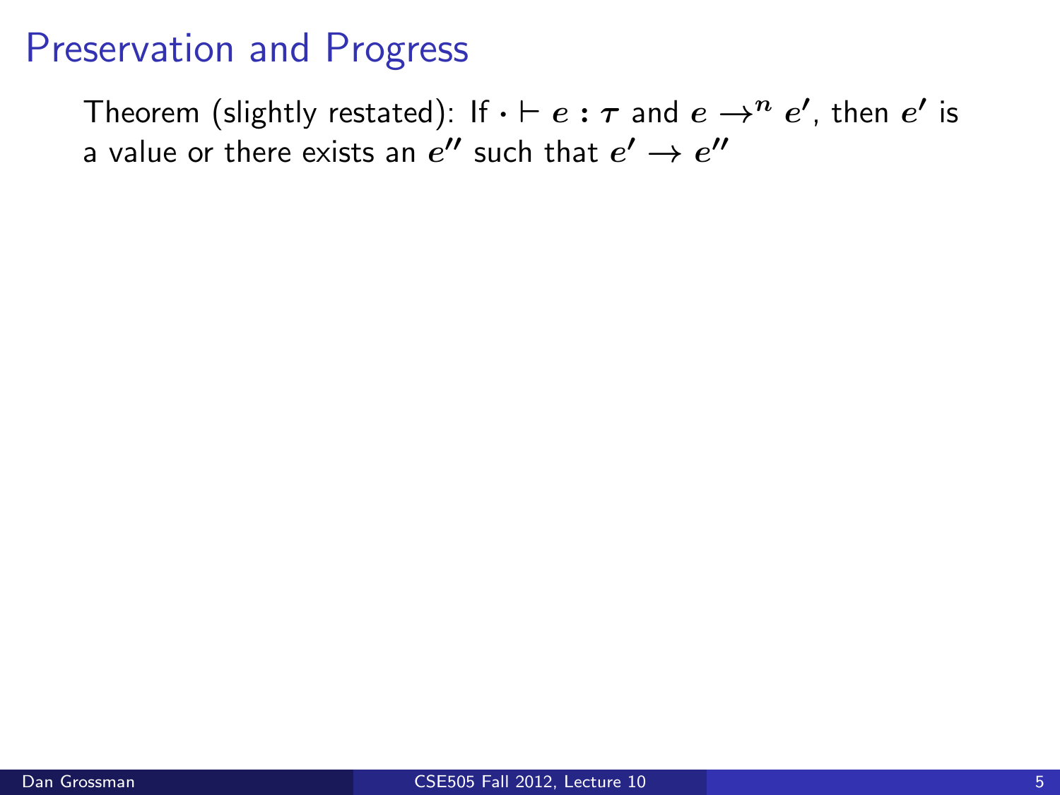# Preservation and Progress

Theorem (slightly restated): If $\cdot \vdash e : \tau$ and $e \rightarrow^n e'$, then $e'$ is a value or there exists an $e''$ such that $e' \rightarrow e''$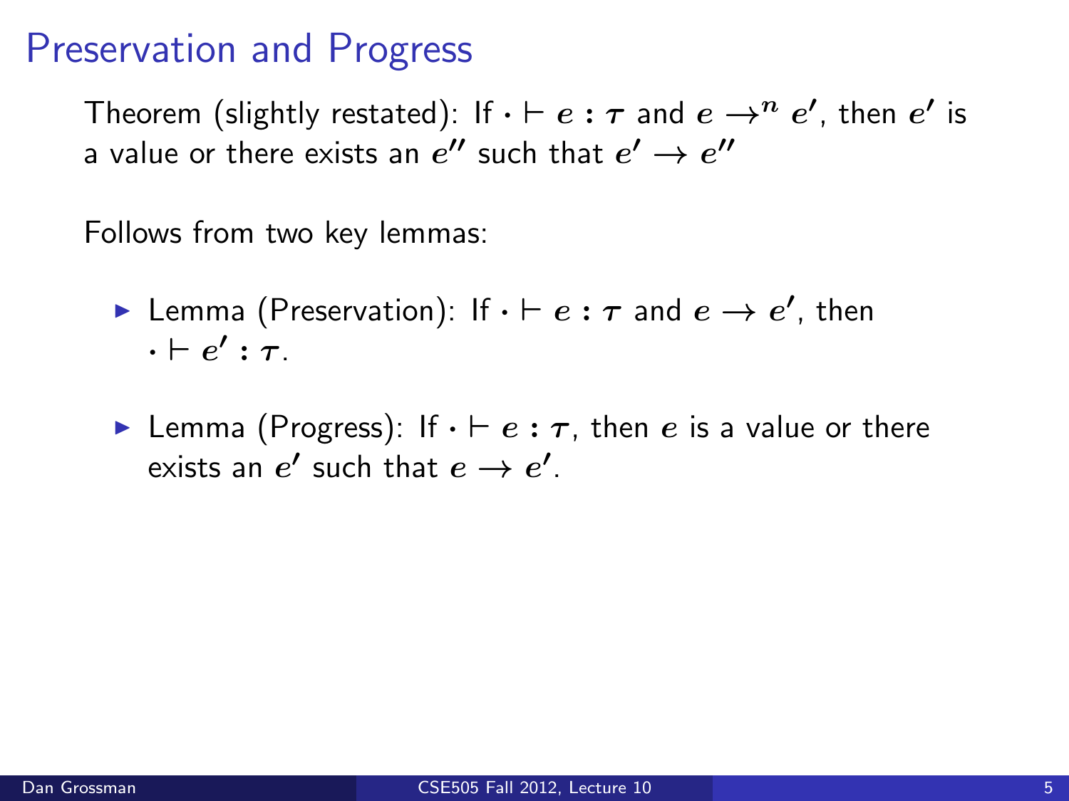# Preservation and Progress

Theorem (slightly restated): If $\cdot \vdash e : \tau$ and $e \rightarrow^n e'$, then $e'$ is a value or there exists an $e''$ such that $e' \rightarrow e''$

Follows from two key lemmas:

- Lemma (Preservation): If $\cdot \vdash e : \tau$ and $e \rightarrow e'$, then $\cdot \vdash e' : \tau$.
- Lemma (Progress): If $\cdot \vdash e : \tau$, then $e$ is a value or there exists an $e'$ such that $e \rightarrow e'$.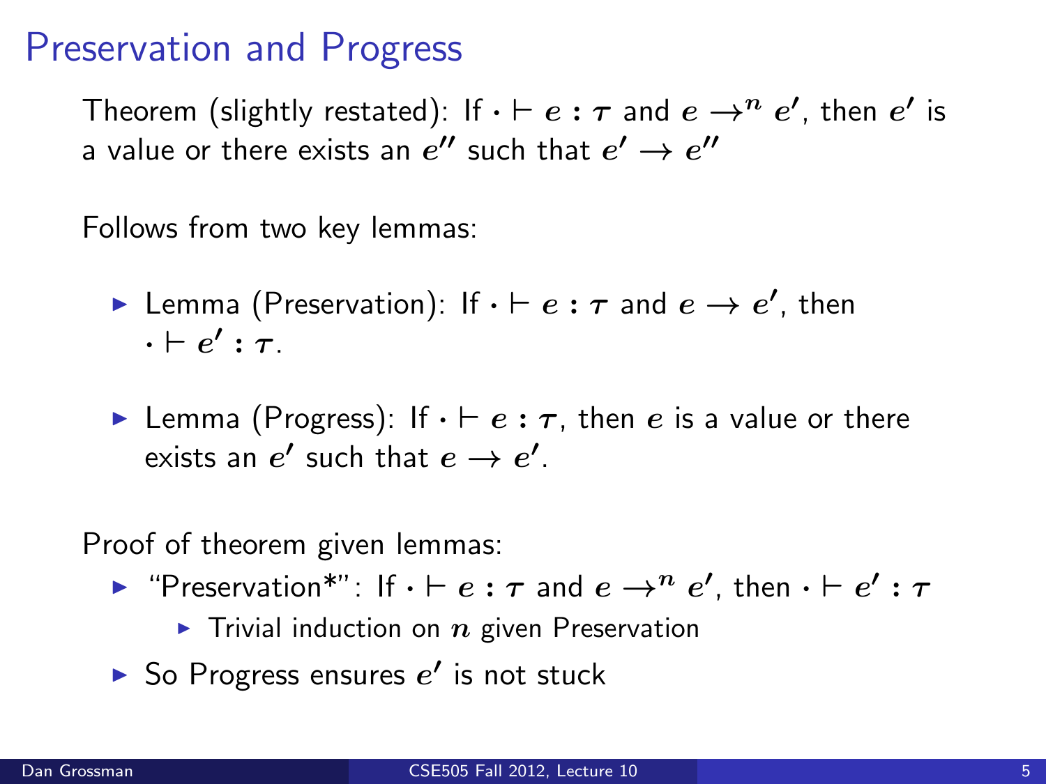# Preservation and Progress

Theorem (slightly restated): If $\cdot \vdash e : \tau$ and $e \rightarrow^n e'$, then $e'$ is a value or there exists an $e''$ such that $e' \rightarrow e''$

Follows from two key lemmas:

- Lemma (Preservation): If $\cdot \vdash e : \tau$ and $e \rightarrow e'$, then $\cdot \vdash e' : \tau$.
- Lemma (Progress): If $\cdot \vdash e : \tau$, then $e$ is a value or there exists an $e'$ such that $e \rightarrow e'$.

Proof of theorem given lemmas:

- "Preservation*": If $\cdot \vdash e : \tau$ and $e \rightarrow^n e'$, then $\cdot \vdash e' : \tau$
  - Trivial induction on $n$ given Preservation
- So Progress ensures $e'$ is not stuck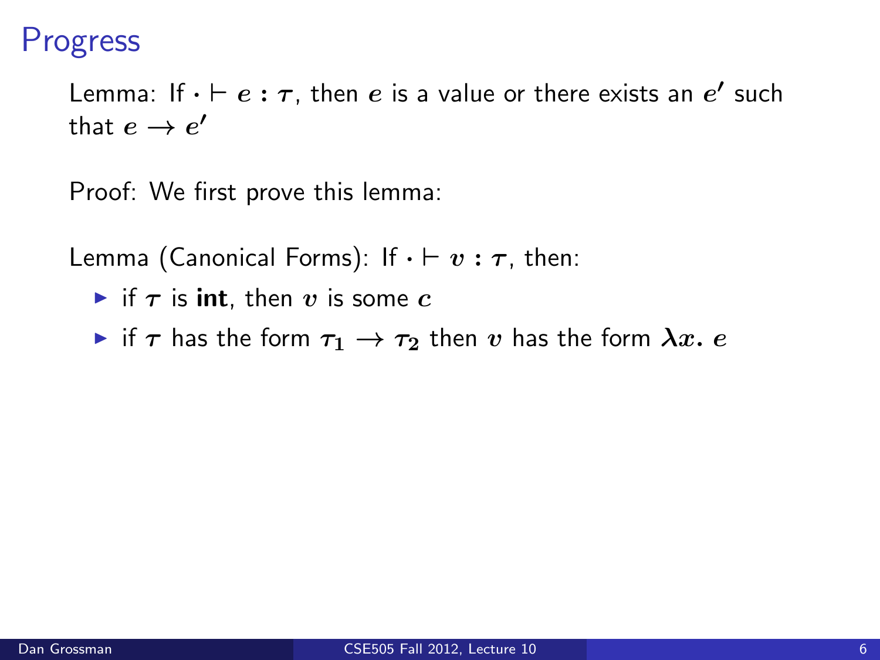# Progress

Lemma: If $\cdot \vdash e : \tau$, then $e$ is a value or there exists an $e'$ such that $e \rightarrow e'$

Proof: We first prove this lemma:

Lemma (Canonical Forms): If $\cdot \vdash v : \tau$, then:

- if $\tau$ is **int**, then $v$ is some $c$
- if $\tau$ has the form $\tau_1 \rightarrow \tau_2$ then $v$ has the form $\lambda x.\ e$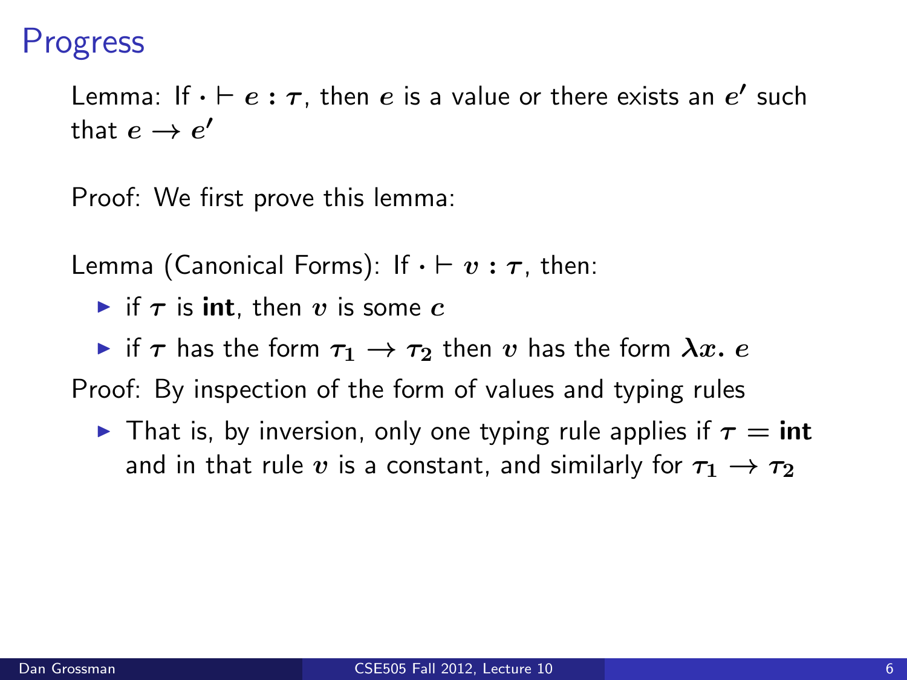# Progress

Lemma: If $\cdot \vdash e : \tau$, then $e$ is a value or there exists an $e'$ such that $e \to e'$

Proof: We first prove this lemma:

Lemma (Canonical Forms): If $\cdot \vdash v : \tau$, then:

- if $\tau$ is **int**, then $v$ is some $c$
- if $\tau$ has the form $\tau_1 \to \tau_2$ then $v$ has the form $\lambda x.\ e$

Proof: By inspection of the form of values and typing rules

- That is, by inversion, only one typing rule applies if $\tau = \textbf{int}$ and in that rule $v$ is a constant, and similarly for $\tau_1 \to \tau_2$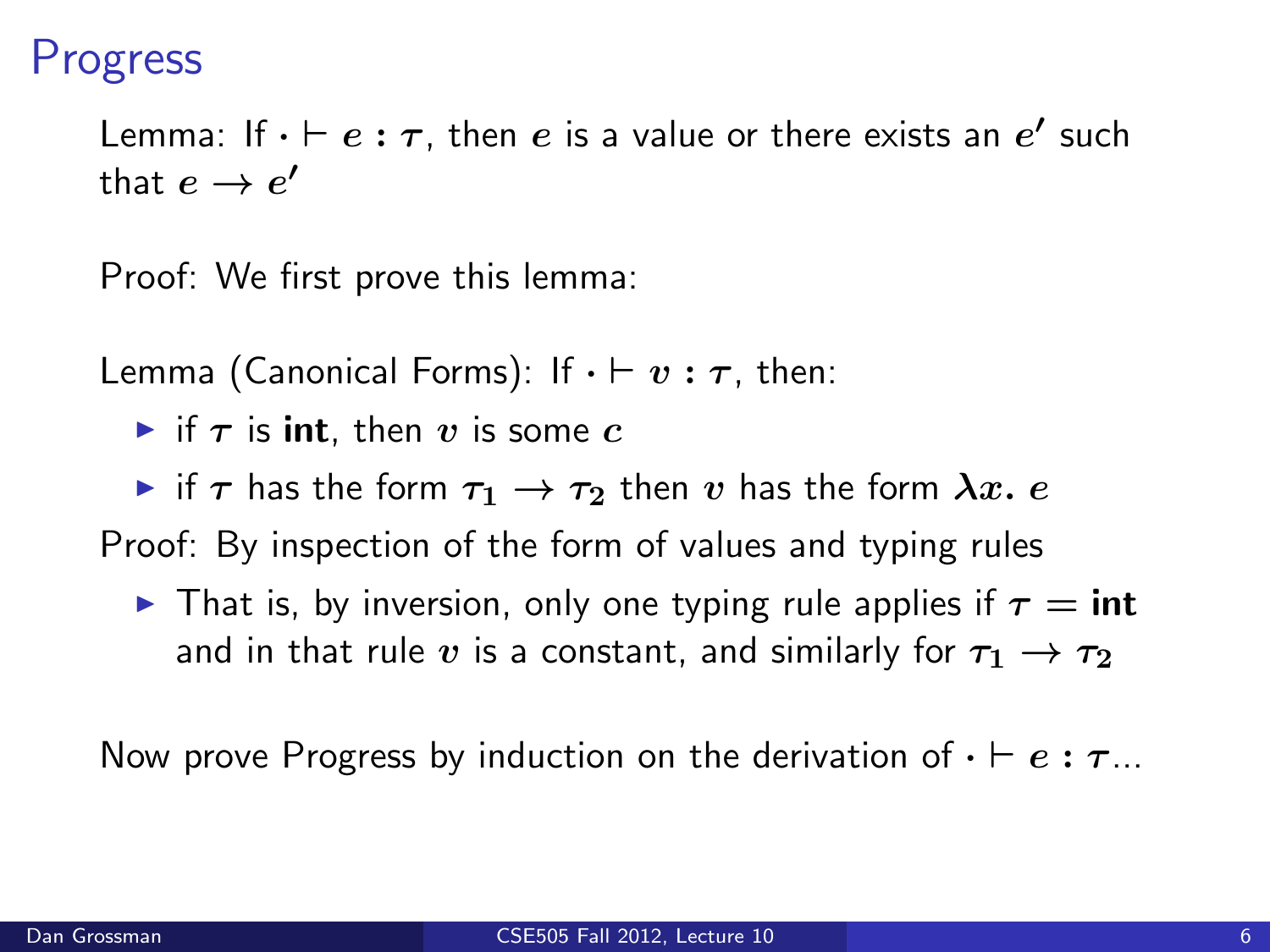# Progress

Lemma: If $\cdot \vdash e : \tau$, then $e$ is a value or there exists an $e'$ such that $e \to e'$

Proof: We first prove this lemma:

Lemma (Canonical Forms): If $\cdot \vdash v : \tau$, then:

- if $\tau$ is **int**, then $v$ is some $c$
- if $\tau$ has the form $\tau_1 \to \tau_2$ then $v$ has the form $\lambda x.\ e$

Proof: By inspection of the form of values and typing rules

- That is, by inversion, only one typing rule applies if $\tau = \textbf{int}$ and in that rule $v$ is a constant, and similarly for $\tau_1 \to \tau_2$

Now prove Progress by induction on the derivation of $\cdot \vdash e : \tau$...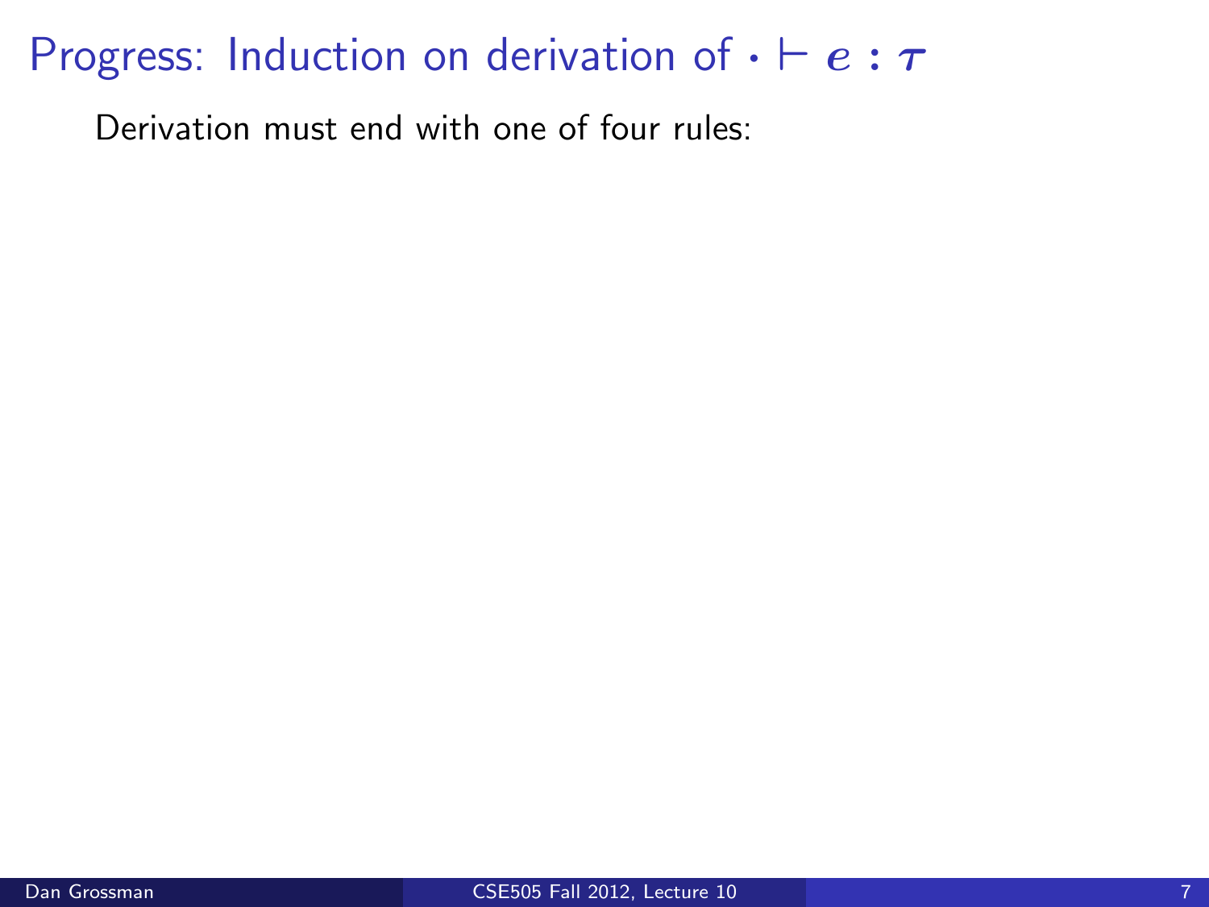# Progress: Induction on derivation of $\cdot \vdash e : \tau$

Derivation must end with one of four rules: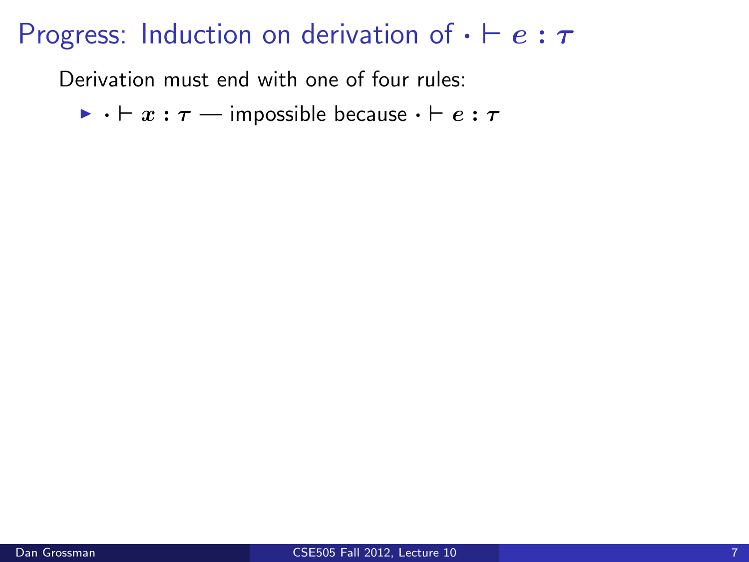# Progress: Induction on derivation of $\cdot \vdash e : \tau$

Derivation must end with one of four rules:

- $\cdot \vdash x : \tau$ — impossible because $\cdot \vdash e : \tau$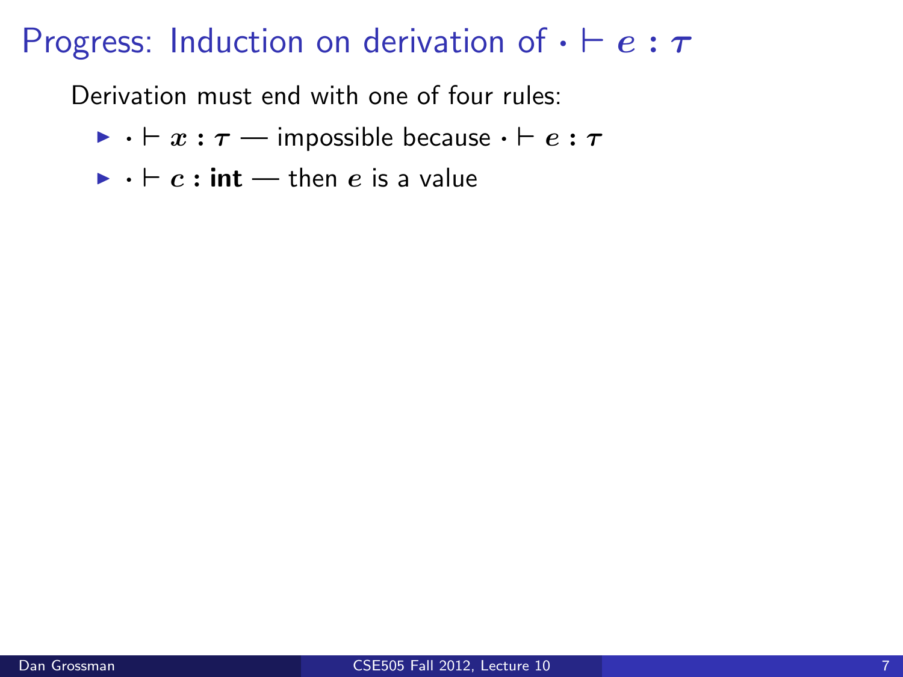# Progress: Induction on derivation of $\cdot \vdash e : \tau$

Derivation must end with one of four rules:

- $\cdot \vdash x : \tau$ — impossible because $\cdot \vdash e : \tau$
- $\cdot \vdash c : \textbf{int}$ — then $e$ is a value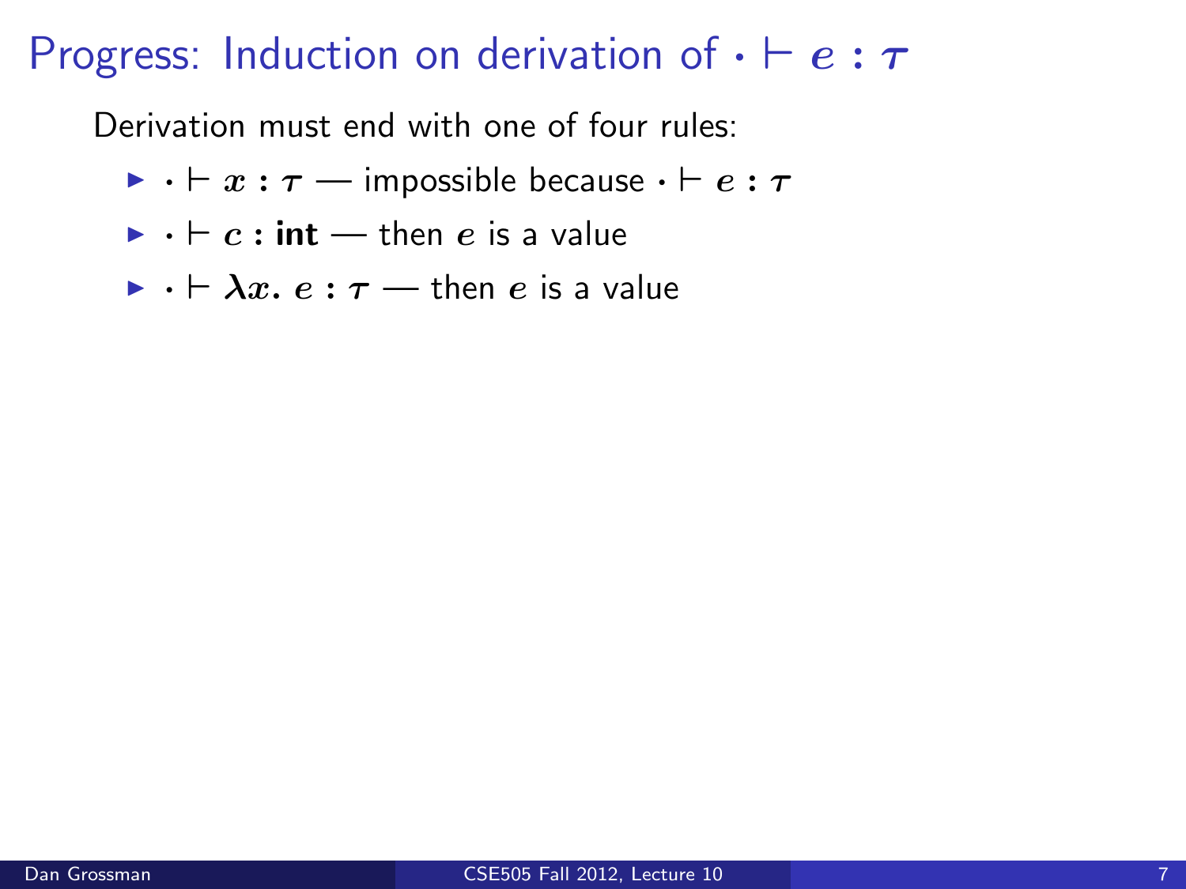# Progress: Induction on derivation of $\cdot \vdash e : \tau$

Derivation must end with one of four rules:

- $\cdot \vdash x : \tau$ — impossible because $\cdot \vdash e : \tau$
- $\cdot \vdash c : \textbf{int}$ — then $e$ is a value
- $\cdot \vdash \lambda x.\ e : \tau$ — then $e$ is a value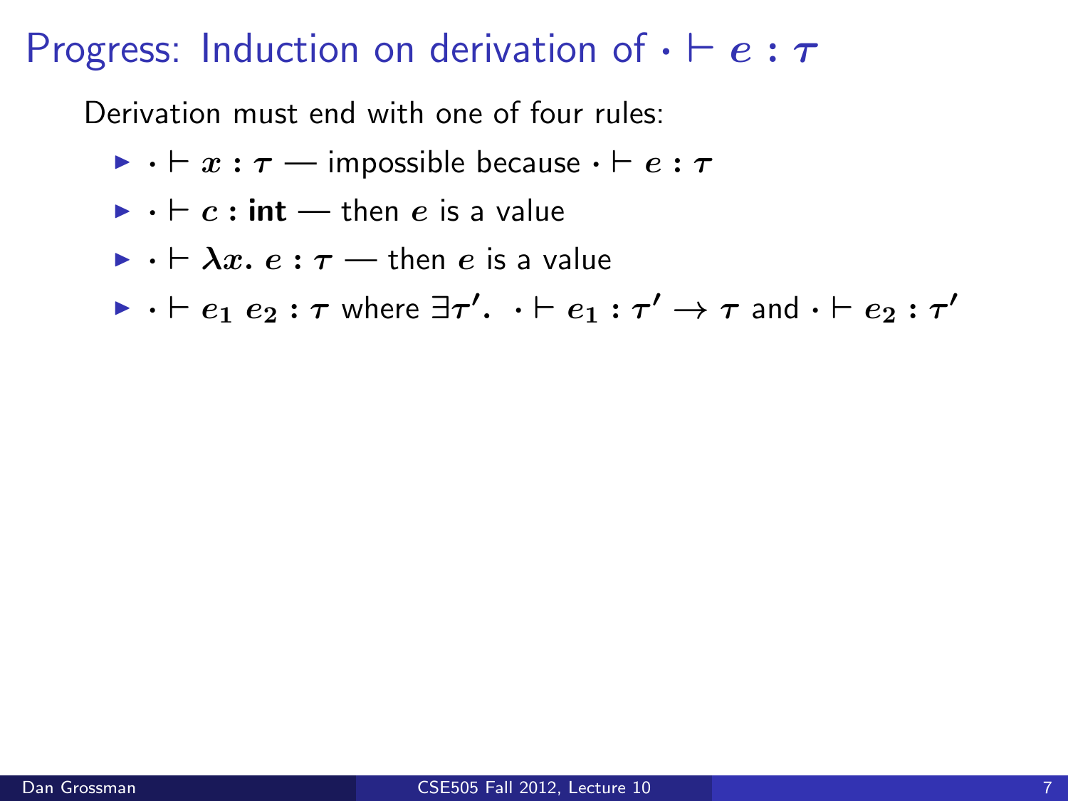# Progress: Induction on derivation of $\cdot \vdash e : \tau$

Derivation must end with one of four rules:

- $\cdot \vdash x : \tau$ — impossible because $\cdot \vdash e : \tau$
- $\cdot \vdash c : \textbf{int}$ — then $e$ is a value
- $\cdot \vdash \lambda x.\ e : \tau$ — then $e$ is a value
- $\cdot \vdash e_1\ e_2 : \tau$ where $\exists \tau'.\ \ \cdot \vdash e_1 : \tau' \rightarrow \tau$ and $\cdot \vdash e_2 : \tau'$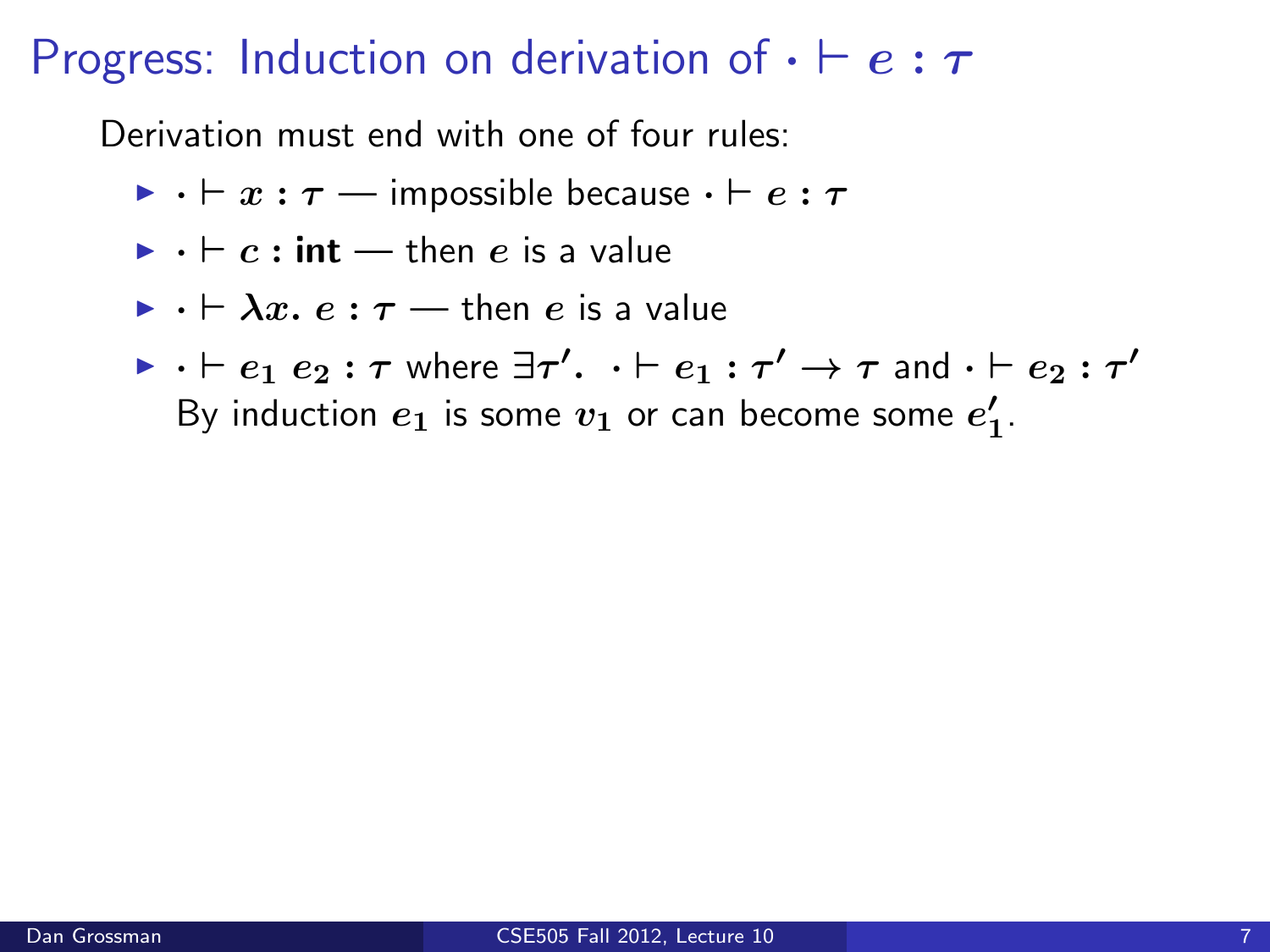# Progress: Induction on derivation of $\cdot \vdash e : \tau$

Derivation must end with one of four rules:

- $\cdot \vdash x : \tau$ — impossible because $\cdot \vdash e : \tau$
- $\cdot \vdash c : \textbf{int}$ — then $e$ is a value
- $\cdot \vdash \lambda x.\ e : \tau$ — then $e$ is a value
- $\cdot \vdash e_1\ e_2 : \tau$ where $\exists \tau'.\ \ \cdot \vdash e_1 : \tau' \rightarrow \tau$ and $\cdot \vdash e_2 : \tau'$
  By induction $e_1$ is some $v_1$ or can become some $e_1'$.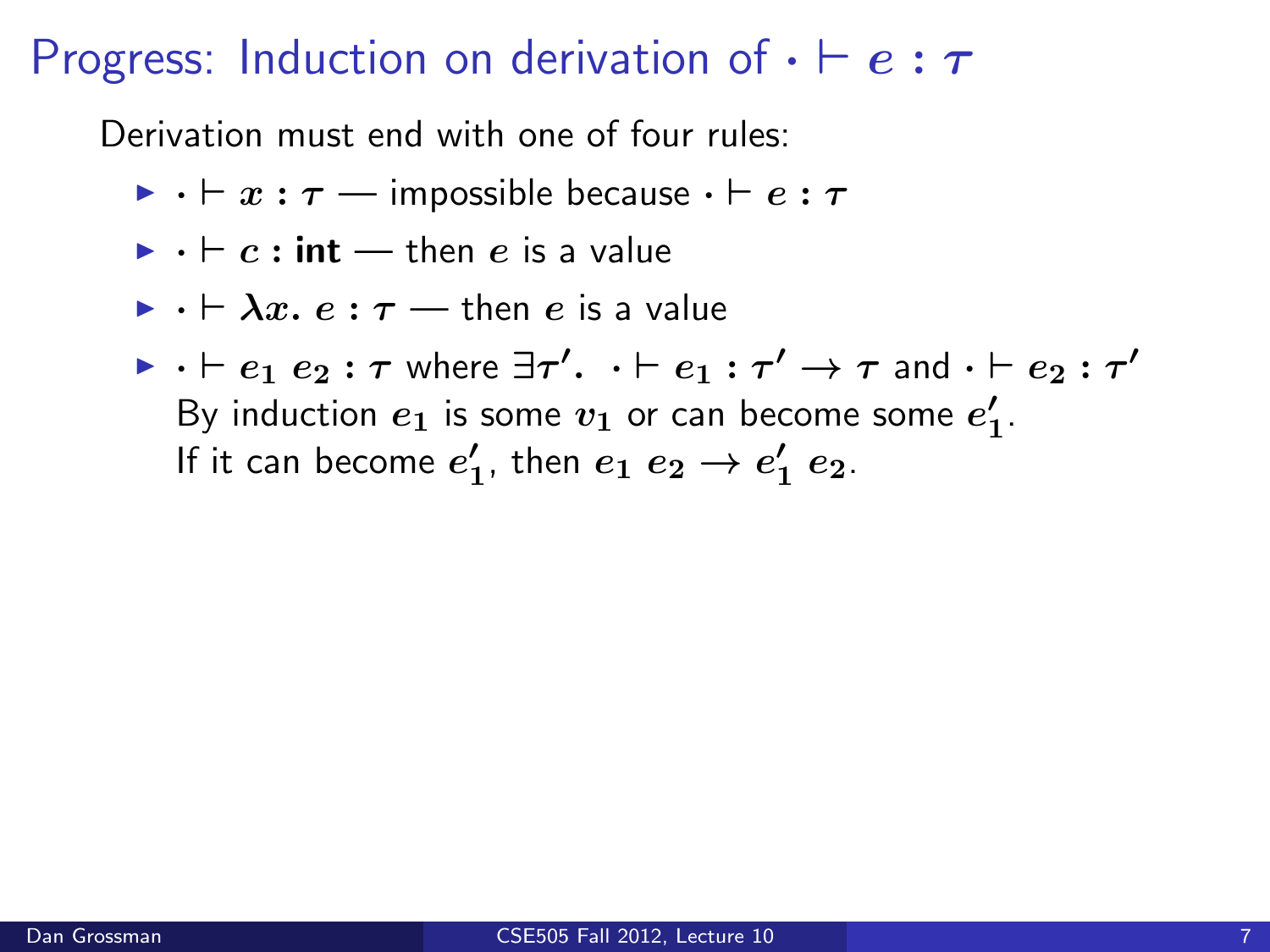# Progress: Induction on derivation of $\cdot \vdash e : \tau$

Derivation must end with one of four rules:

- $\cdot \vdash x : \tau$ — impossible because $\cdot \vdash e : \tau$
- $\cdot \vdash c : \textbf{int}$ — then $e$ is a value
- $\cdot \vdash \lambda x.\ e : \tau$ — then $e$ is a value
- $\cdot \vdash e_1\ e_2 : \tau$ where $\exists \tau'.\ \ \cdot \vdash e_1 : \tau' \to \tau$ and $\cdot \vdash e_2 : \tau'$
  By induction $e_1$ is some $v_1$ or can become some $e_1'$.
  If it can become $e_1'$, then $e_1\ e_2 \to e_1'\ e_2$.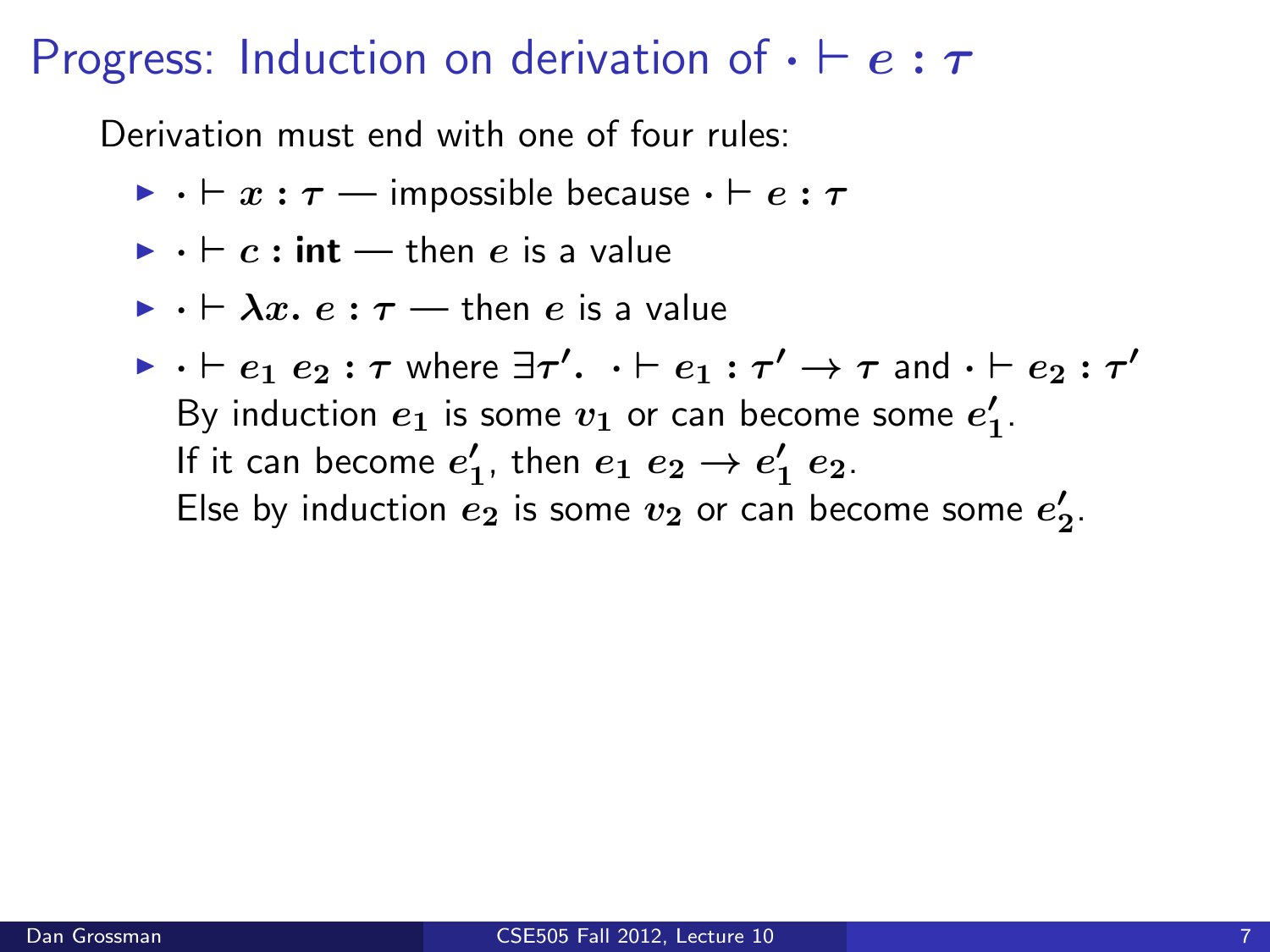# Progress: Induction on derivation of $\cdot \vdash e : \tau$

Derivation must end with one of four rules:

- $\cdot \vdash x : \tau$ — impossible because $\cdot \vdash e : \tau$
- $\cdot \vdash c : \textbf{int}$ — then $e$ is a value
- $\cdot \vdash \lambda x.\ e : \tau$ — then $e$ is a value
- $\cdot \vdash e_1\ e_2 : \tau$ where $\exists \tau'.\ \ \cdot \vdash e_1 : \tau' \rightarrow \tau$ and $\cdot \vdash e_2 : \tau'$
  By induction $e_1$ is some $v_1$ or can become some $e_1'$.
  If it can become $e_1'$, then $e_1\ e_2 \rightarrow e_1'\ e_2$.
  Else by induction $e_2$ is some $v_2$ or can become some $e_2'$.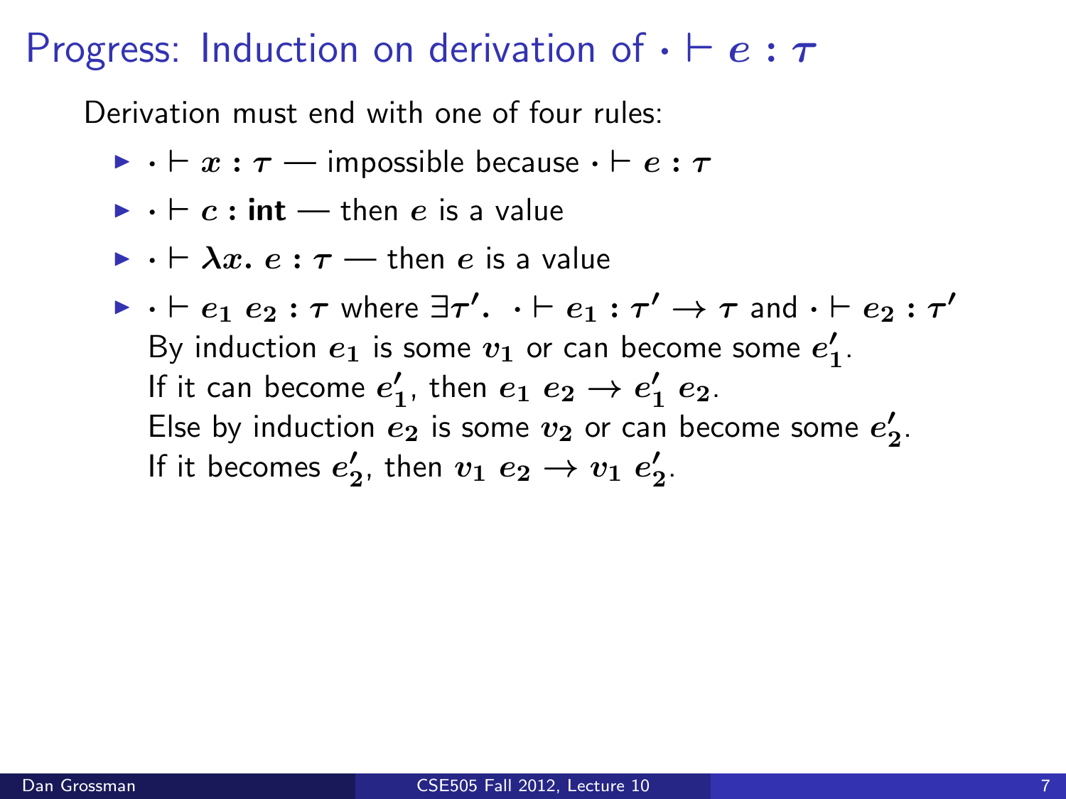# Progress: Induction on derivation of $\cdot \vdash e : \tau$

Derivation must end with one of four rules:

- $\cdot \vdash x : \tau$ — impossible because $\cdot \vdash e : \tau$
- $\cdot \vdash c : \textbf{int}$ — then $e$ is a value
- $\cdot \vdash \lambda x.\ e : \tau$ — then $e$ is a value
- $\cdot \vdash e_1\ e_2 : \tau$ where $\exists \tau'.\ \ \cdot \vdash e_1 : \tau' \rightarrow \tau$ and $\cdot \vdash e_2 : \tau'$
  By induction $e_1$ is some $v_1$ or can become some $e_1'$.
  If it can become $e_1'$, then $e_1\ e_2 \rightarrow e_1'\ e_2$.
  Else by induction $e_2$ is some $v_2$ or can become some $e_2'$.
  If it becomes $e_2'$, then $v_1\ e_2 \rightarrow v_1\ e_2'$.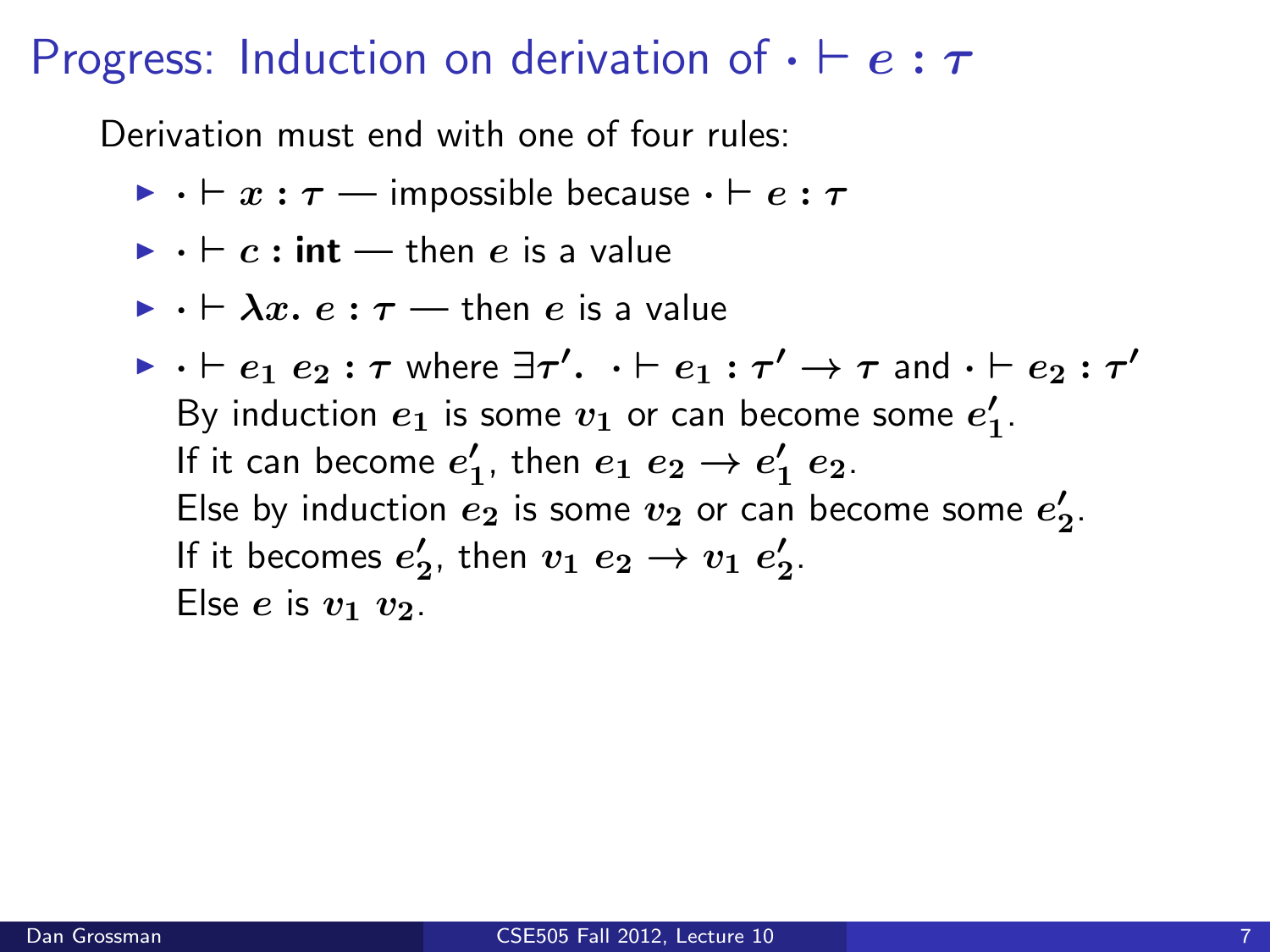# Progress: Induction on derivation of $\cdot \vdash e : \tau$

Derivation must end with one of four rules:

- $\cdot \vdash x : \tau$ — impossible because $\cdot \vdash e : \tau$
- $\cdot \vdash c : \textbf{int}$ — then $e$ is a value
- $\cdot \vdash \lambda x.\ e : \tau$ — then $e$ is a value
- $\cdot \vdash e_1\ e_2 : \tau$ where $\exists \tau'.\ \ \cdot \vdash e_1 : \tau' \to \tau$ and $\cdot \vdash e_2 : \tau'$
  By induction $e_1$ is some $v_1$ or can become some $e_1'$.
  If it can become $e_1'$, then $e_1\ e_2 \to e_1'\ e_2$.
  Else by induction $e_2$ is some $v_2$ or can become some $e_2'$.
  If it becomes $e_2'$, then $v_1\ e_2 \to v_1\ e_2'$.
  Else $e$ is $v_1\ v_2$.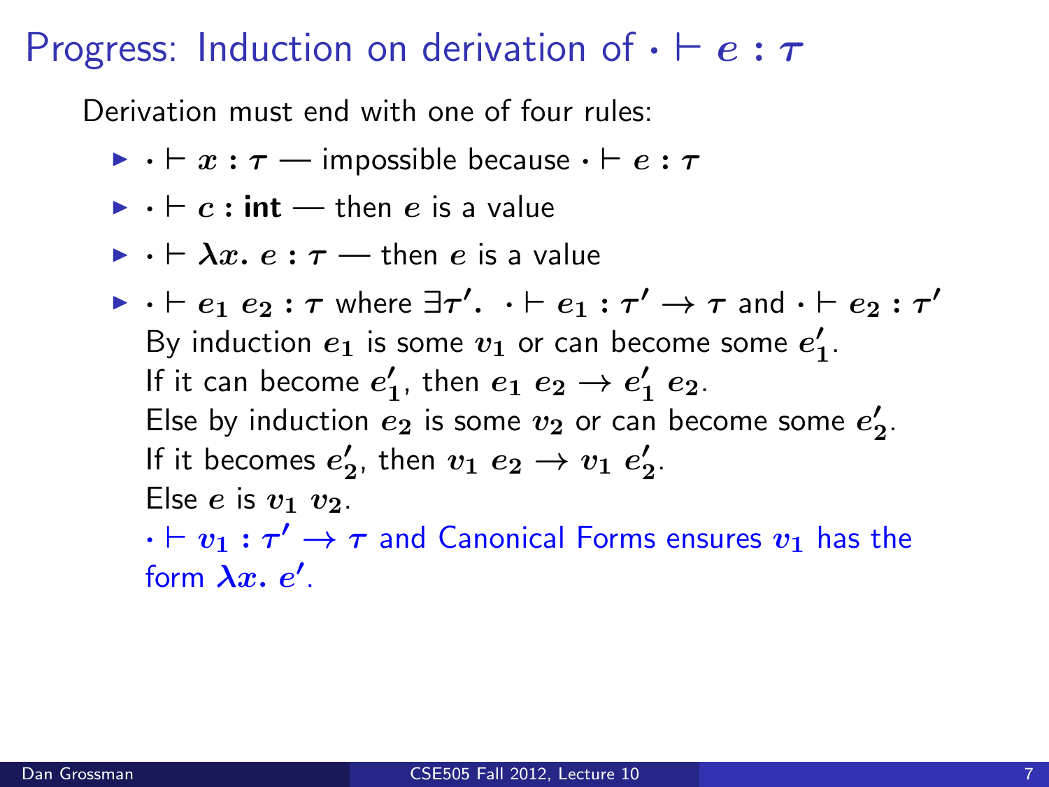# Progress: Induction on derivation of $\cdot \vdash e : \tau$

Derivation must end with one of four rules:

- $\cdot \vdash x : \tau$ — impossible because $\cdot \vdash e : \tau$
- $\cdot \vdash c : \textbf{int}$ — then $e$ is a value
- $\cdot \vdash \lambda x.\ e : \tau$ — then $e$ is a value
- $\cdot \vdash e_1\ e_2 : \tau$ where $\exists \tau'.\ \cdot \vdash e_1 : \tau' \rightarrow \tau$ and $\cdot \vdash e_2 : \tau'$
  By induction $e_1$ is some $v_1$ or can become some $e_1'$.
  If it can become $e_1'$, then $e_1\ e_2 \rightarrow e_1'\ e_2$.
  Else by induction $e_2$ is some $v_2$ or can become some $e_2'$.
  If it becomes $e_2'$, then $v_1\ e_2 \rightarrow v_1\ e_2'$.
  Else $e$ is $v_1\ v_2$.
  $\cdot \vdash v_1 : \tau' \rightarrow \tau$ and Canonical Forms ensures $v_1$ has the form $\lambda x.\ e'$.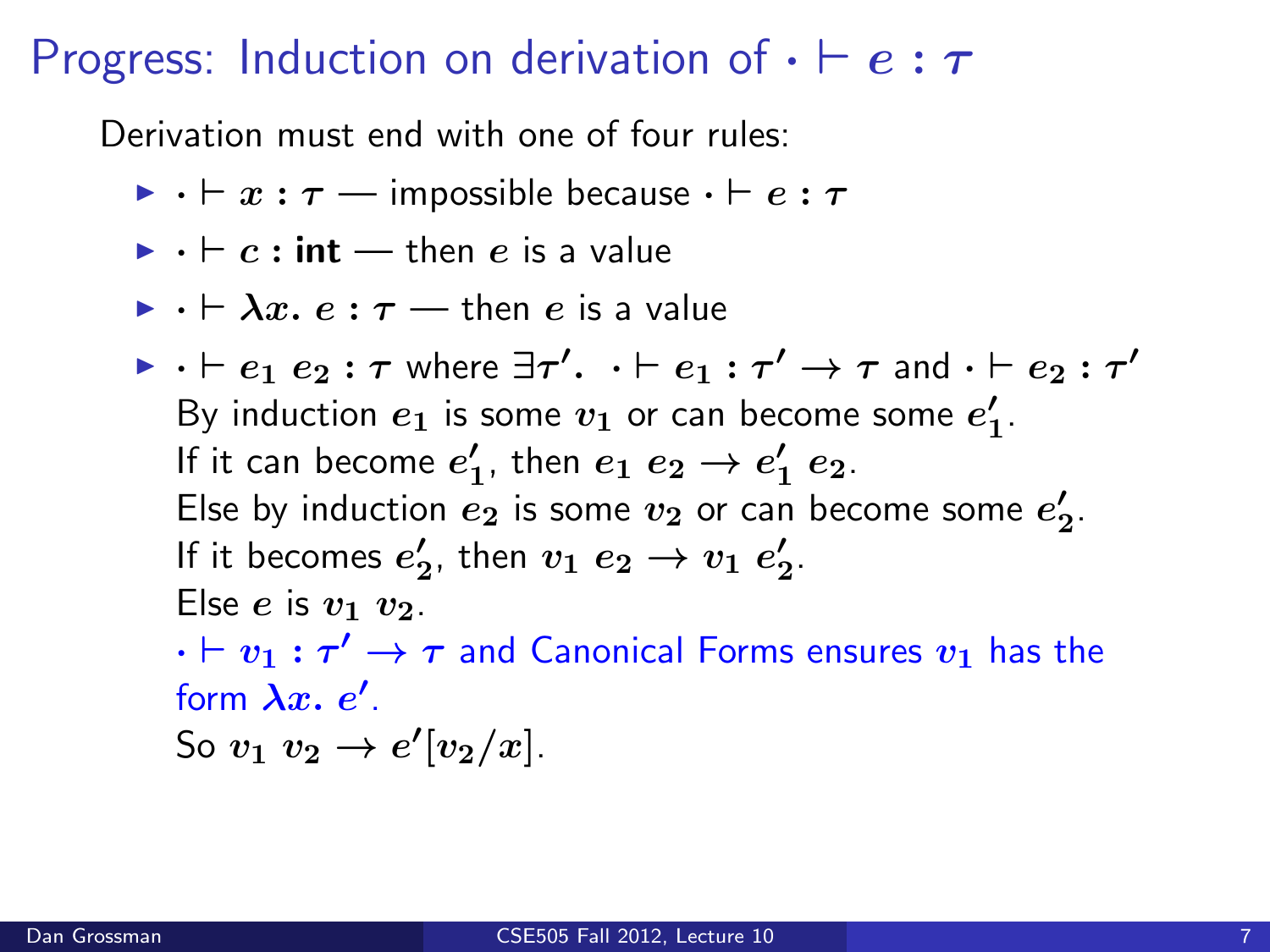# Progress: Induction on derivation of $\cdot \vdash e : \tau$

Derivation must end with one of four rules:

- $\cdot \vdash x : \tau$ — impossible because $\cdot \vdash e : \tau$
- $\cdot \vdash c : \textbf{int}$ — then $e$ is a value
- $\cdot \vdash \lambda x.\ e : \tau$ — then $e$ is a value
- $\cdot \vdash e_1\ e_2 : \tau$ where $\exists \tau'.\ \cdot \vdash e_1 : \tau' \to \tau$ and $\cdot \vdash e_2 : \tau'$

  By induction $e_1$ is some $v_1$ or can become some $e_1'$.

  If it can become $e_1'$, then $e_1\ e_2 \to e_1'\ e_2$.

  Else by induction $e_2$ is some $v_2$ or can become some $e_2'$.

  If it becomes $e_2'$, then $v_1\ e_2 \to v_1\ e_2'$.

  Else $e$ is $v_1\ v_2$.

  $\cdot \vdash v_1 : \tau' \to \tau$ and Canonical Forms ensures $v_1$ has the form $\lambda x.\ e'$.

  So $v_1\ v_2 \to e'[v_2/x]$.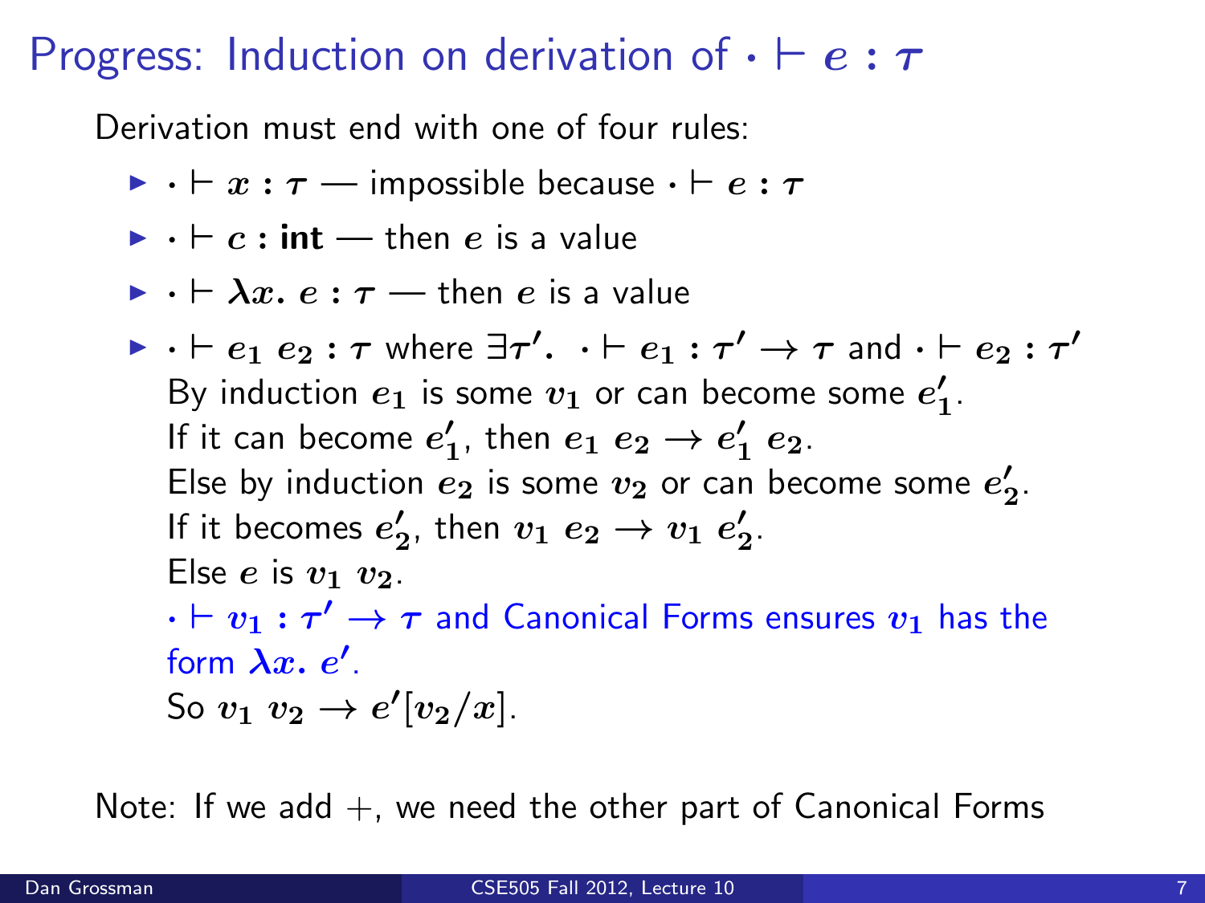# Progress: Induction on derivation of $\cdot \vdash e : \tau$

Derivation must end with one of four rules:

- $\cdot \vdash x : \tau$ — impossible because $\cdot \vdash e : \tau$
- $\cdot \vdash c : \textbf{int}$ — then $e$ is a value
- $\cdot \vdash \lambda x.\ e : \tau$ — then $e$ is a value
- $\cdot \vdash e_1\ e_2 : \tau$ where $\exists \tau'.\ \ \cdot \vdash e_1 : \tau' \to \tau$ and $\cdot \vdash e_2 : \tau'$
  By induction $e_1$ is some $v_1$ or can become some $e_1'$.
  If it can become $e_1'$, then $e_1\ e_2 \to e_1'\ e_2$.
  Else by induction $e_2$ is some $v_2$ or can become some $e_2'$.
  If it becomes $e_2'$, then $v_1\ e_2 \to v_1\ e_2'$.
  Else $e$ is $v_1\ v_2$.
  $\cdot \vdash v_1 : \tau' \to \tau$ and Canonical Forms ensures $v_1$ has the form $\lambda x.\ e'$.
  So $v_1\ v_2 \to e'[v_2/x]$.

Note: If we add $+$, we need the other part of Canonical Forms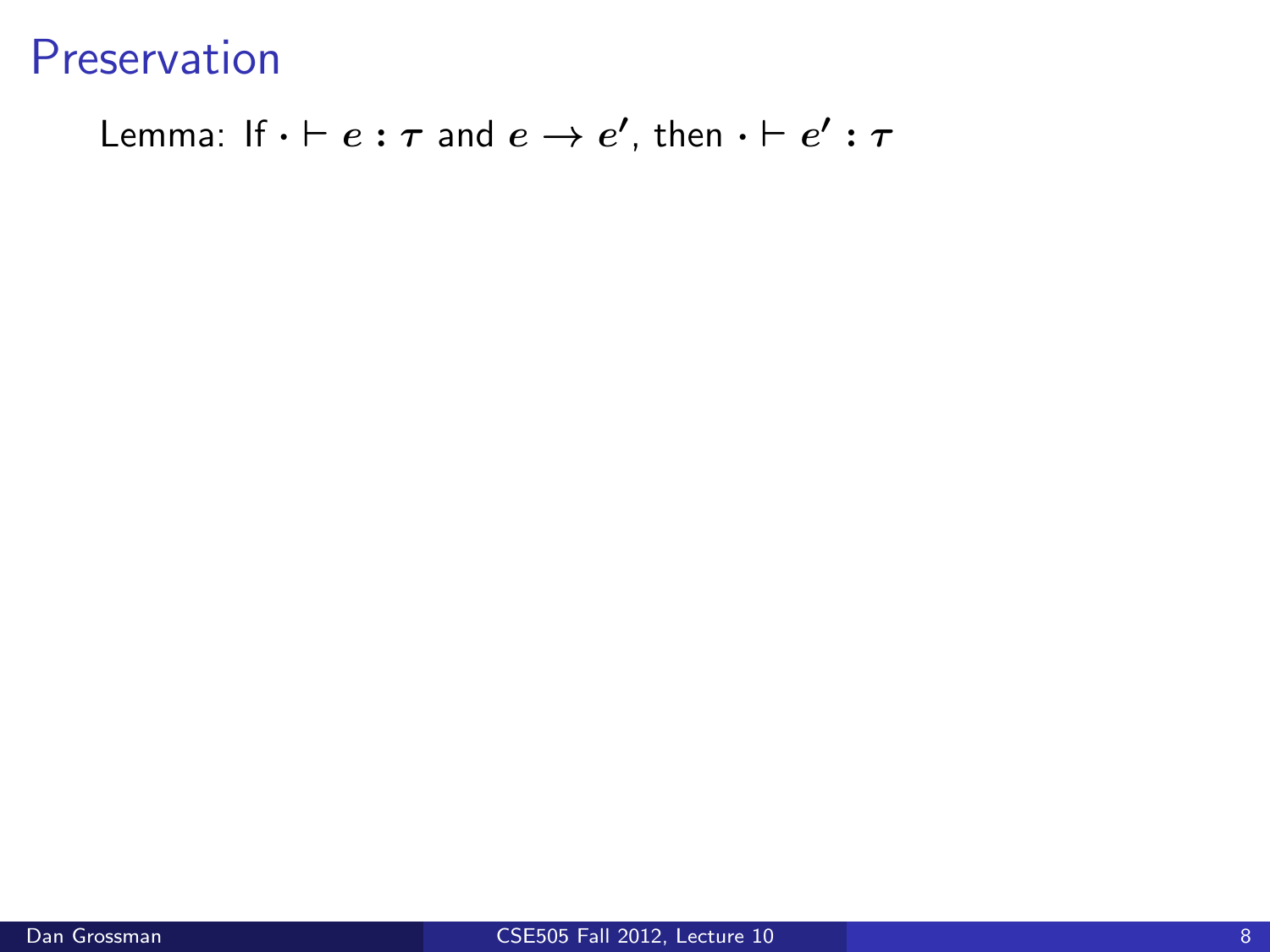# Preservation

Lemma: If $\cdot \vdash e : \tau$ and $e \rightarrow e'$, then $\cdot \vdash e' : \tau$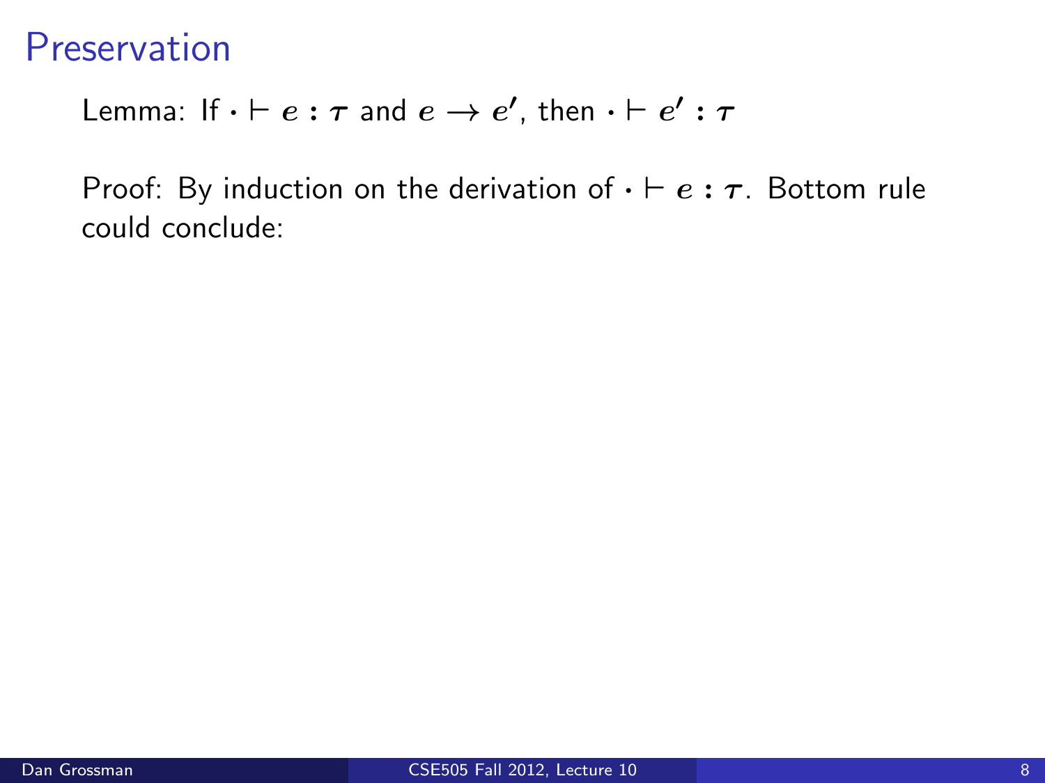# Preservation

Lemma: If $\cdot \vdash e : \tau$ and $e \rightarrow e'$, then $\cdot \vdash e' : \tau$

Proof: By induction on the derivation of $\cdot \vdash e : \tau$. Bottom rule could conclude: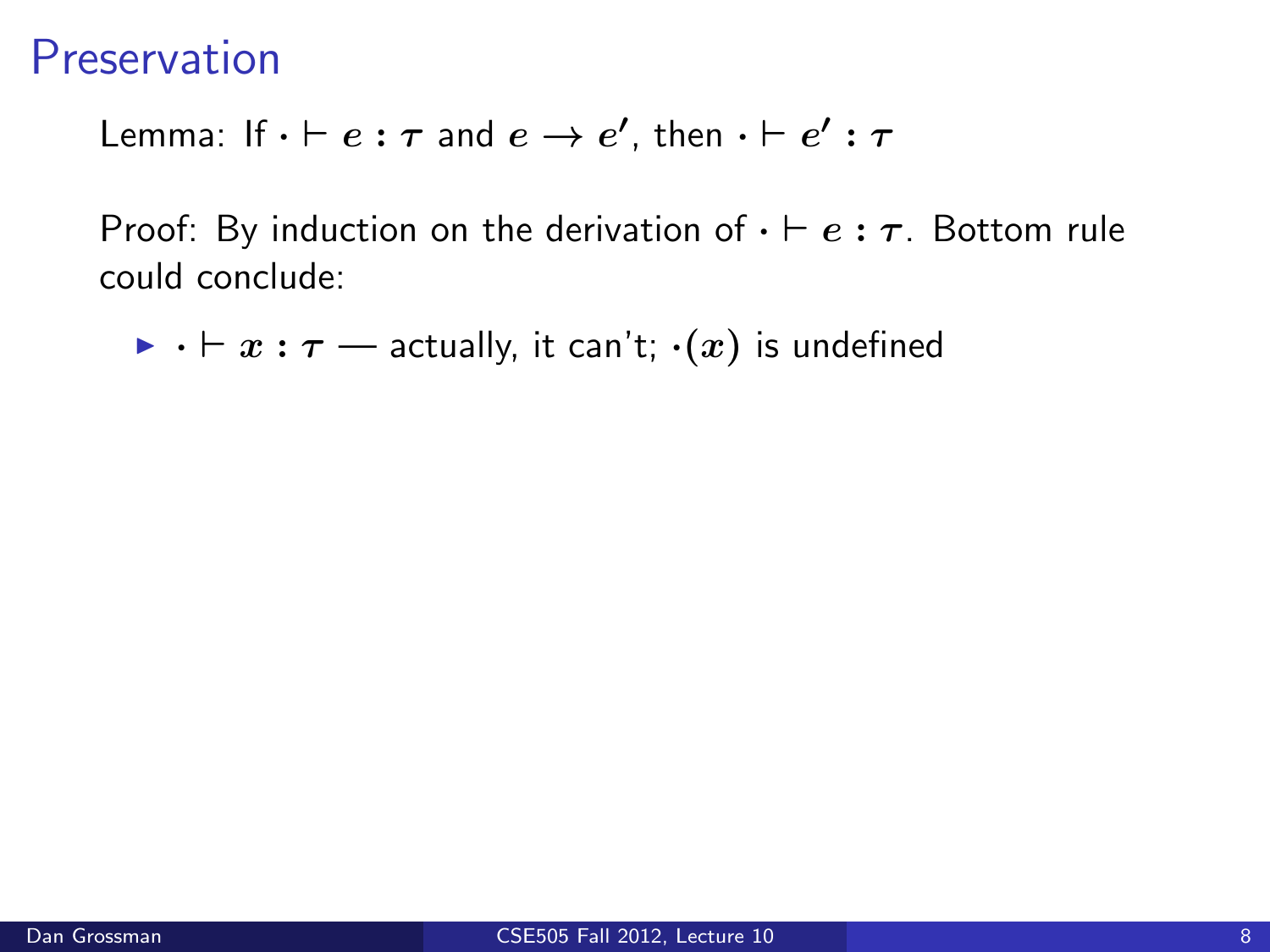# Preservation

Lemma: If $\cdot \vdash e : \tau$ and $e \rightarrow e'$, then $\cdot \vdash e' : \tau$

Proof: By induction on the derivation of $\cdot \vdash e : \tau$. Bottom rule could conclude:

- $\cdot \vdash x : \tau$ — actually, it can't; $\cdot(x)$ is undefined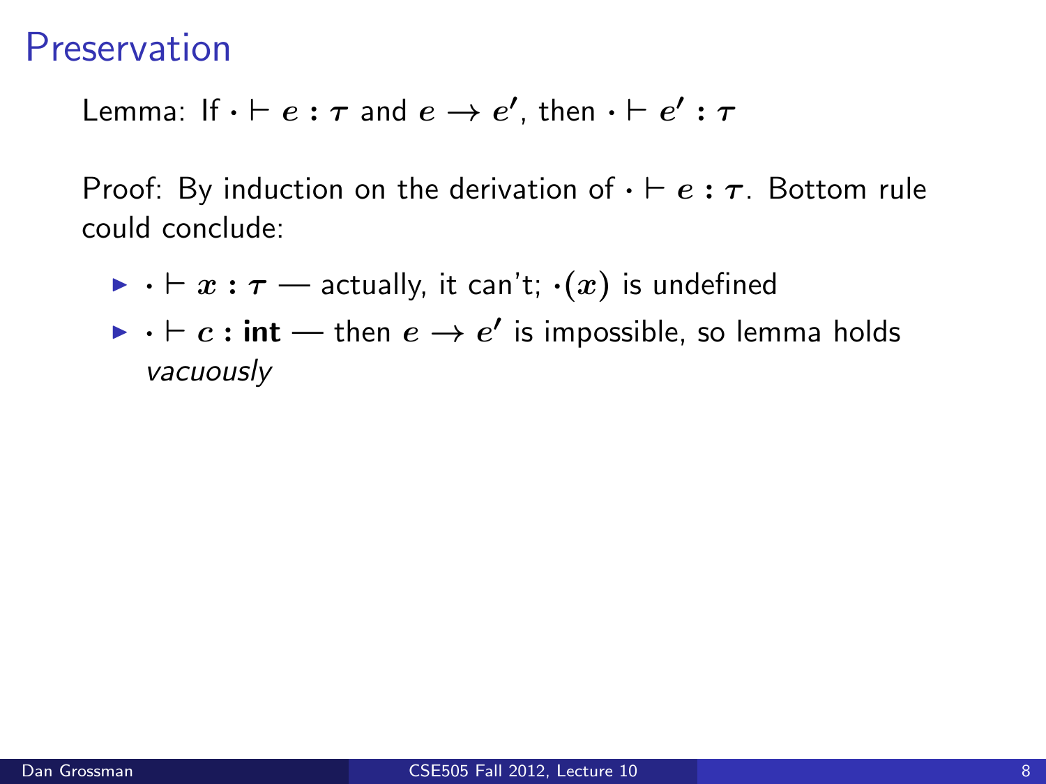# Preservation

Lemma: If $\cdot \vdash e : \tau$ and $e \rightarrow e'$, then $\cdot \vdash e' : \tau$

Proof: By induction on the derivation of $\cdot \vdash e : \tau$. Bottom rule could conclude:

- $\cdot \vdash x : \tau$ — actually, it can't; $\cdot(x)$ is undefined
- $\cdot \vdash c : \textbf{int}$ — then $e \rightarrow e'$ is impossible, so lemma holds *vacuously*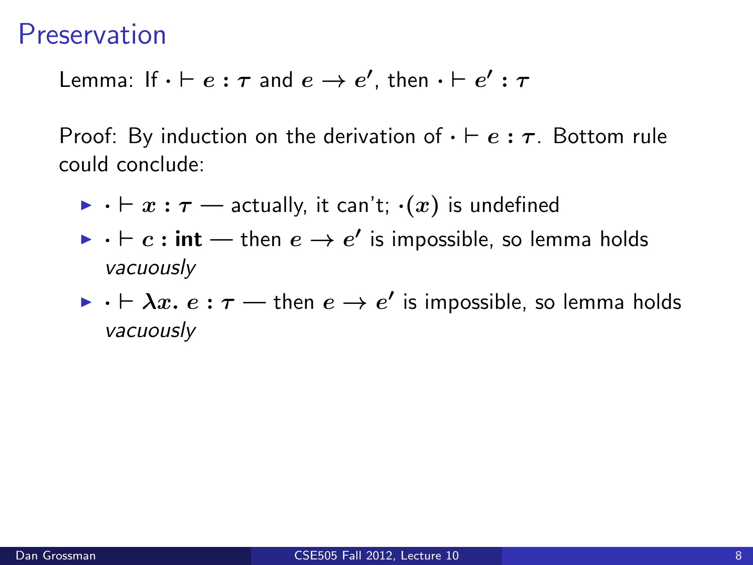# Preservation

Lemma: If $\cdot \vdash e : \tau$ and $e \to e'$, then $\cdot \vdash e' : \tau$

Proof: By induction on the derivation of $\cdot \vdash e : \tau$. Bottom rule could conclude:

- $\cdot \vdash x : \tau$ — actually, it can't; $\cdot(x)$ is undefined
- $\cdot \vdash c : \textbf{int}$ — then $e \to e'$ is impossible, so lemma holds *vacuously*
- $\cdot \vdash \lambda x.\ e : \tau$ — then $e \to e'$ is impossible, so lemma holds *vacuously*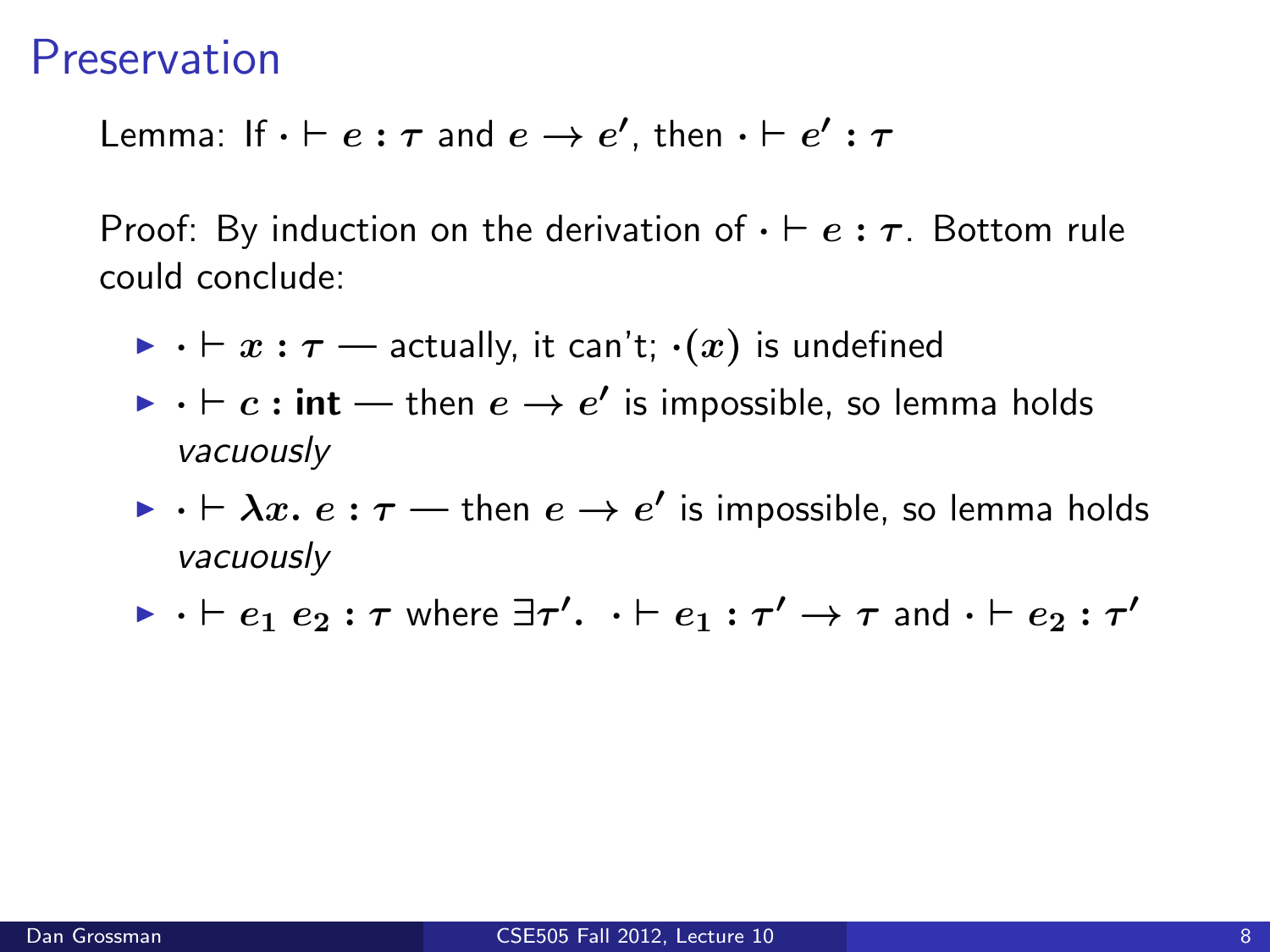# Preservation

Lemma: If $\cdot \vdash e : \tau$ and $e \to e'$, then $\cdot \vdash e' : \tau$

Proof: By induction on the derivation of $\cdot \vdash e : \tau$. Bottom rule could conclude:

- $\cdot \vdash x : \tau$ — actually, it can't; $\cdot(x)$ is undefined
- $\cdot \vdash c : \textbf{int}$ — then $e \to e'$ is impossible, so lemma holds *vacuously*
- $\cdot \vdash \lambda x.\ e : \tau$ — then $e \to e'$ is impossible, so lemma holds *vacuously*
- $\cdot \vdash e_1\ e_2 : \tau$ where $\exists \tau'.\ \ \cdot \vdash e_1 : \tau' \to \tau$ and $\cdot \vdash e_2 : \tau'$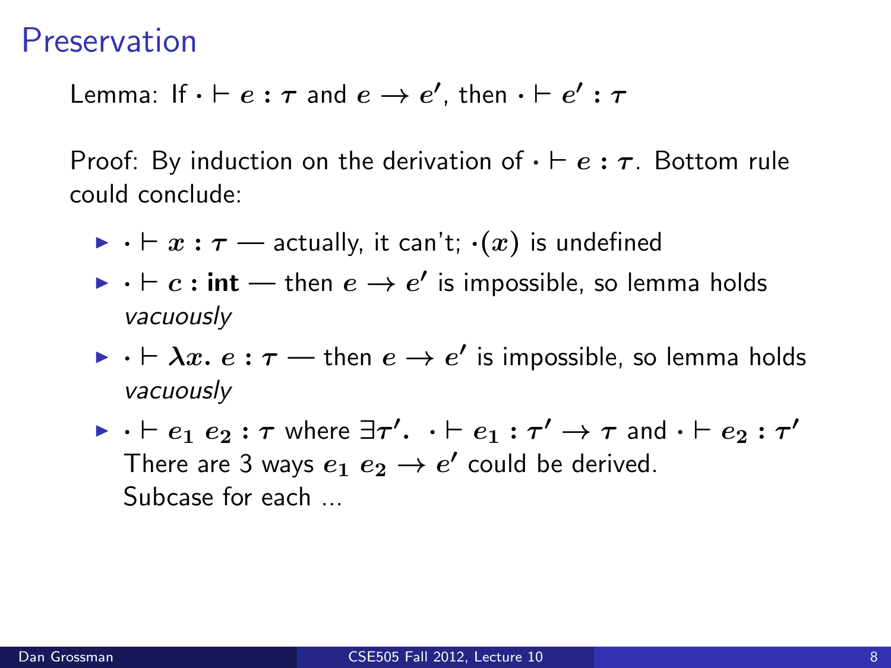# Preservation

Lemma: If $\cdot \vdash e : \tau$ and $e \rightarrow e'$, then $\cdot \vdash e' : \tau$

Proof: By induction on the derivation of $\cdot \vdash e : \tau$. Bottom rule could conclude:

- $\cdot \vdash x : \tau$ — actually, it can't; $\cdot(x)$ is undefined
- $\cdot \vdash c : \textbf{int}$ — then $e \rightarrow e'$ is impossible, so lemma holds *vacuously*
- $\cdot \vdash \lambda x.\ e : \tau$ — then $e \rightarrow e'$ is impossible, so lemma holds *vacuously*
- $\cdot \vdash e_1\ e_2 : \tau$ where $\exists \tau'.\ \ \cdot \vdash e_1 : \tau' \rightarrow \tau$ and $\cdot \vdash e_2 : \tau'$
  There are 3 ways $e_1\ e_2 \rightarrow e'$ could be derived.
  Subcase for each ...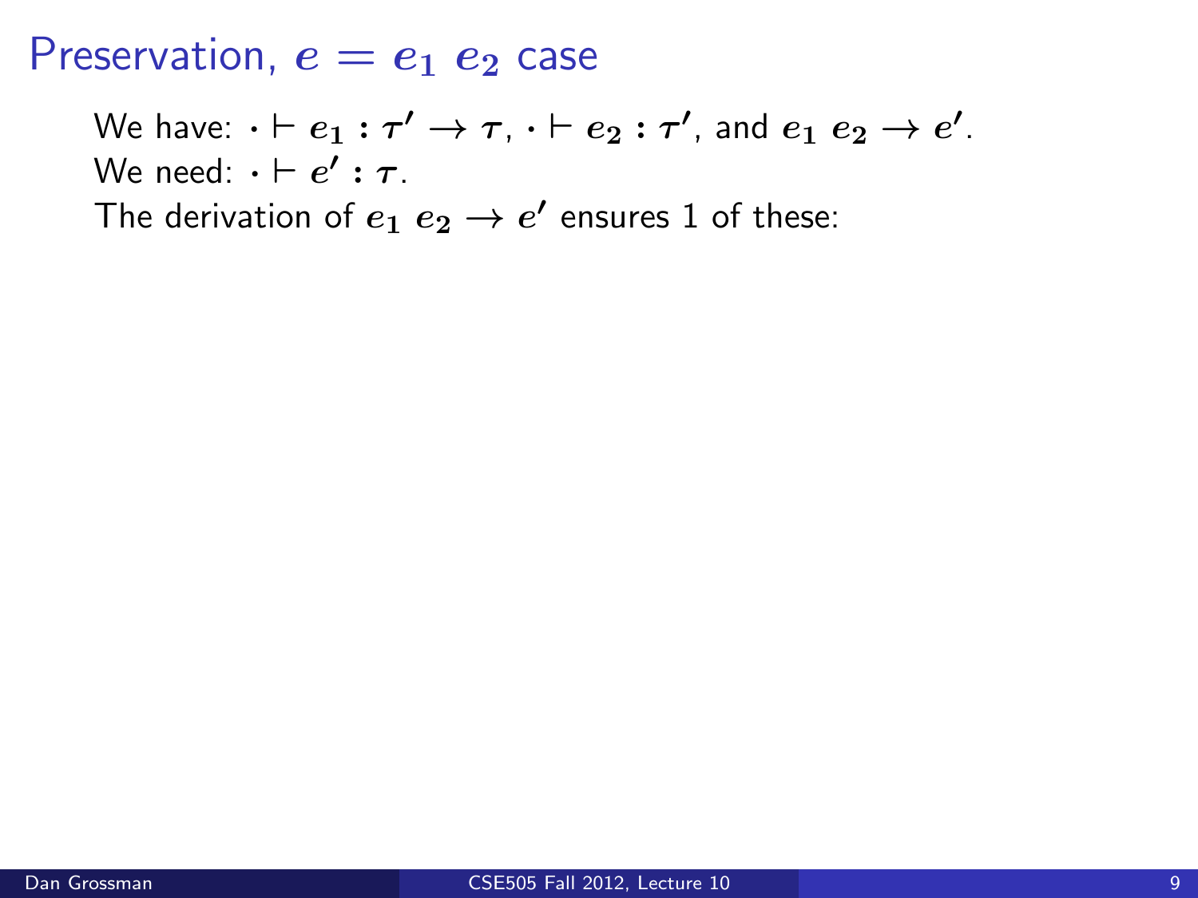# Preservation, $e = e_1\ e_2$ case

We have: $\cdot \vdash e_1 : \tau' \to \tau$, $\cdot \vdash e_2 : \tau'$, and $e_1\ e_2 \to e'$.
We need: $\cdot \vdash e' : \tau$.
The derivation of $e_1\ e_2 \to e'$ ensures 1 of these: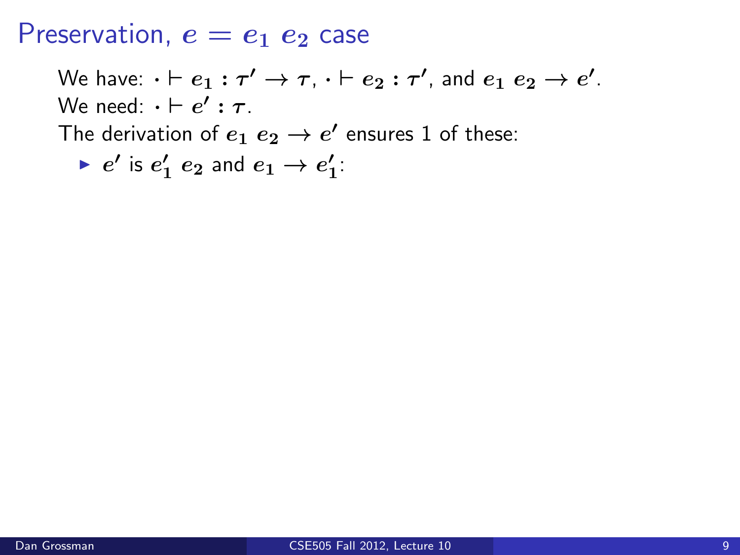# Preservation, $e = e_1\ e_2$ case

We have: $\cdot \vdash e_1 : \tau' \rightarrow \tau$, $\cdot \vdash e_2 : \tau'$, and $e_1\ e_2 \rightarrow e'$.
We need: $\cdot \vdash e' : \tau$.
The derivation of $e_1\ e_2 \rightarrow e'$ ensures 1 of these:

- $e'$ is $e_1'\ e_2$ and $e_1 \rightarrow e_1'$: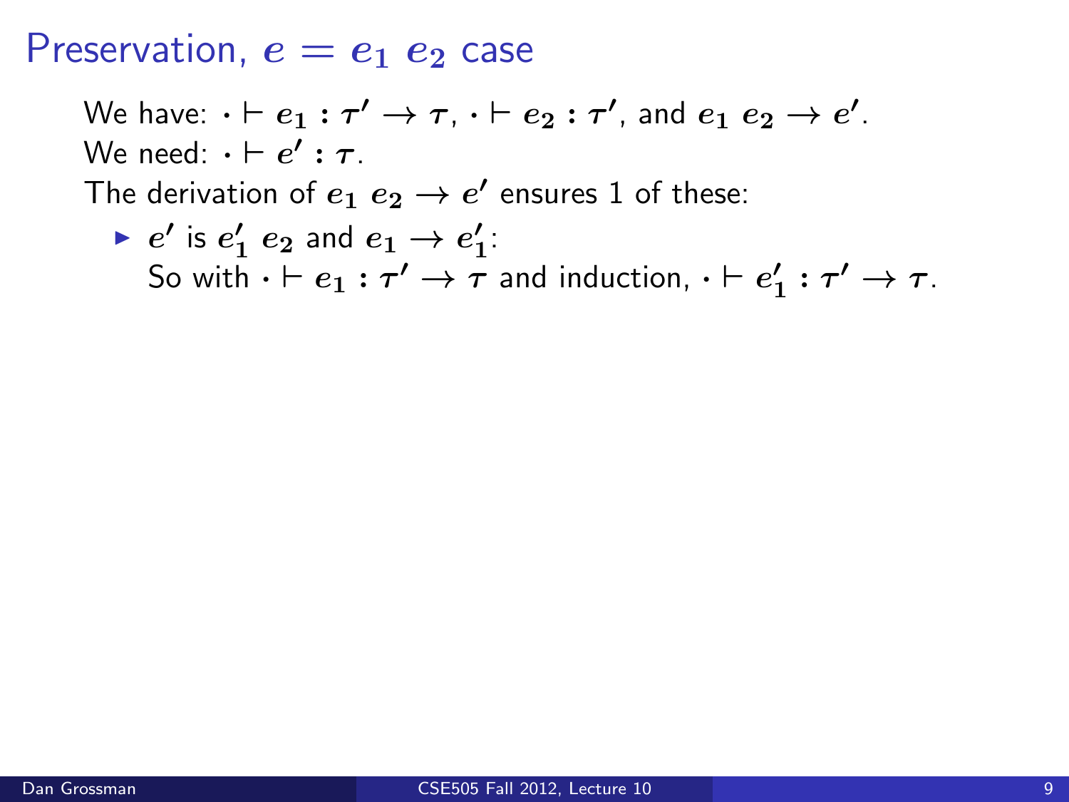# Preservation, $e = e_1\ e_2$ case

We have: $\cdot \vdash e_1 : \tau' \to \tau$, $\cdot \vdash e_2 : \tau'$, and $e_1\ e_2 \to e'$.
We need: $\cdot \vdash e' : \tau$.
The derivation of $e_1\ e_2 \to e'$ ensures 1 of these:

- $e'$ is $e_1'\ e_2$ and $e_1 \to e_1'$:
  So with $\cdot \vdash e_1 : \tau' \to \tau$ and induction, $\cdot \vdash e_1' : \tau' \to \tau$.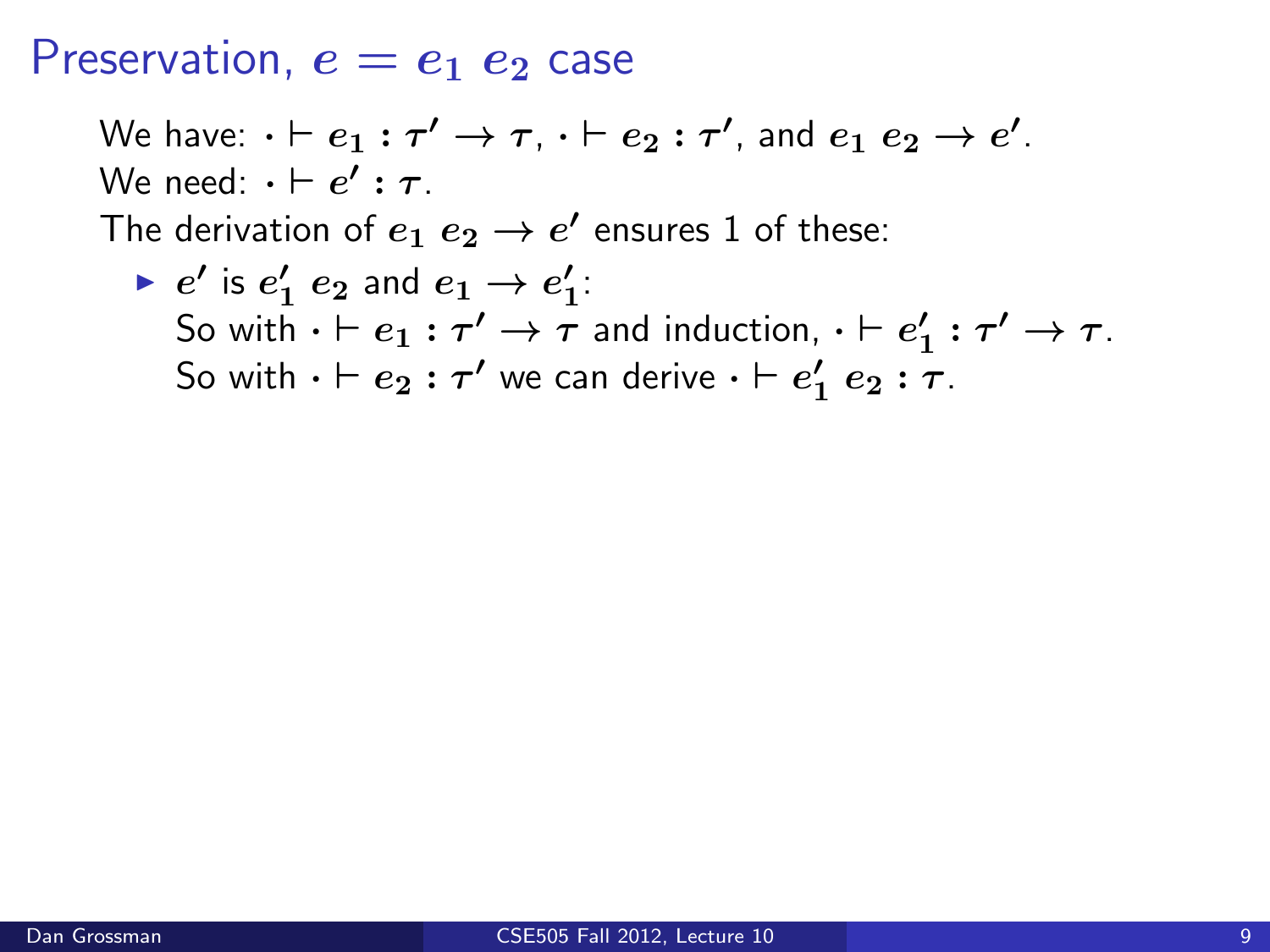# Preservation, $e = e_1\ e_2$ case

We have: $\cdot \vdash e_1 : \tau' \to \tau$, $\cdot \vdash e_2 : \tau'$, and $e_1\ e_2 \to e'$.
We need: $\cdot \vdash e' : \tau$.
The derivation of $e_1\ e_2 \to e'$ ensures 1 of these:

- $e'$ is $e_1'\ e_2$ and $e_1 \to e_1'$:
  So with $\cdot \vdash e_1 : \tau' \to \tau$ and induction, $\cdot \vdash e_1' : \tau' \to \tau$.
  So with $\cdot \vdash e_2 : \tau'$ we can derive $\cdot \vdash e_1'\ e_2 : \tau$.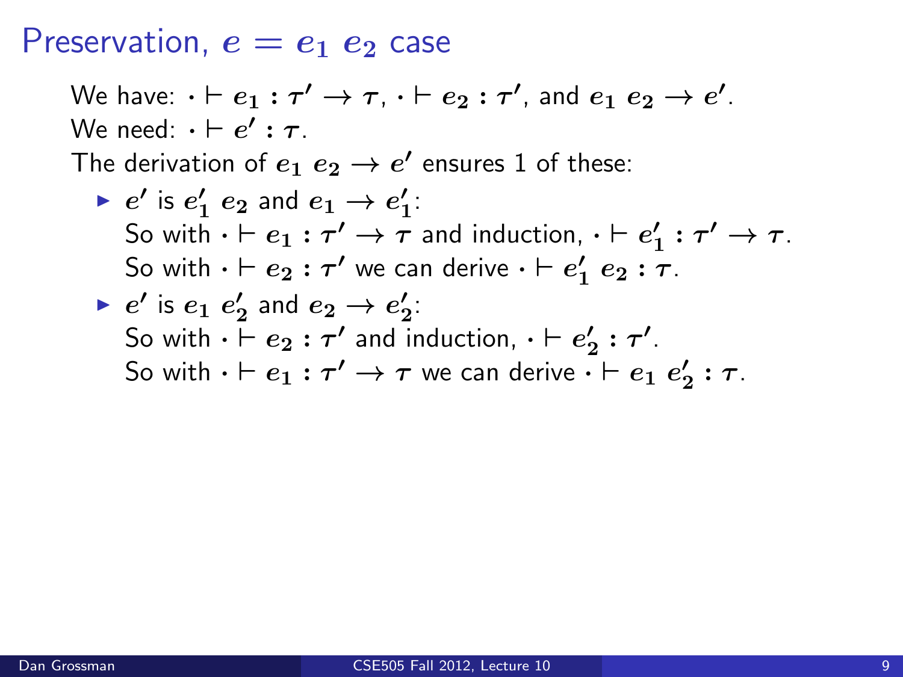# Preservation, $e = e_1\ e_2$ case

We have: $\cdot \vdash e_1 : \tau' \to \tau$, $\cdot \vdash e_2 : \tau'$, and $e_1\ e_2 \to e'$.
We need: $\cdot \vdash e' : \tau$.
The derivation of $e_1\ e_2 \to e'$ ensures 1 of these:

- $e'$ is $e_1'\ e_2$ and $e_1 \to e_1'$:
  So with $\cdot \vdash e_1 : \tau' \to \tau$ and induction, $\cdot \vdash e_1' : \tau' \to \tau$.
  So with $\cdot \vdash e_2 : \tau'$ we can derive $\cdot \vdash e_1'\ e_2 : \tau$.
- $e'$ is $e_1\ e_2'$ and $e_2 \to e_2'$:
  So with $\cdot \vdash e_2 : \tau'$ and induction, $\cdot \vdash e_2' : \tau'$.
  So with $\cdot \vdash e_1 : \tau' \to \tau$ we can derive $\cdot \vdash e_1\ e_2' : \tau$.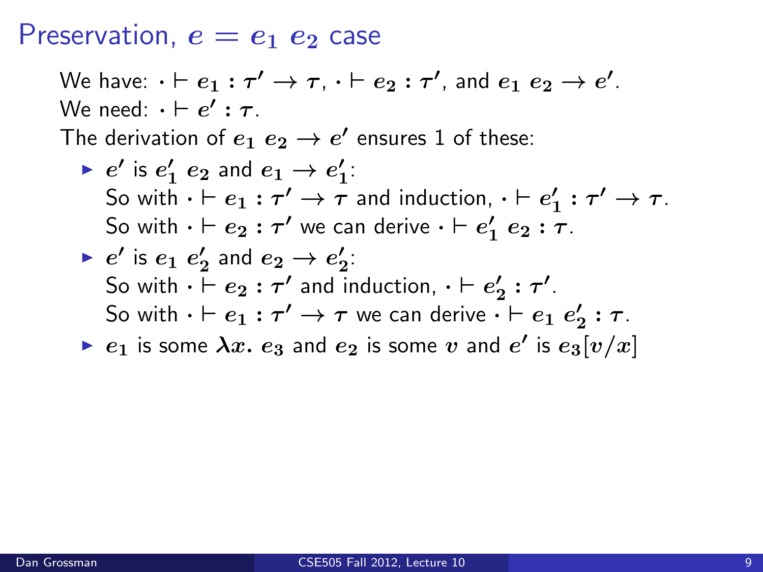# Preservation, $e = e_1\ e_2$ case

We have: $\cdot \vdash e_1 : \tau' \to \tau$, $\cdot \vdash e_2 : \tau'$, and $e_1\ e_2 \to e'$.
We need: $\cdot \vdash e' : \tau$.
The derivation of $e_1\ e_2 \to e'$ ensures 1 of these:

- $e'$ is $e_1'\ e_2$ and $e_1 \to e_1'$:
  So with $\cdot \vdash e_1 : \tau' \to \tau$ and induction, $\cdot \vdash e_1' : \tau' \to \tau$.
  So with $\cdot \vdash e_2 : \tau'$ we can derive $\cdot \vdash e_1'\ e_2 : \tau$.
- $e'$ is $e_1\ e_2'$ and $e_2 \to e_2'$:
  So with $\cdot \vdash e_2 : \tau'$ and induction, $\cdot \vdash e_2' : \tau'$.
  So with $\cdot \vdash e_1 : \tau' \to \tau$ we can derive $\cdot \vdash e_1\ e_2' : \tau$.
- $e_1$ is some $\lambda x.\ e_3$ and $e_2$ is some $v$ and $e'$ is $e_3[v/x]$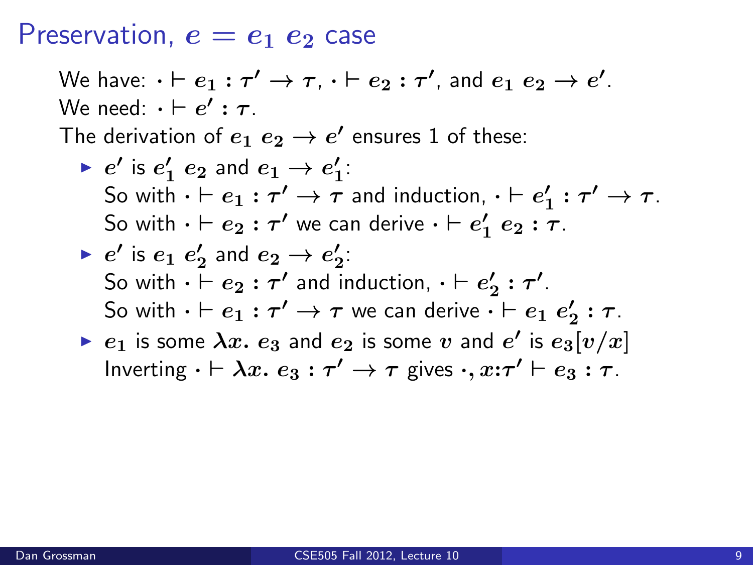# Preservation, $e = e_1\ e_2$ case

We have: $\cdot \vdash e_1 : \tau' \to \tau$, $\cdot \vdash e_2 : \tau'$, and $e_1\ e_2 \to e'$.
We need: $\cdot \vdash e' : \tau$.
The derivation of $e_1\ e_2 \to e'$ ensures 1 of these:

- $e'$ is $e_1'\ e_2$ and $e_1 \to e_1'$:
  So with $\cdot \vdash e_1 : \tau' \to \tau$ and induction, $\cdot \vdash e_1' : \tau' \to \tau$.
  So with $\cdot \vdash e_2 : \tau'$ we can derive $\cdot \vdash e_1'\ e_2 : \tau$.
- $e'$ is $e_1\ e_2'$ and $e_2 \to e_2'$:
  So with $\cdot \vdash e_2 : \tau'$ and induction, $\cdot \vdash e_2' : \tau'$.
  So with $\cdot \vdash e_1 : \tau' \to \tau$ we can derive $\cdot \vdash e_1\ e_2' : \tau$.
- $e_1$ is some $\lambda x.\ e_3$ and $e_2$ is some $v$ and $e'$ is $e_3[v/x]$
  Inverting $\cdot \vdash \lambda x.\ e_3 : \tau' \to \tau$ gives $\cdot, x{:}\tau' \vdash e_3 : \tau$.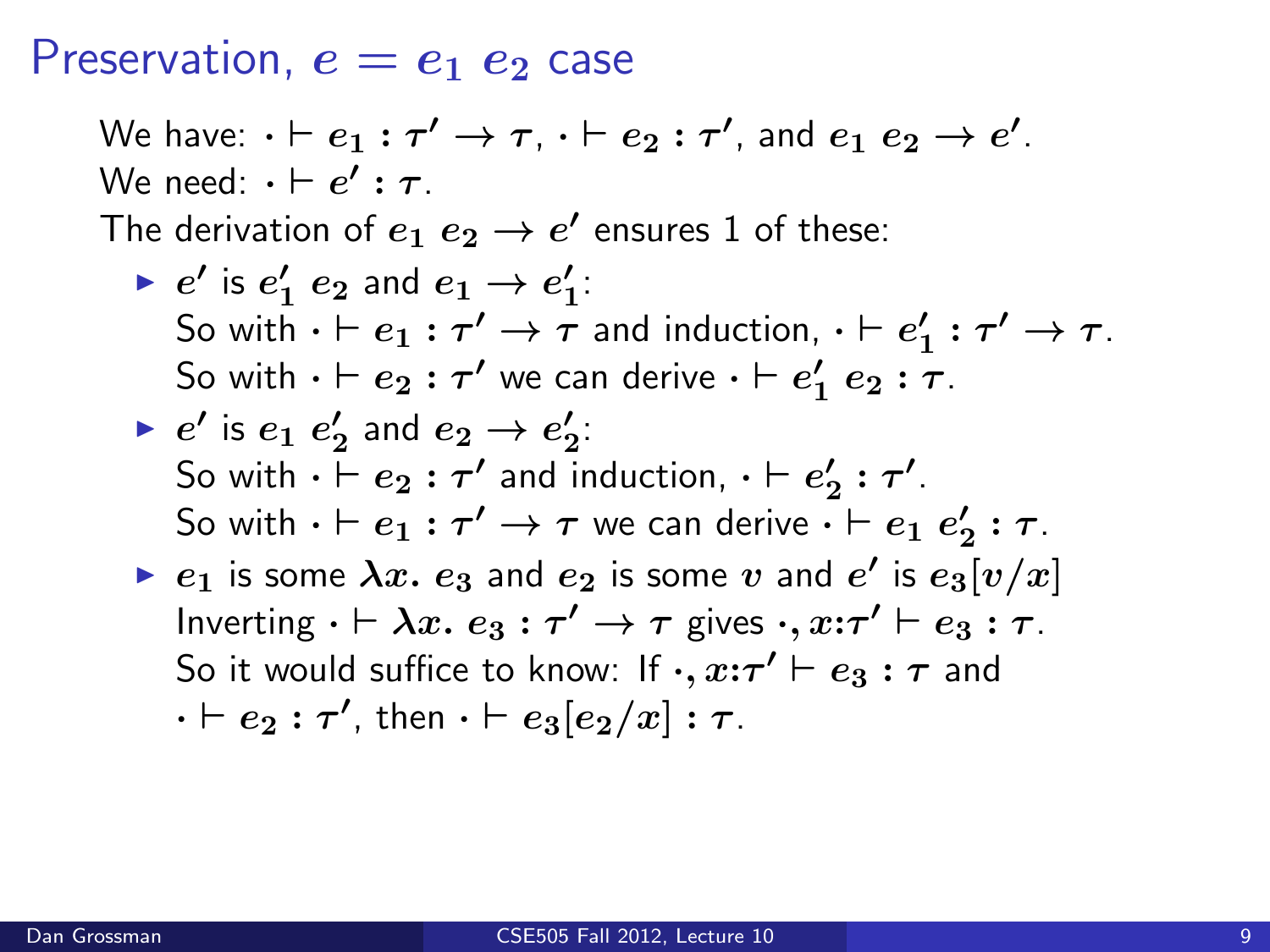# Preservation, $e = e_1\ e_2$ case

We have: $\cdot \vdash e_1 : \tau' \rightarrow \tau$, $\cdot \vdash e_2 : \tau'$, and $e_1\ e_2 \rightarrow e'$.
We need: $\cdot \vdash e' : \tau$.
The derivation of $e_1\ e_2 \rightarrow e'$ ensures 1 of these:

- $e'$ is $e_1'\ e_2$ and $e_1 \rightarrow e_1'$:
  So with $\cdot \vdash e_1 : \tau' \rightarrow \tau$ and induction, $\cdot \vdash e_1' : \tau' \rightarrow \tau$.
  So with $\cdot \vdash e_2 : \tau'$ we can derive $\cdot \vdash e_1'\ e_2 : \tau$.
- $e'$ is $e_1\ e_2'$ and $e_2 \rightarrow e_2'$:
  So with $\cdot \vdash e_2 : \tau'$ and induction, $\cdot \vdash e_2' : \tau'$.
  So with $\cdot \vdash e_1 : \tau' \rightarrow \tau$ we can derive $\cdot \vdash e_1\ e_2' : \tau$.
- $e_1$ is some $\lambda x.\ e_3$ and $e_2$ is some $v$ and $e'$ is $e_3[v/x]$
  Inverting $\cdot \vdash \lambda x.\ e_3 : \tau' \rightarrow \tau$ gives $\cdot, x{:}\tau' \vdash e_3 : \tau$.
  So it would suffice to know: If $\cdot, x{:}\tau' \vdash e_3 : \tau$ and $\cdot \vdash e_2 : \tau'$, then $\cdot \vdash e_3[e_2/x] : \tau$.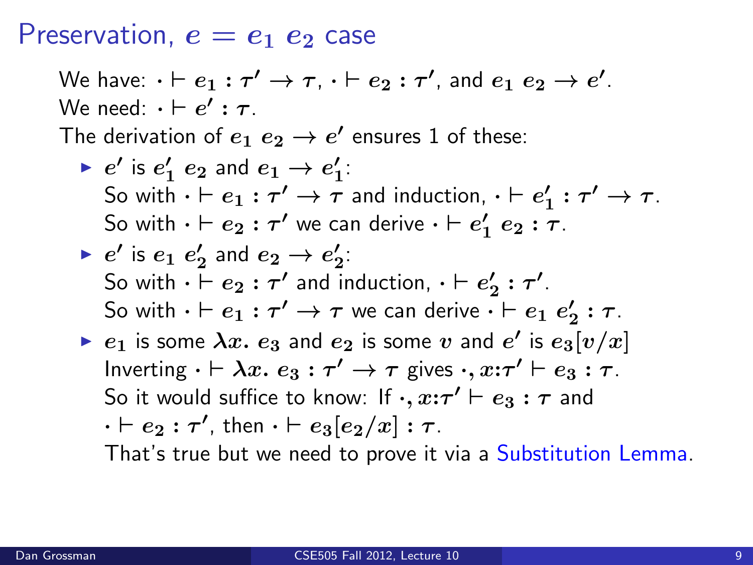## Preservation, $e = e_1\ e_2$ case

We have: $\cdot \vdash e_1 : \tau' \to \tau$, $\cdot \vdash e_2 : \tau'$, and $e_1\ e_2 \to e'$.
We need: $\cdot \vdash e' : \tau$.
The derivation of $e_1\ e_2 \to e'$ ensures 1 of these:

- $e'$ is $e_1'\ e_2$ and $e_1 \to e_1'$:
  So with $\cdot \vdash e_1 : \tau' \to \tau$ and induction, $\cdot \vdash e_1' : \tau' \to \tau$.
  So with $\cdot \vdash e_2 : \tau'$ we can derive $\cdot \vdash e_1'\ e_2 : \tau$.
- $e'$ is $e_1\ e_2'$ and $e_2 \to e_2'$:
  So with $\cdot \vdash e_2 : \tau'$ and induction, $\cdot \vdash e_2' : \tau'$.
  So with $\cdot \vdash e_1 : \tau' \to \tau$ we can derive $\cdot \vdash e_1\ e_2' : \tau$.
- $e_1$ is some $\lambda x.\ e_3$ and $e_2$ is some $v$ and $e'$ is $e_3[v/x]$
  Inverting $\cdot \vdash \lambda x.\ e_3 : \tau' \to \tau$ gives $\cdot, x{:}\tau' \vdash e_3 : \tau$.
  So it would suffice to know: If $\cdot, x{:}\tau' \vdash e_3 : \tau$ and $\cdot \vdash e_2 : \tau'$, then $\cdot \vdash e_3[e_2/x] : \tau$.
  That's true but we need to prove it via a Substitution Lemma.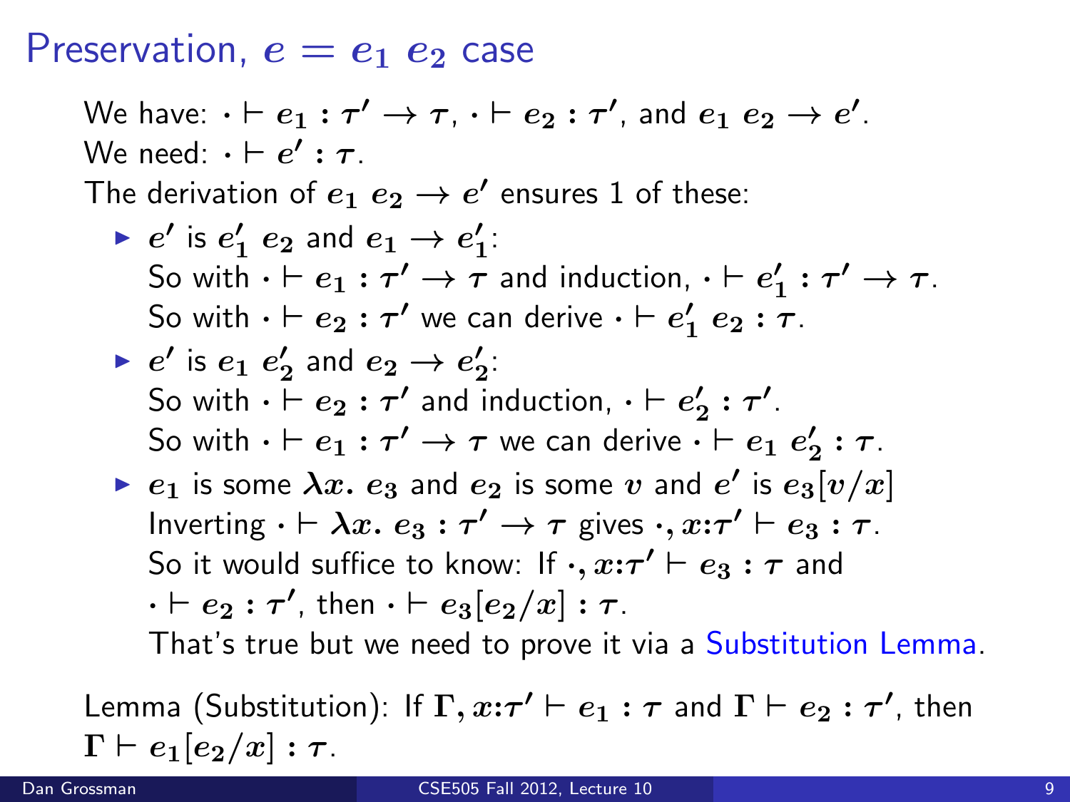# Preservation, $e = e_1\ e_2$ case

We have: $\cdot \vdash e_1 : \tau' \to \tau$, $\cdot \vdash e_2 : \tau'$, and $e_1\ e_2 \to e'$.
We need: $\cdot \vdash e' : \tau$.
The derivation of $e_1\ e_2 \to e'$ ensures 1 of these:

- $e'$ is $e_1'\ e_2$ and $e_1 \to e_1'$:
  So with $\cdot \vdash e_1 : \tau' \to \tau$ and induction, $\cdot \vdash e_1' : \tau' \to \tau$.
  So with $\cdot \vdash e_2 : \tau'$ we can derive $\cdot \vdash e_1'\ e_2 : \tau$.
- $e'$ is $e_1\ e_2'$ and $e_2 \to e_2'$:
  So with $\cdot \vdash e_2 : \tau'$ and induction, $\cdot \vdash e_2' : \tau'$.
  So with $\cdot \vdash e_1 : \tau' \to \tau$ we can derive $\cdot \vdash e_1\ e_2' : \tau$.
- $e_1$ is some $\lambda x.\ e_3$ and $e_2$ is some $v$ and $e'$ is $e_3[v/x]$
  Inverting $\cdot \vdash \lambda x.\ e_3 : \tau' \to \tau$ gives $\cdot, x{:}\tau' \vdash e_3 : \tau$.
  So it would suffice to know: If $\cdot, x{:}\tau' \vdash e_3 : \tau$ and $\cdot \vdash e_2 : \tau'$, then $\cdot \vdash e_3[e_2/x] : \tau$.
  That's true but we need to prove it via a Substitution Lemma.

Lemma (Substitution): If $\Gamma, x{:}\tau' \vdash e_1 : \tau$ and $\Gamma \vdash e_2 : \tau'$, then $\Gamma \vdash e_1[e_2/x] : \tau$.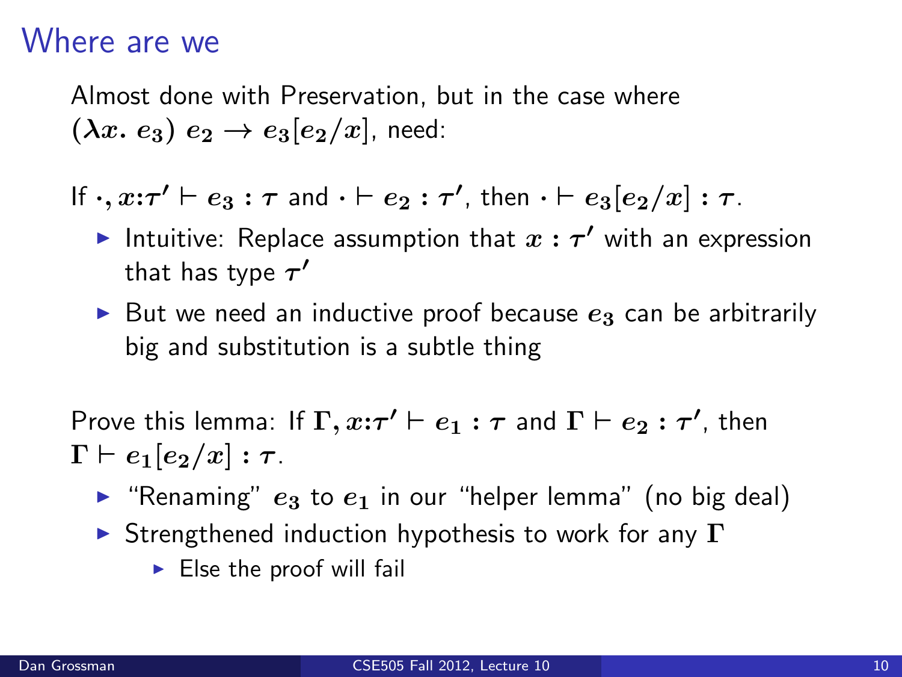# Where are we

Almost done with Preservation, but in the case where $(\lambda x.\ e_3)\ e_2 \rightarrow e_3[e_2/x]$, need:

If $\cdot, x{:}\tau' \vdash e_3 : \tau$ and $\cdot \vdash e_2 : \tau'$, then $\cdot \vdash e_3[e_2/x] : \tau$.

- Intuitive: Replace assumption that $x : \tau'$ with an expression that has type $\tau'$
- But we need an inductive proof because $e_3$ can be arbitrarily big and substitution is a subtle thing

Prove this lemma: If $\Gamma, x{:}\tau' \vdash e_1 : \tau$ and $\Gamma \vdash e_2 : \tau'$, then $\Gamma \vdash e_1[e_2/x] : \tau$.

- "Renaming" $e_3$ to $e_1$ in our "helper lemma" (no big deal)
- Strengthened induction hypothesis to work for any $\Gamma$
  - Else the proof will fail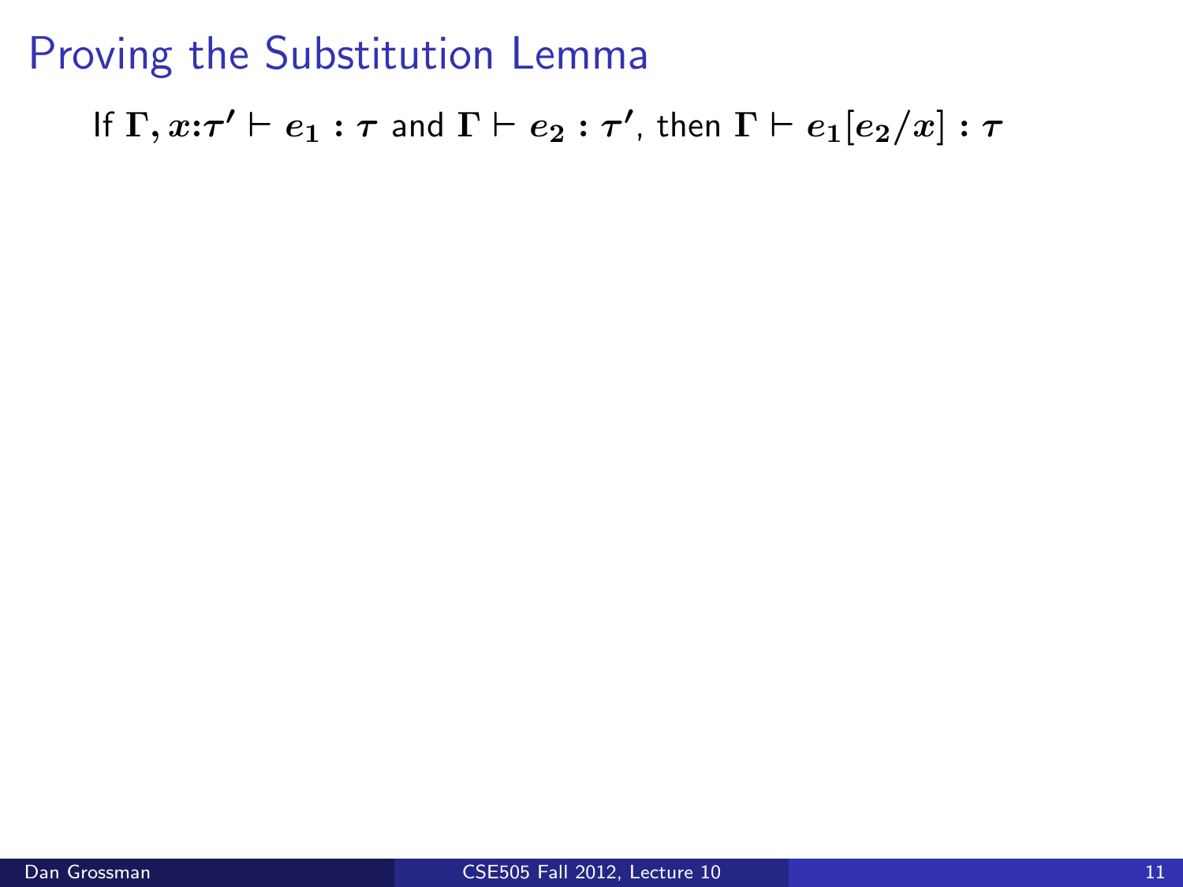# Proving the Substitution Lemma

If $\Gamma, x{:}\tau' \vdash e_1 : \tau$ and $\Gamma \vdash e_2 : \tau'$, then $\Gamma \vdash e_1[e_2/x] : \tau$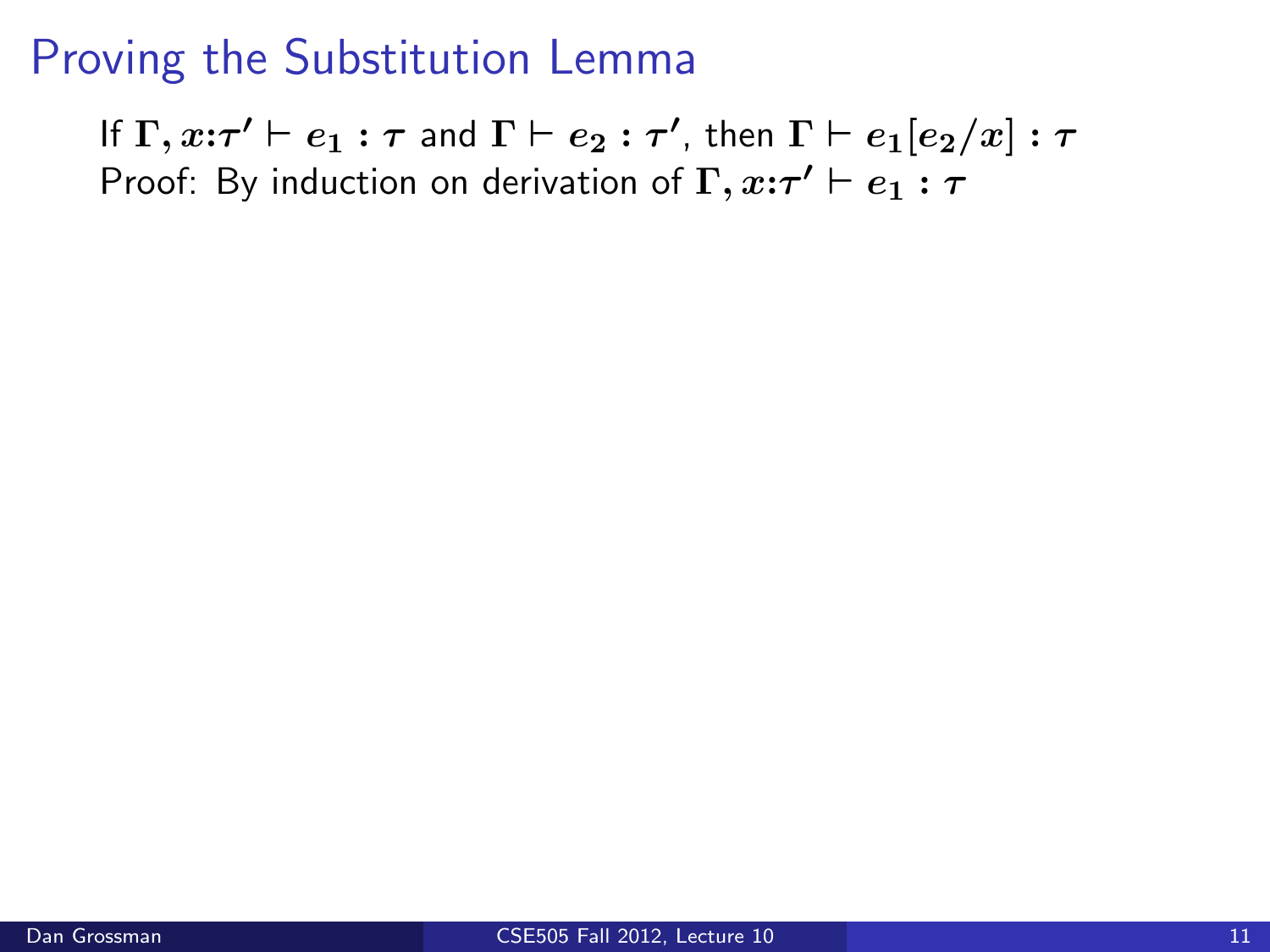# Proving the Substitution Lemma

If $\Gamma, x{:}\tau' \vdash e_1 : \tau$ and $\Gamma \vdash e_2 : \tau'$, then $\Gamma \vdash e_1[e_2/x] : \tau$

Proof: By induction on derivation of $\Gamma, x{:}\tau' \vdash e_1 : \tau$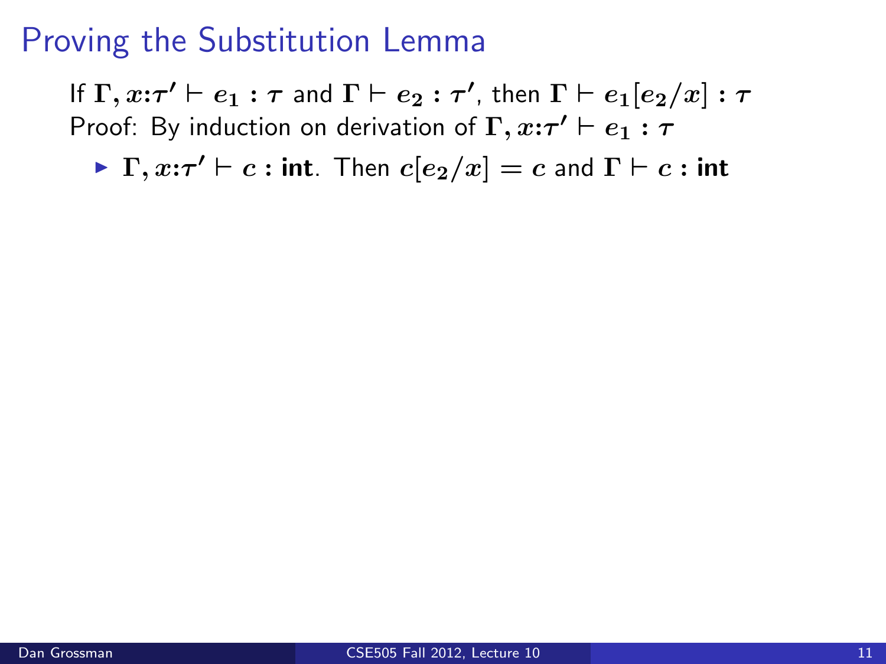# Proving the Substitution Lemma

If $\Gamma, x{:}\tau' \vdash e_1 : \tau$ and $\Gamma \vdash e_2 : \tau'$, then $\Gamma \vdash e_1[e_2/x] : \tau$

Proof: By induction on derivation of $\Gamma, x{:}\tau' \vdash e_1 : \tau$

- $\Gamma, x{:}\tau' \vdash c : \textbf{int}$. Then $c[e_2/x] = c$ and $\Gamma \vdash c : \textbf{int}$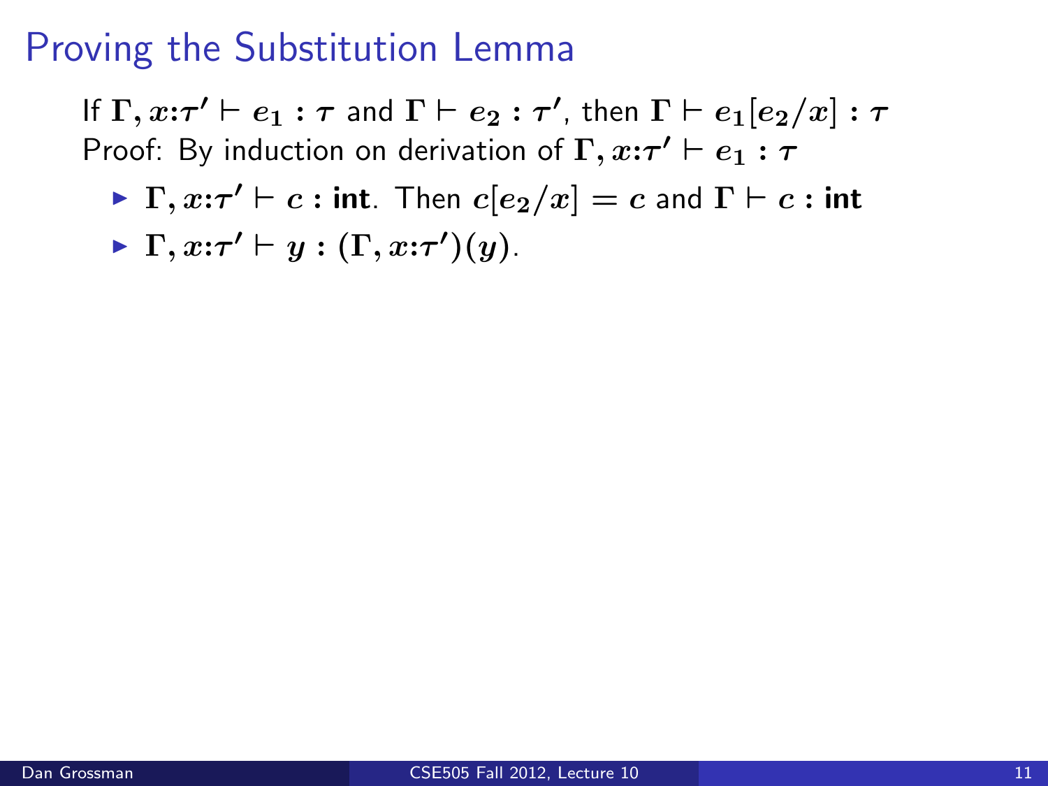# Proving the Substitution Lemma

If $\Gamma, x{:}\tau' \vdash e_1 : \tau$ and $\Gamma \vdash e_2 : \tau'$, then $\Gamma \vdash e_1[e_2/x] : \tau$

Proof: By induction on derivation of $\Gamma, x{:}\tau' \vdash e_1 : \tau$

- $\Gamma, x{:}\tau' \vdash c : \textbf{int}$. Then $c[e_2/x] = c$ and $\Gamma \vdash c : \textbf{int}$
- $\Gamma, x{:}\tau' \vdash y : (\Gamma, x{:}\tau')(y)$.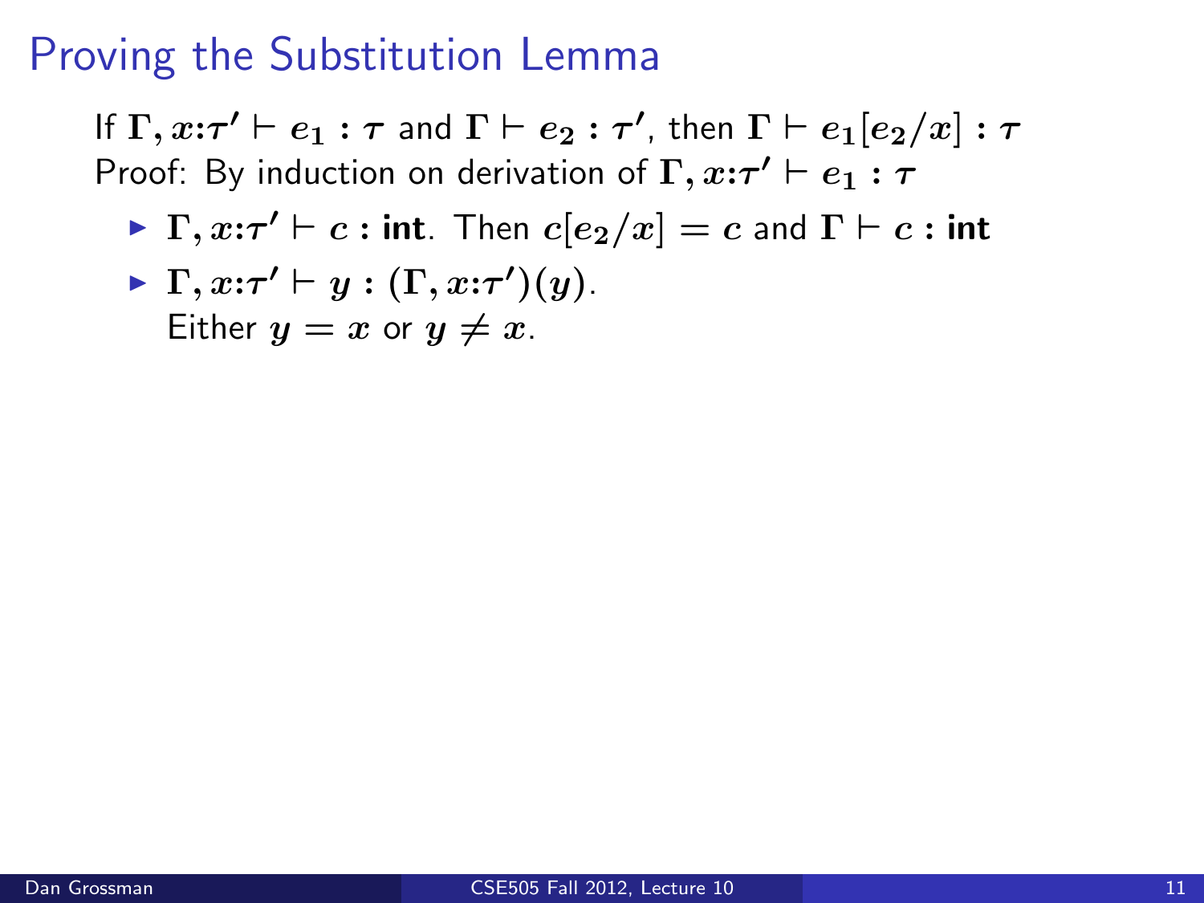# Proving the Substitution Lemma

If $\Gamma, x{:}\tau' \vdash e_1 : \tau$ and $\Gamma \vdash e_2 : \tau'$, then $\Gamma \vdash e_1[e_2/x] : \tau$

Proof: By induction on derivation of $\Gamma, x{:}\tau' \vdash e_1 : \tau$

- $\Gamma, x{:}\tau' \vdash c : \textbf{int}$. Then $c[e_2/x] = c$ and $\Gamma \vdash c : \textbf{int}$
- $\Gamma, x{:}\tau' \vdash y : (\Gamma, x{:}\tau')(y)$.
  Either $y = x$ or $y \neq x$.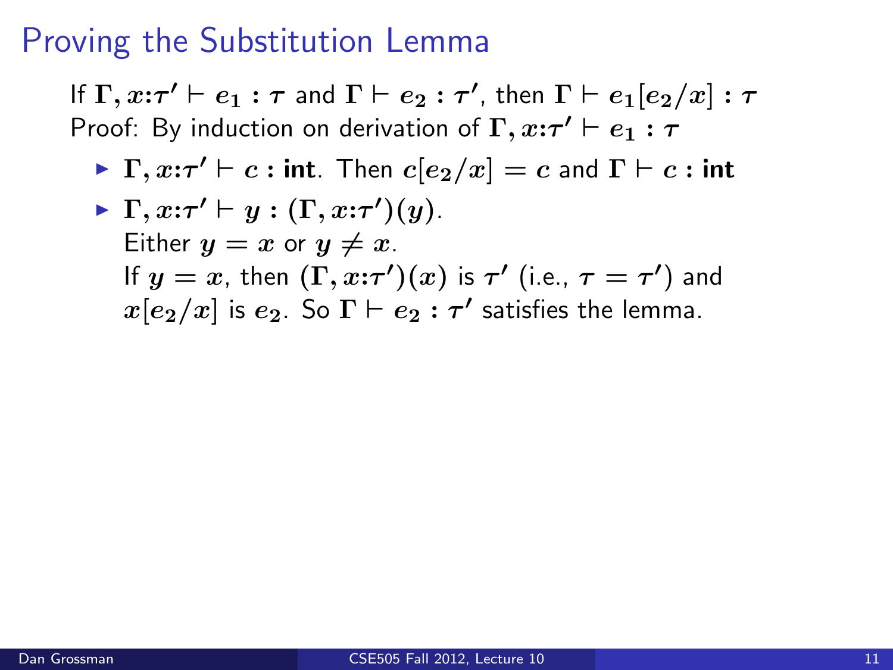# Proving the Substitution Lemma

If $\Gamma, x{:}\tau' \vdash e_1 : \tau$ and $\Gamma \vdash e_2 : \tau'$, then $\Gamma \vdash e_1[e_2/x] : \tau$

Proof: By induction on derivation of $\Gamma, x{:}\tau' \vdash e_1 : \tau$

- $\Gamma, x{:}\tau' \vdash c : \textbf{int}$. Then $c[e_2/x] = c$ and $\Gamma \vdash c : \textbf{int}$
- $\Gamma, x{:}\tau' \vdash y : (\Gamma, x{:}\tau')(y)$.
  Either $y = x$ or $y \neq x$.
  If $y = x$, then $(\Gamma, x{:}\tau')(x)$ is $\tau'$ (i.e., $\tau = \tau'$) and $x[e_2/x]$ is $e_2$. So $\Gamma \vdash e_2 : \tau'$ satisfies the lemma.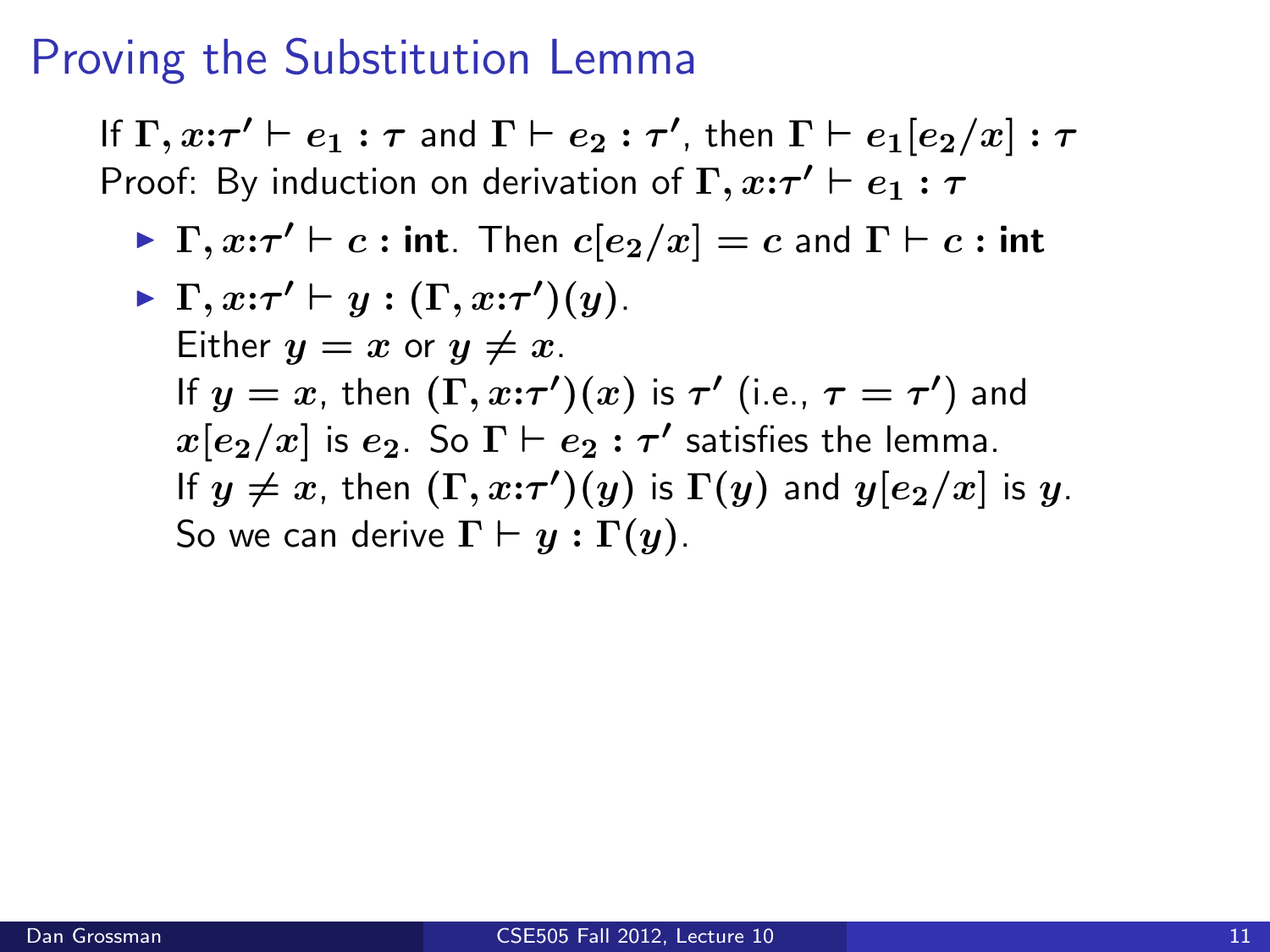# Proving the Substitution Lemma

If $\Gamma, x{:}\tau' \vdash e_1 : \tau$ and $\Gamma \vdash e_2 : \tau'$, then $\Gamma \vdash e_1[e_2/x] : \tau$

Proof: By induction on derivation of $\Gamma, x{:}\tau' \vdash e_1 : \tau$

- $\Gamma, x{:}\tau' \vdash c : \textbf{int}$. Then $c[e_2/x] = c$ and $\Gamma \vdash c : \textbf{int}$
- $\Gamma, x{:}\tau' \vdash y : (\Gamma, x{:}\tau')(y)$.
  Either $y = x$ or $y \neq x$.
  If $y = x$, then $(\Gamma, x{:}\tau')(x)$ is $\tau'$ (i.e., $\tau = \tau'$) and $x[e_2/x]$ is $e_2$. So $\Gamma \vdash e_2 : \tau'$ satisfies the lemma.
  If $y \neq x$, then $(\Gamma, x{:}\tau')(y)$ is $\Gamma(y)$ and $y[e_2/x]$ is $y$.
  So we can derive $\Gamma \vdash y : \Gamma(y)$.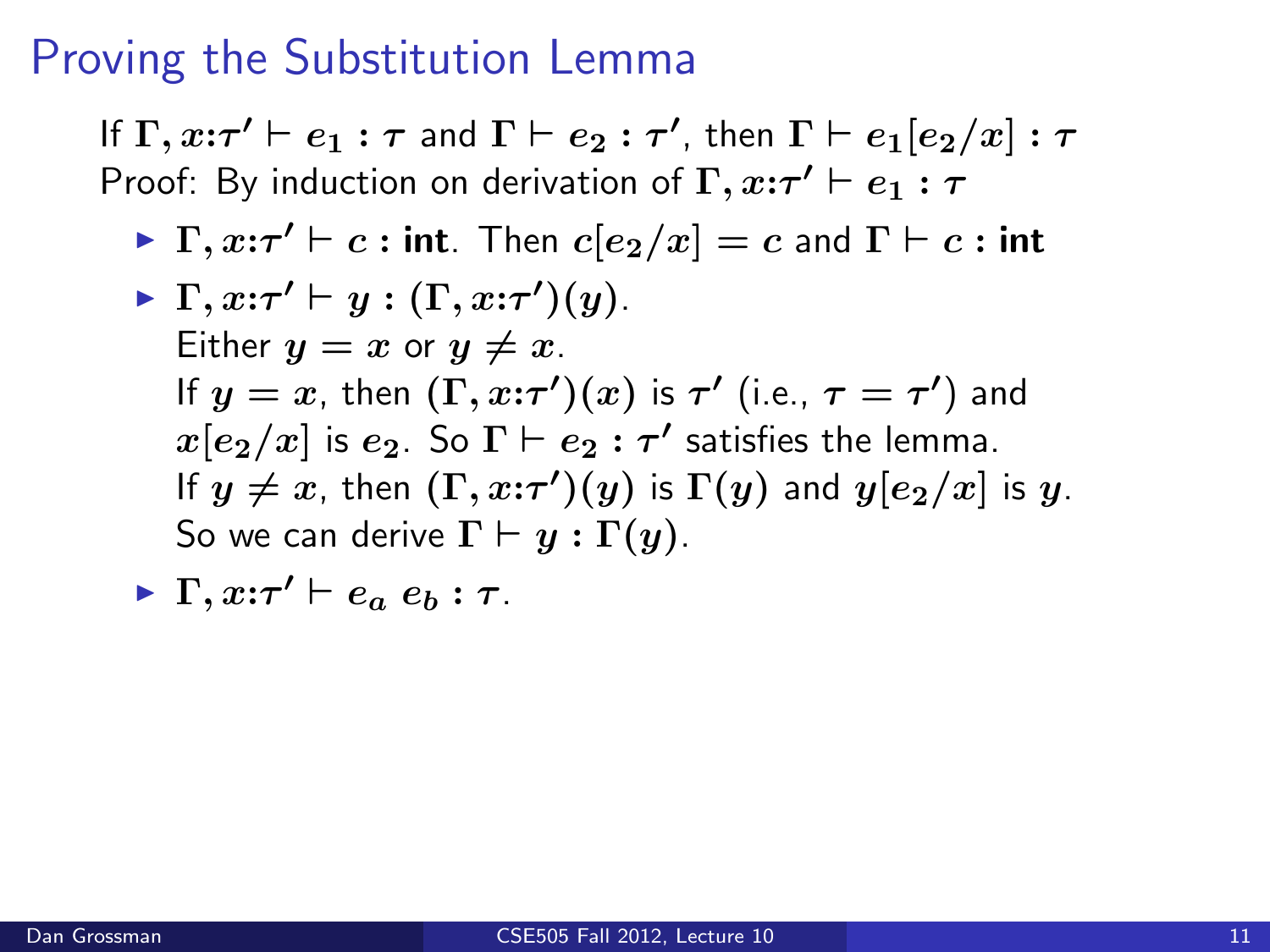# Proving the Substitution Lemma

If $\Gamma, x{:}\tau' \vdash e_1 : \tau$ and $\Gamma \vdash e_2 : \tau'$, then $\Gamma \vdash e_1[e_2/x] : \tau$

Proof: By induction on derivation of $\Gamma, x{:}\tau' \vdash e_1 : \tau$

- $\Gamma, x{:}\tau' \vdash c : \textbf{int}$. Then $c[e_2/x] = c$ and $\Gamma \vdash c : \textbf{int}$
- $\Gamma, x{:}\tau' \vdash y : (\Gamma, x{:}\tau')(y)$.
  Either $y = x$ or $y \neq x$.
  If $y = x$, then $(\Gamma, x{:}\tau')(x)$ is $\tau'$ (i.e., $\tau = \tau'$) and $x[e_2/x]$ is $e_2$. So $\Gamma \vdash e_2 : \tau'$ satisfies the lemma.
  If $y \neq x$, then $(\Gamma, x{:}\tau')(y)$ is $\Gamma(y)$ and $y[e_2/x]$ is $y$.
  So we can derive $\Gamma \vdash y : \Gamma(y)$.
- $\Gamma, x{:}\tau' \vdash e_a\ e_b : \tau$.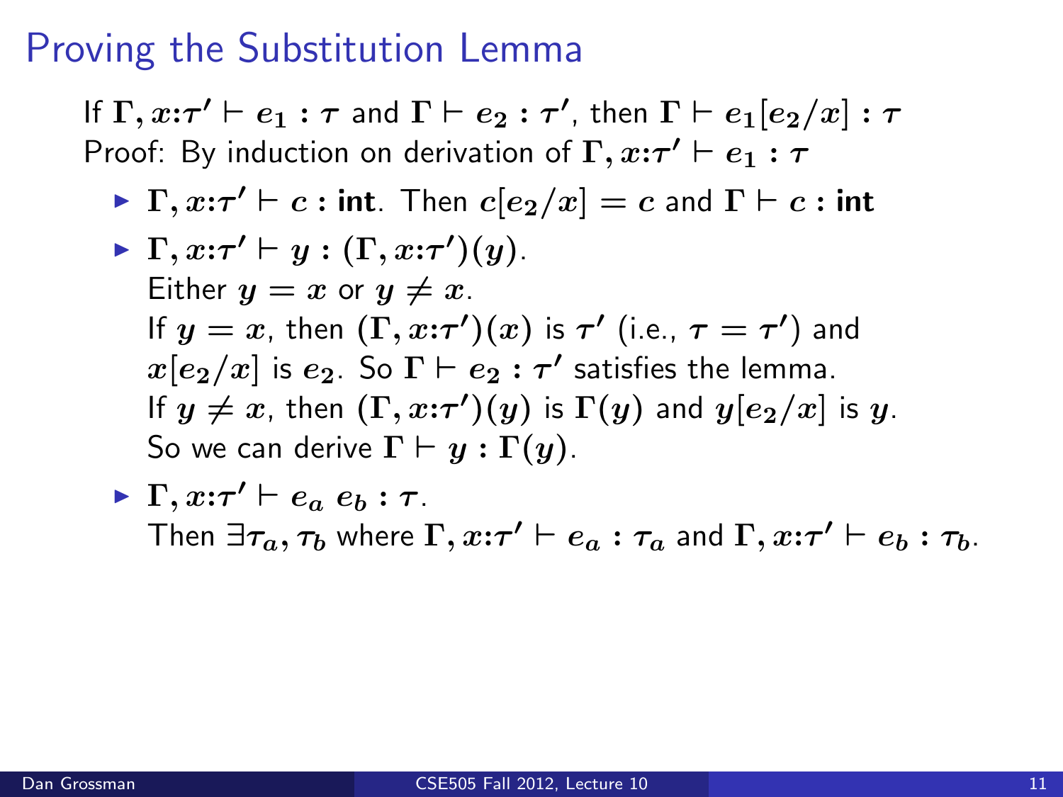# Proving the Substitution Lemma

If $\Gamma, x{:}\tau' \vdash e_1 : \tau$ and $\Gamma \vdash e_2 : \tau'$, then $\Gamma \vdash e_1[e_2/x] : \tau$

Proof: By induction on derivation of $\Gamma, x{:}\tau' \vdash e_1 : \tau$

- $\Gamma, x{:}\tau' \vdash c : \textbf{int}$. Then $c[e_2/x] = c$ and $\Gamma \vdash c : \textbf{int}$
- $\Gamma, x{:}\tau' \vdash y : (\Gamma, x{:}\tau')(y)$.
  Either $y = x$ or $y \neq x$.
  If $y = x$, then $(\Gamma, x{:}\tau')(x)$ is $\tau'$ (i.e., $\tau = \tau'$) and $x[e_2/x]$ is $e_2$. So $\Gamma \vdash e_2 : \tau'$ satisfies the lemma.
  If $y \neq x$, then $(\Gamma, x{:}\tau')(y)$ is $\Gamma(y)$ and $y[e_2/x]$ is $y$.
  So we can derive $\Gamma \vdash y : \Gamma(y)$.
- $\Gamma, x{:}\tau' \vdash e_a\ e_b : \tau$.
  Then $\exists \tau_a, \tau_b$ where $\Gamma, x{:}\tau' \vdash e_a : \tau_a$ and $\Gamma, x{:}\tau' \vdash e_b : \tau_b$.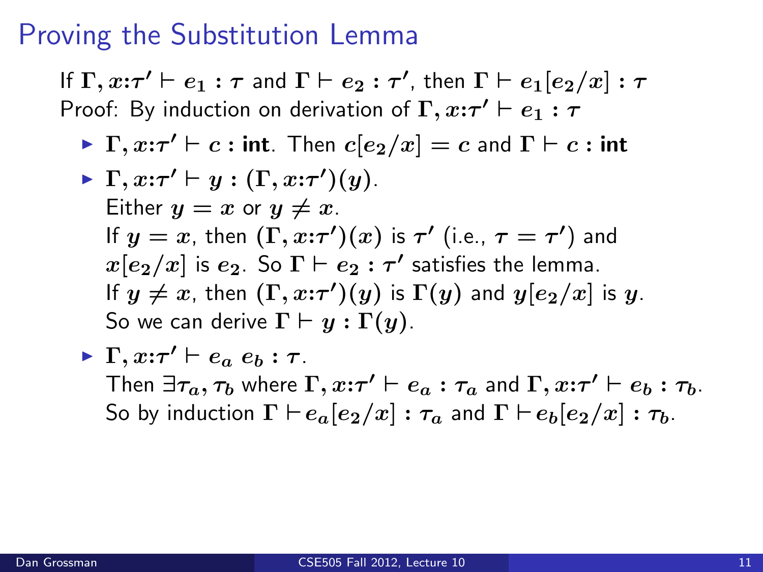# Proving the Substitution Lemma

If $\Gamma, x{:}\tau' \vdash e_1 : \tau$ and $\Gamma \vdash e_2 : \tau'$, then $\Gamma \vdash e_1[e_2/x] : \tau$

Proof: By induction on derivation of $\Gamma, x{:}\tau' \vdash e_1 : \tau$

- $\Gamma, x{:}\tau' \vdash c : \textbf{int}$. Then $c[e_2/x] = c$ and $\Gamma \vdash c : \textbf{int}$
- $\Gamma, x{:}\tau' \vdash y : (\Gamma, x{:}\tau')(y)$.
  Either $y = x$ or $y \neq x$.
  If $y = x$, then $(\Gamma, x{:}\tau')(x)$ is $\tau'$ (i.e., $\tau = \tau'$) and $x[e_2/x]$ is $e_2$. So $\Gamma \vdash e_2 : \tau'$ satisfies the lemma.
  If $y \neq x$, then $(\Gamma, x{:}\tau')(y)$ is $\Gamma(y)$ and $y[e_2/x]$ is $y$. So we can derive $\Gamma \vdash y : \Gamma(y)$.
- $\Gamma, x{:}\tau' \vdash e_a\ e_b : \tau$.
  Then $\exists \tau_a, \tau_b$ where $\Gamma, x{:}\tau' \vdash e_a : \tau_a$ and $\Gamma, x{:}\tau' \vdash e_b : \tau_b$.
  So by induction $\Gamma \vdash e_a[e_2/x] : \tau_a$ and $\Gamma \vdash e_b[e_2/x] : \tau_b$.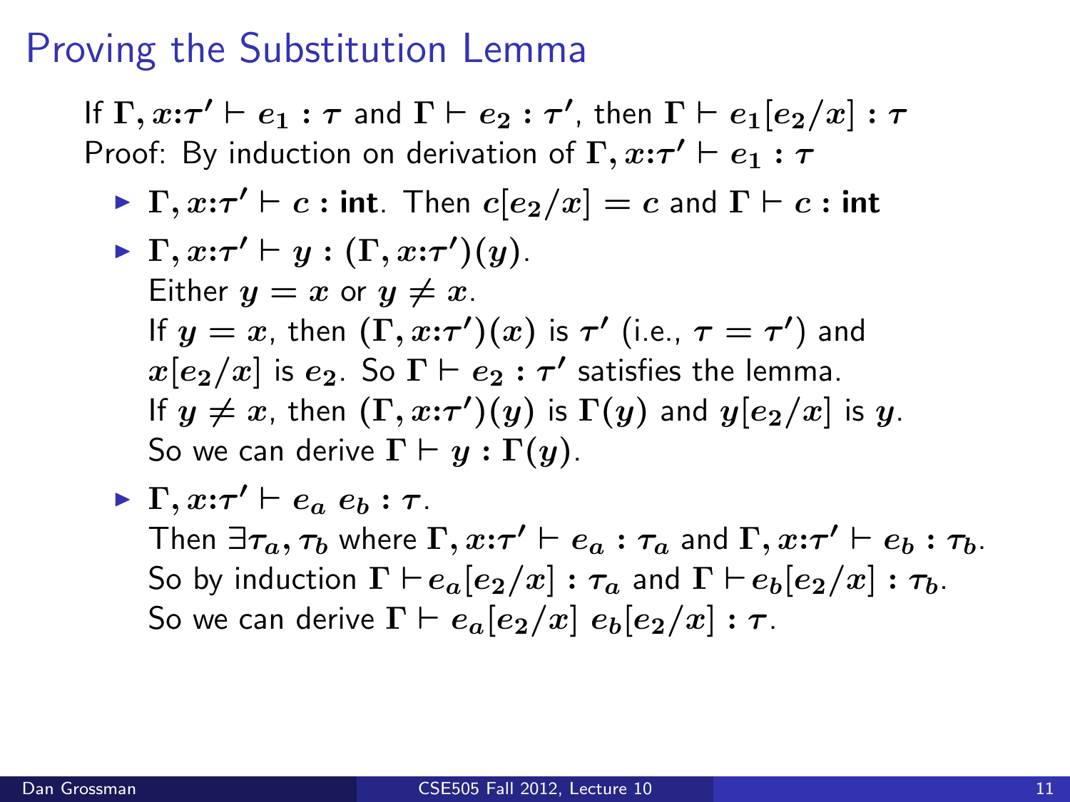# Proving the Substitution Lemma

If $\Gamma, x{:}\tau' \vdash e_1 : \tau$ and $\Gamma \vdash e_2 : \tau'$, then $\Gamma \vdash e_1[e_2/x] : \tau$

Proof: By induction on derivation of $\Gamma, x{:}\tau' \vdash e_1 : \tau$

- $\Gamma, x{:}\tau' \vdash c : \textbf{int}$. Then $c[e_2/x] = c$ and $\Gamma \vdash c : \textbf{int}$
- $\Gamma, x{:}\tau' \vdash y : (\Gamma, x{:}\tau')(y)$.
  Either $y = x$ or $y \neq x$.
  If $y = x$, then $(\Gamma, x{:}\tau')(x)$ is $\tau'$ (i.e., $\tau = \tau'$) and $x[e_2/x]$ is $e_2$. So $\Gamma \vdash e_2 : \tau'$ satisfies the lemma.
  If $y \neq x$, then $(\Gamma, x{:}\tau')(y)$ is $\Gamma(y)$ and $y[e_2/x]$ is $y$.
  So we can derive $\Gamma \vdash y : \Gamma(y)$.
- $\Gamma, x{:}\tau' \vdash e_a\ e_b : \tau$.
  Then $\exists \tau_a, \tau_b$ where $\Gamma, x{:}\tau' \vdash e_a : \tau_a$ and $\Gamma, x{:}\tau' \vdash e_b : \tau_b$.
  So by induction $\Gamma \vdash e_a[e_2/x] : \tau_a$ and $\Gamma \vdash e_b[e_2/x] : \tau_b$.
  So we can derive $\Gamma \vdash e_a[e_2/x]\ e_b[e_2/x] : \tau$.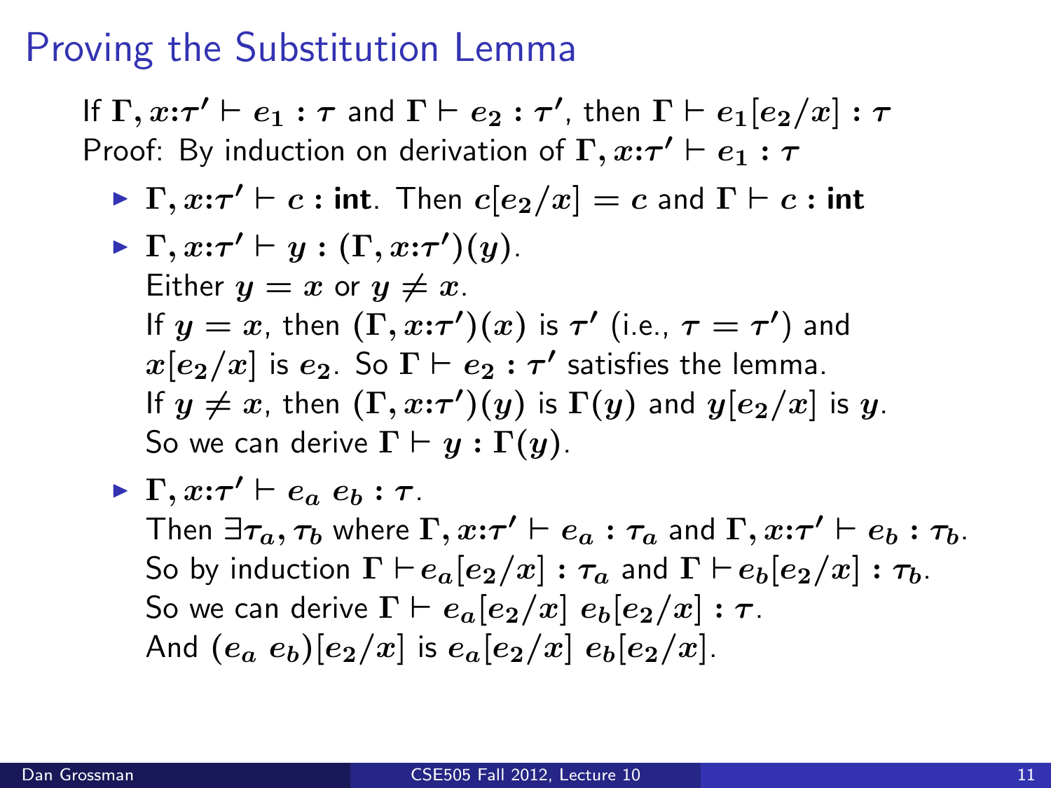# Proving the Substitution Lemma

If $\Gamma, x{:}\tau' \vdash e_1 : \tau$ and $\Gamma \vdash e_2 : \tau'$, then $\Gamma \vdash e_1[e_2/x] : \tau$

Proof: By induction on derivation of $\Gamma, x{:}\tau' \vdash e_1 : \tau$

- $\Gamma, x{:}\tau' \vdash c : \mathsf{int}$. Then $c[e_2/x] = c$ and $\Gamma \vdash c : \mathsf{int}$
- $\Gamma, x{:}\tau' \vdash y : (\Gamma, x{:}\tau')(y)$.
  Either $y = x$ or $y \neq x$.
  If $y = x$, then $(\Gamma, x{:}\tau')(x)$ is $\tau'$ (i.e., $\tau = \tau'$) and $x[e_2/x]$ is $e_2$. So $\Gamma \vdash e_2 : \tau'$ satisfies the lemma.
  If $y \neq x$, then $(\Gamma, x{:}\tau')(y)$ is $\Gamma(y)$ and $y[e_2/x]$ is $y$.
  So we can derive $\Gamma \vdash y : \Gamma(y)$.
- $\Gamma, x{:}\tau' \vdash e_a\ e_b : \tau$.
  Then $\exists \tau_a, \tau_b$ where $\Gamma, x{:}\tau' \vdash e_a : \tau_a$ and $\Gamma, x{:}\tau' \vdash e_b : \tau_b$.
  So by induction $\Gamma \vdash e_a[e_2/x] : \tau_a$ and $\Gamma \vdash e_b[e_2/x] : \tau_b$.
  So we can derive $\Gamma \vdash e_a[e_2/x]\ e_b[e_2/x] : \tau$.
  And $(e_a\ e_b)[e_2/x]$ is $e_a[e_2/x]\ e_b[e_2/x]$.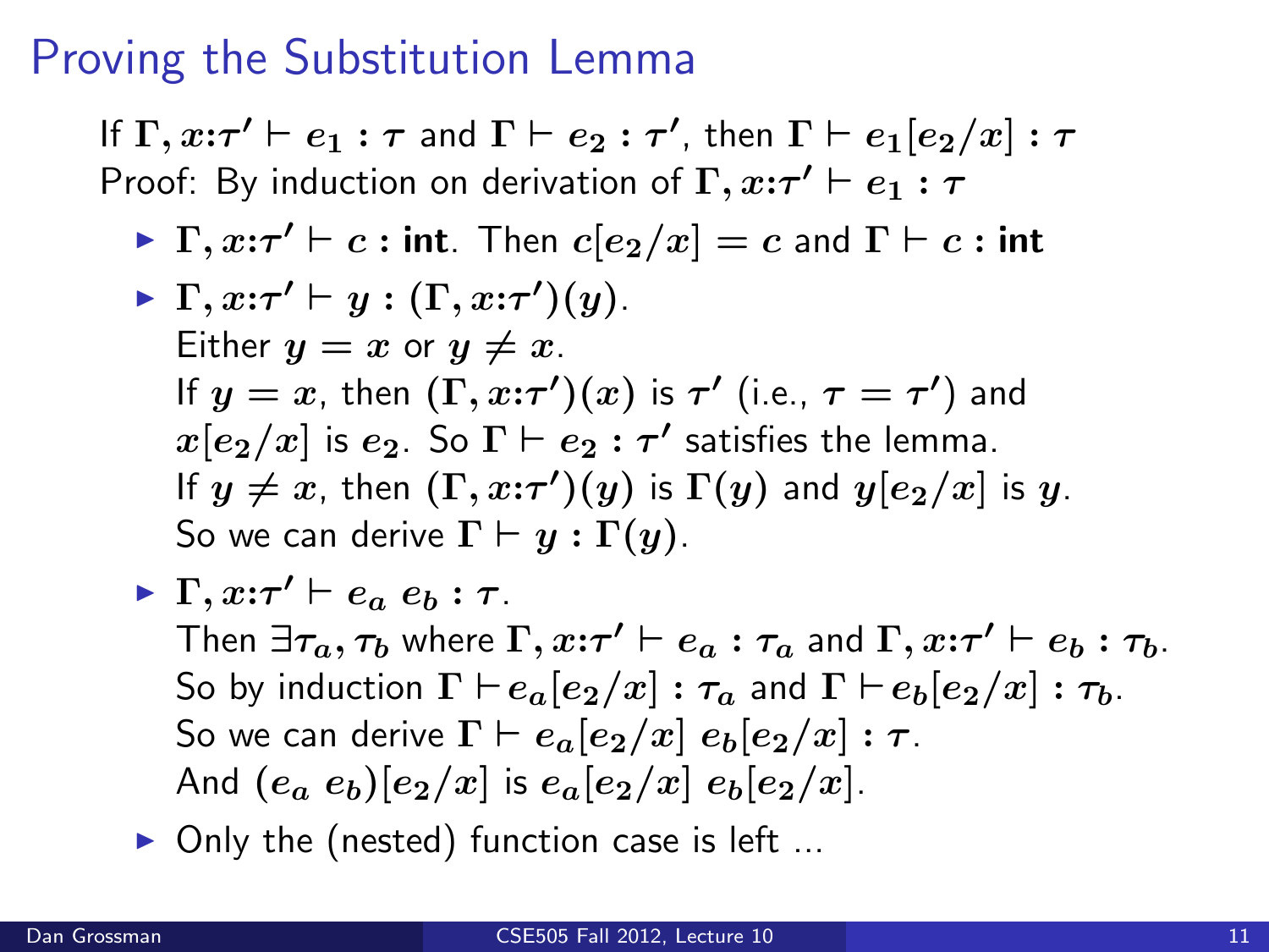# Proving the Substitution Lemma

If $\Gamma, x{:}\tau' \vdash e_1 : \tau$ and $\Gamma \vdash e_2 : \tau'$, then $\Gamma \vdash e_1[e_2/x] : \tau$

Proof: By induction on derivation of $\Gamma, x{:}\tau' \vdash e_1 : \tau$

- $\Gamma, x{:}\tau' \vdash c : \textbf{int}$. Then $c[e_2/x] = c$ and $\Gamma \vdash c : \textbf{int}$
- $\Gamma, x{:}\tau' \vdash y : (\Gamma, x{:}\tau')(y)$.
  Either $y = x$ or $y \neq x$.
  If $y = x$, then $(\Gamma, x{:}\tau')(x)$ is $\tau'$ (i.e., $\tau = \tau'$) and $x[e_2/x]$ is $e_2$. So $\Gamma \vdash e_2 : \tau'$ satisfies the lemma.
  If $y \neq x$, then $(\Gamma, x{:}\tau')(y)$ is $\Gamma(y)$ and $y[e_2/x]$ is $y$.
  So we can derive $\Gamma \vdash y : \Gamma(y)$.
- $\Gamma, x{:}\tau' \vdash e_a \ e_b : \tau$.
  Then $\exists \tau_a, \tau_b$ where $\Gamma, x{:}\tau' \vdash e_a : \tau_a$ and $\Gamma, x{:}\tau' \vdash e_b : \tau_b$.
  So by induction $\Gamma \vdash e_a[e_2/x] : \tau_a$ and $\Gamma \vdash e_b[e_2/x] : \tau_b$.
  So we can derive $\Gamma \vdash e_a[e_2/x] \ e_b[e_2/x] : \tau$.
  And $(e_a \ e_b)[e_2/x]$ is $e_a[e_2/x] \ e_b[e_2/x]$.
- Only the (nested) function case is left ...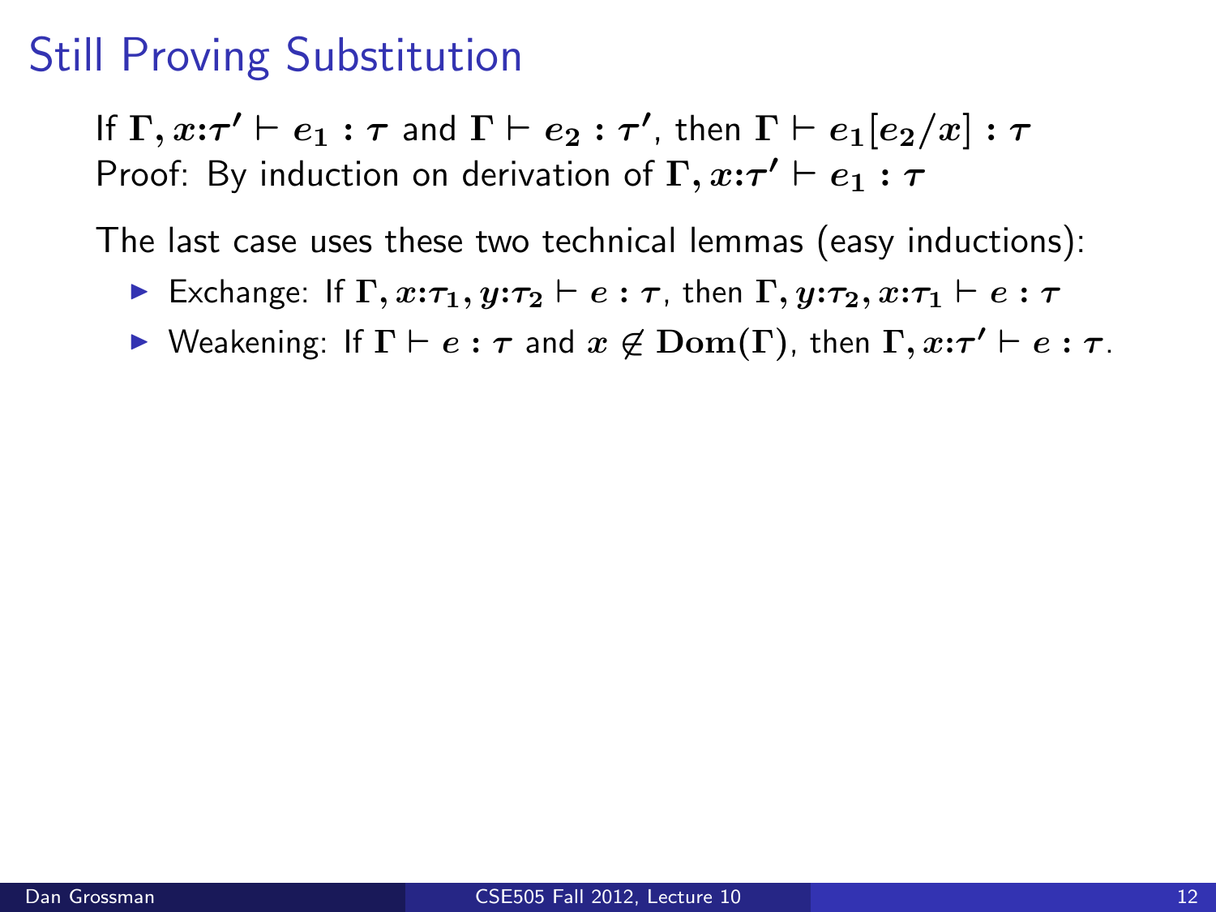# Still Proving Substitution

If $\Gamma, x{:}\tau' \vdash e_1 : \tau$ and $\Gamma \vdash e_2 : \tau'$, then $\Gamma \vdash e_1[e_2/x] : \tau$
Proof: By induction on derivation of $\Gamma, x{:}\tau' \vdash e_1 : \tau$

The last case uses these two technical lemmas (easy inductions):

- Exchange: If $\Gamma, x{:}\tau_1, y{:}\tau_2 \vdash e : \tau$, then $\Gamma, y{:}\tau_2, x{:}\tau_1 \vdash e : \tau$
- Weakening: If $\Gamma \vdash e : \tau$ and $x \notin \mathbf{Dom}(\Gamma)$, then $\Gamma, x{:}\tau' \vdash e : \tau$.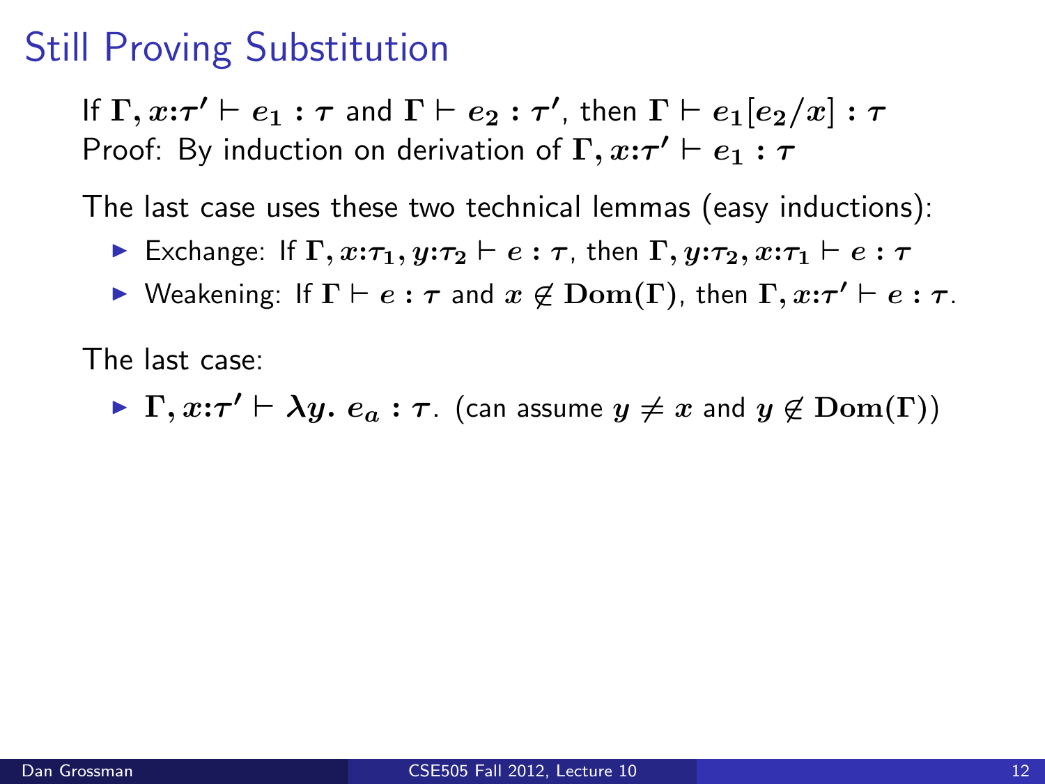# Still Proving Substitution

If $\Gamma, x{:}\tau' \vdash e_1 : \tau$ and $\Gamma \vdash e_2 : \tau'$, then $\Gamma \vdash e_1[e_2/x] : \tau$
Proof: By induction on derivation of $\Gamma, x{:}\tau' \vdash e_1 : \tau$

The last case uses these two technical lemmas (easy inductions):

- Exchange: If $\Gamma, x{:}\tau_1, y{:}\tau_2 \vdash e : \tau$, then $\Gamma, y{:}\tau_2, x{:}\tau_1 \vdash e : \tau$
- Weakening: If $\Gamma \vdash e : \tau$ and $x \notin \mathbf{Dom}(\Gamma)$, then $\Gamma, x{:}\tau' \vdash e : \tau$.

The last case:

- $\Gamma, x{:}\tau' \vdash \lambda y.\ e_a : \tau$. (can assume $y \neq x$ and $y \notin \mathbf{Dom}(\Gamma)$)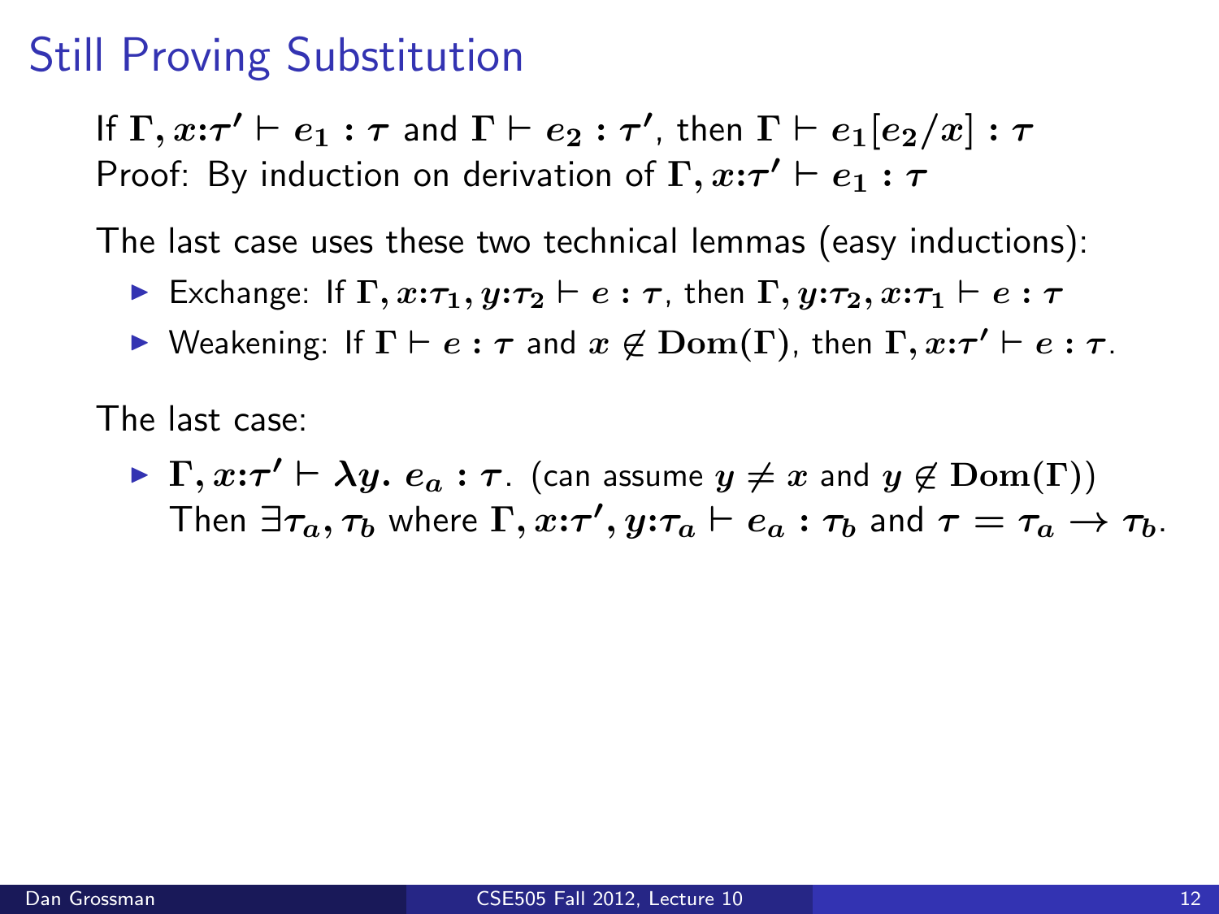# Still Proving Substitution

If $\Gamma, x{:}\tau' \vdash e_1 : \tau$ and $\Gamma \vdash e_2 : \tau'$, then $\Gamma \vdash e_1[e_2/x] : \tau$
Proof: By induction on derivation of $\Gamma, x{:}\tau' \vdash e_1 : \tau$

The last case uses these two technical lemmas (easy inductions):

- Exchange: If $\Gamma, x{:}\tau_1, y{:}\tau_2 \vdash e : \tau$, then $\Gamma, y{:}\tau_2, x{:}\tau_1 \vdash e : \tau$
- Weakening: If $\Gamma \vdash e : \tau$ and $x \notin \mathbf{Dom}(\Gamma)$, then $\Gamma, x{:}\tau' \vdash e : \tau$.

The last case:

- $\Gamma, x{:}\tau' \vdash \lambda y.\ e_a : \tau$. (can assume $y \neq x$ and $y \notin \mathbf{Dom}(\Gamma)$)
  Then $\exists \tau_a, \tau_b$ where $\Gamma, x{:}\tau', y{:}\tau_a \vdash e_a : \tau_b$ and $\tau = \tau_a \to \tau_b$.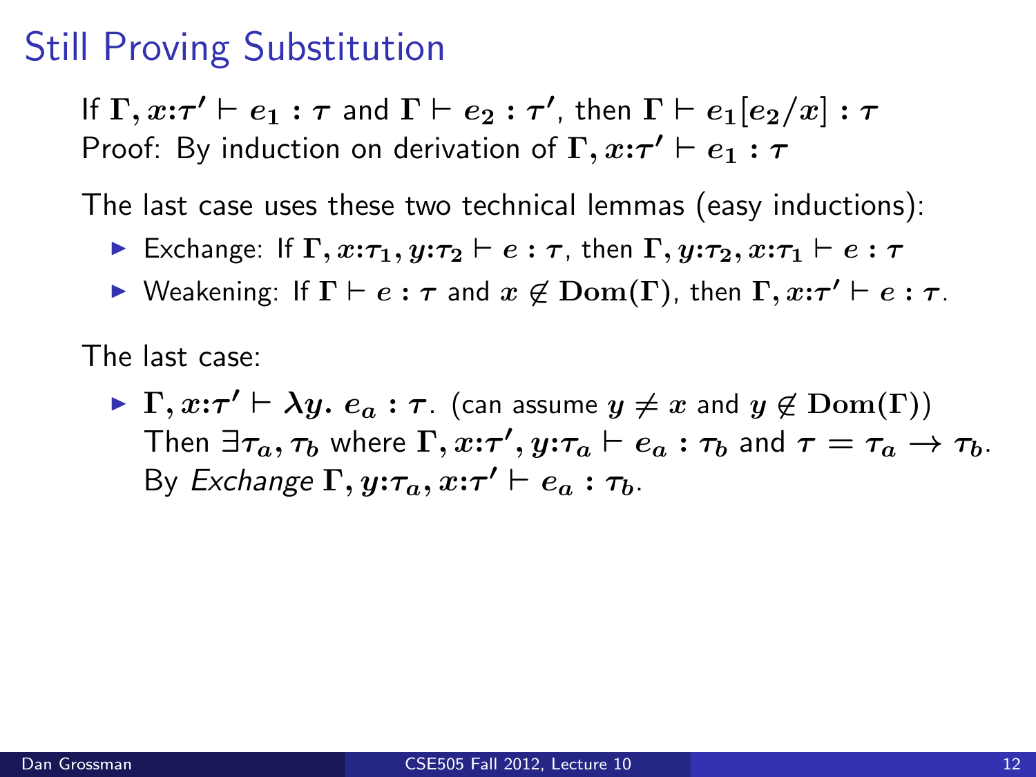# Still Proving Substitution

If $\Gamma, x{:}\tau' \vdash e_1 : \tau$ and $\Gamma \vdash e_2 : \tau'$, then $\Gamma \vdash e_1[e_2/x] : \tau$
Proof: By induction on derivation of $\Gamma, x{:}\tau' \vdash e_1 : \tau$

The last case uses these two technical lemmas (easy inductions):

- Exchange: If $\Gamma, x{:}\tau_1, y{:}\tau_2 \vdash e : \tau$, then $\Gamma, y{:}\tau_2, x{:}\tau_1 \vdash e : \tau$
- Weakening: If $\Gamma \vdash e : \tau$ and $x \notin \mathbf{Dom}(\Gamma)$, then $\Gamma, x{:}\tau' \vdash e : \tau$.

The last case:

- $\Gamma, x{:}\tau' \vdash \lambda y.\ e_a : \tau$. (can assume $y \neq x$ and $y \notin \mathbf{Dom}(\Gamma)$)
  Then $\exists \tau_a, \tau_b$ where $\Gamma, x{:}\tau', y{:}\tau_a \vdash e_a : \tau_b$ and $\tau = \tau_a \rightarrow \tau_b$.
  By *Exchange* $\Gamma, y{:}\tau_a, x{:}\tau' \vdash e_a : \tau_b$.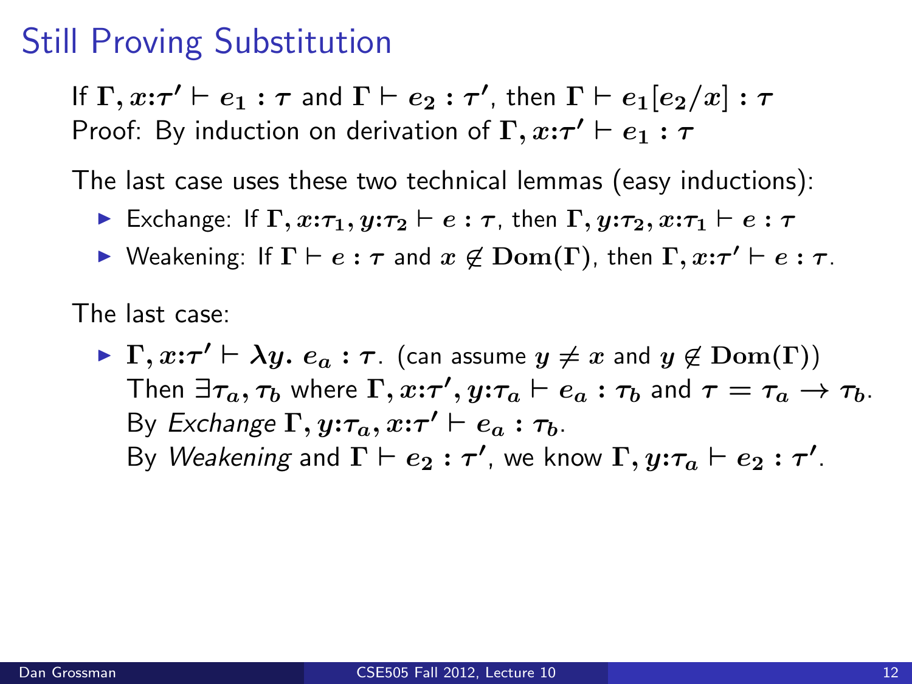# Still Proving Substitution

If $\Gamma, x{:}\tau' \vdash e_1 : \tau$ and $\Gamma \vdash e_2 : \tau'$, then $\Gamma \vdash e_1[e_2/x] : \tau$
Proof: By induction on derivation of $\Gamma, x{:}\tau' \vdash e_1 : \tau$

The last case uses these two technical lemmas (easy inductions):

- Exchange: If $\Gamma, x{:}\tau_1, y{:}\tau_2 \vdash e : \tau$, then $\Gamma, y{:}\tau_2, x{:}\tau_1 \vdash e : \tau$
- Weakening: If $\Gamma \vdash e : \tau$ and $x \notin \mathbf{Dom}(\Gamma)$, then $\Gamma, x{:}\tau' \vdash e : \tau$.

The last case:

- $\Gamma, x{:}\tau' \vdash \lambda y.\ e_a : \tau$. (can assume $y \neq x$ and $y \notin \mathbf{Dom}(\Gamma)$)
  Then $\exists \tau_a, \tau_b$ where $\Gamma, x{:}\tau', y{:}\tau_a \vdash e_a : \tau_b$ and $\tau = \tau_a \rightarrow \tau_b$.
  By *Exchange* $\Gamma, y{:}\tau_a, x{:}\tau' \vdash e_a : \tau_b$.
  By *Weakening* and $\Gamma \vdash e_2 : \tau'$, we know $\Gamma, y{:}\tau_a \vdash e_2 : \tau'$.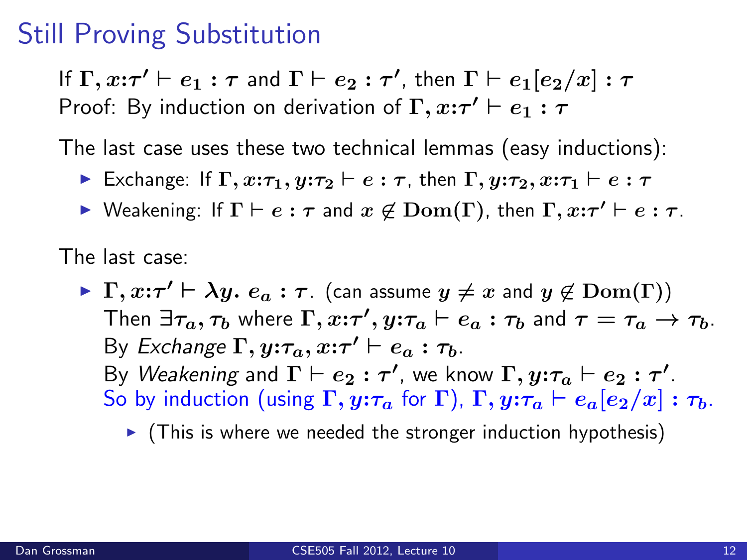# Still Proving Substitution

If $\Gamma, x{:}\tau' \vdash e_1 : \tau$ and $\Gamma \vdash e_2 : \tau'$, then $\Gamma \vdash e_1[e_2/x] : \tau$
Proof: By induction on derivation of $\Gamma, x{:}\tau' \vdash e_1 : \tau$

The last case uses these two technical lemmas (easy inductions):

- Exchange: If $\Gamma, x{:}\tau_1, y{:}\tau_2 \vdash e : \tau$, then $\Gamma, y{:}\tau_2, x{:}\tau_1 \vdash e : \tau$
- Weakening: If $\Gamma \vdash e : \tau$ and $x \notin \mathbf{Dom}(\Gamma)$, then $\Gamma, x{:}\tau' \vdash e : \tau$.

The last case:

- $\Gamma, x{:}\tau' \vdash \lambda y.\ e_a : \tau$. (can assume $y \neq x$ and $y \notin \mathbf{Dom}(\Gamma)$)
  Then $\exists \tau_a, \tau_b$ where $\Gamma, x{:}\tau', y{:}\tau_a \vdash e_a : \tau_b$ and $\tau = \tau_a \to \tau_b$.
  By *Exchange* $\Gamma, y{:}\tau_a, x{:}\tau' \vdash e_a : \tau_b$.
  By *Weakening* and $\Gamma \vdash e_2 : \tau'$, we know $\Gamma, y{:}\tau_a \vdash e_2 : \tau'$.
  So by induction (using $\Gamma, y{:}\tau_a$ for $\Gamma$), $\Gamma, y{:}\tau_a \vdash e_a[e_2/x] : \tau_b$.
  - (This is where we needed the stronger induction hypothesis)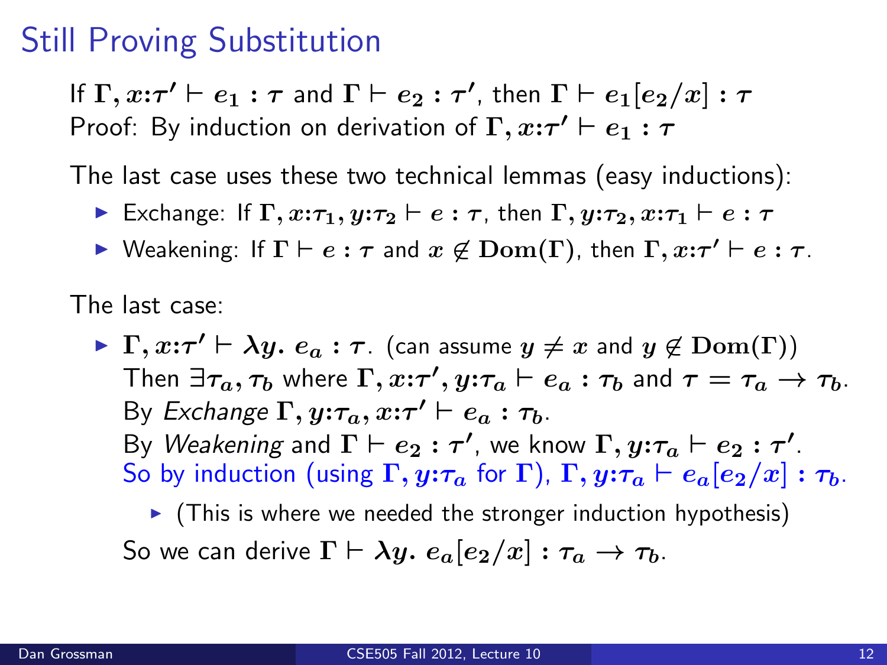# Still Proving Substitution

If $\Gamma, x{:}\tau' \vdash e_1 : \tau$ and $\Gamma \vdash e_2 : \tau'$, then $\Gamma \vdash e_1[e_2/x] : \tau$
Proof: By induction on derivation of $\Gamma, x{:}\tau' \vdash e_1 : \tau$

The last case uses these two technical lemmas (easy inductions):

- Exchange: If $\Gamma, x{:}\tau_1, y{:}\tau_2 \vdash e : \tau$, then $\Gamma, y{:}\tau_2, x{:}\tau_1 \vdash e : \tau$
- Weakening: If $\Gamma \vdash e : \tau$ and $x \notin \mathbf{Dom}(\Gamma)$, then $\Gamma, x{:}\tau' \vdash e : \tau$.

The last case:

- $\Gamma, x{:}\tau' \vdash \lambda y.\ e_a : \tau$. (can assume $y \neq x$ and $y \notin \mathbf{Dom}(\Gamma)$)
  Then $\exists \tau_a, \tau_b$ where $\Gamma, x{:}\tau', y{:}\tau_a \vdash e_a : \tau_b$ and $\tau = \tau_a \rightarrow \tau_b$.
  By *Exchange* $\Gamma, y{:}\tau_a, x{:}\tau' \vdash e_a : \tau_b$.
  By *Weakening* and $\Gamma \vdash e_2 : \tau'$, we know $\Gamma, y{:}\tau_a \vdash e_2 : \tau'$.
  So by induction (using $\Gamma, y{:}\tau_a$ for $\Gamma$), $\Gamma, y{:}\tau_a \vdash e_a[e_2/x] : \tau_b$.
  - (This is where we needed the stronger induction hypothesis)

  So we can derive $\Gamma \vdash \lambda y.\ e_a[e_2/x] : \tau_a \rightarrow \tau_b$.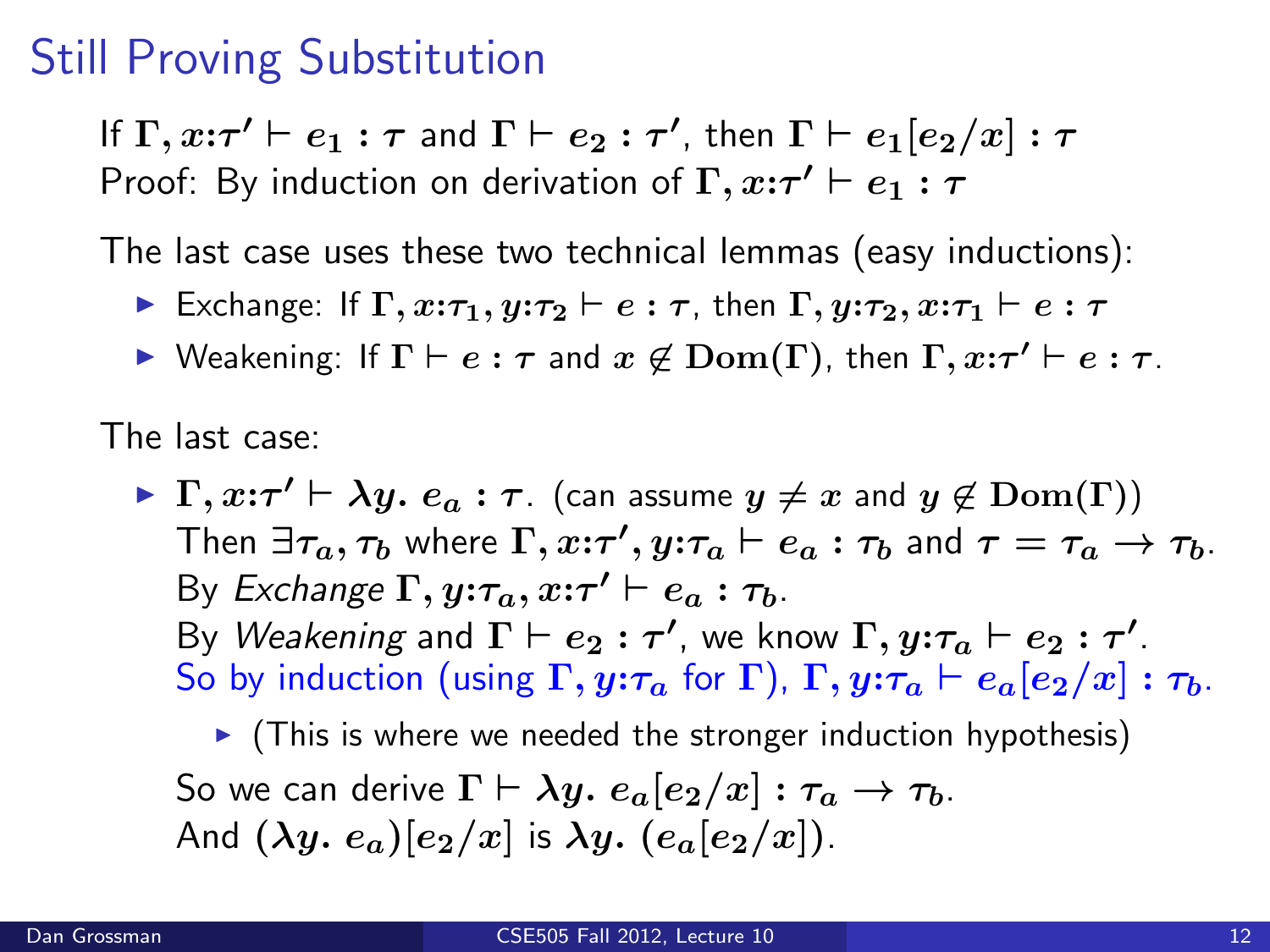# Still Proving Substitution

If $\Gamma, x{:}\tau' \vdash e_1 : \tau$ and $\Gamma \vdash e_2 : \tau'$, then $\Gamma \vdash e_1[e_2/x] : \tau$
Proof: By induction on derivation of $\Gamma, x{:}\tau' \vdash e_1 : \tau$

The last case uses these two technical lemmas (easy inductions):

- Exchange: If $\Gamma, x{:}\tau_1, y{:}\tau_2 \vdash e : \tau$, then $\Gamma, y{:}\tau_2, x{:}\tau_1 \vdash e : \tau$
- Weakening: If $\Gamma \vdash e : \tau$ and $x \notin \mathbf{Dom}(\Gamma)$, then $\Gamma, x{:}\tau' \vdash e : \tau$.

The last case:

- $\Gamma, x{:}\tau' \vdash \lambda y.\ e_a : \tau$. (can assume $y \neq x$ and $y \notin \mathbf{Dom}(\Gamma)$)
  Then $\exists \tau_a, \tau_b$ where $\Gamma, x{:}\tau', y{:}\tau_a \vdash e_a : \tau_b$ and $\tau = \tau_a \to \tau_b$.
  By *Exchange* $\Gamma, y{:}\tau_a, x{:}\tau' \vdash e_a : \tau_b$.
  By *Weakening* and $\Gamma \vdash e_2 : \tau'$, we know $\Gamma, y{:}\tau_a \vdash e_2 : \tau'$.
  So by induction (using $\Gamma, y{:}\tau_a$ for $\Gamma$), $\Gamma, y{:}\tau_a \vdash e_a[e_2/x] : \tau_b$.
  - (This is where we needed the stronger induction hypothesis)

  So we can derive $\Gamma \vdash \lambda y.\ e_a[e_2/x] : \tau_a \to \tau_b$.
  And $(\lambda y.\ e_a)[e_2/x]$ is $\lambda y.\ (e_a[e_2/x])$.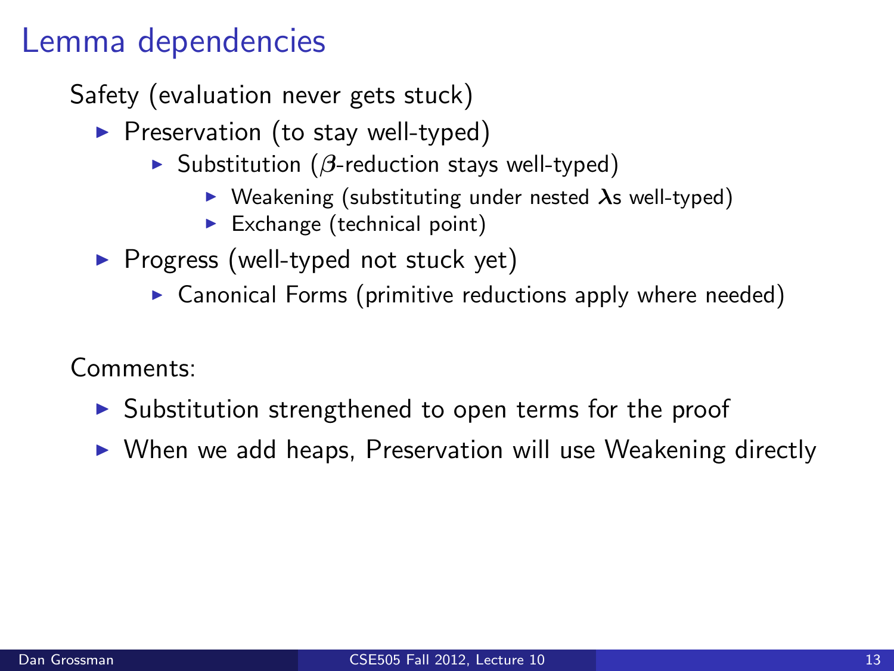# Lemma dependencies

Safety (evaluation never gets stuck)

- Preservation (to stay well-typed)
  - Substitution ($\beta$-reduction stays well-typed)
    - Weakening (substituting under nested $\lambda$s well-typed)
    - Exchange (technical point)
- Progress (well-typed not stuck yet)
  - Canonical Forms (primitive reductions apply where needed)

Comments:

- Substitution strengthened to open terms for the proof
- When we add heaps, Preservation will use Weakening directly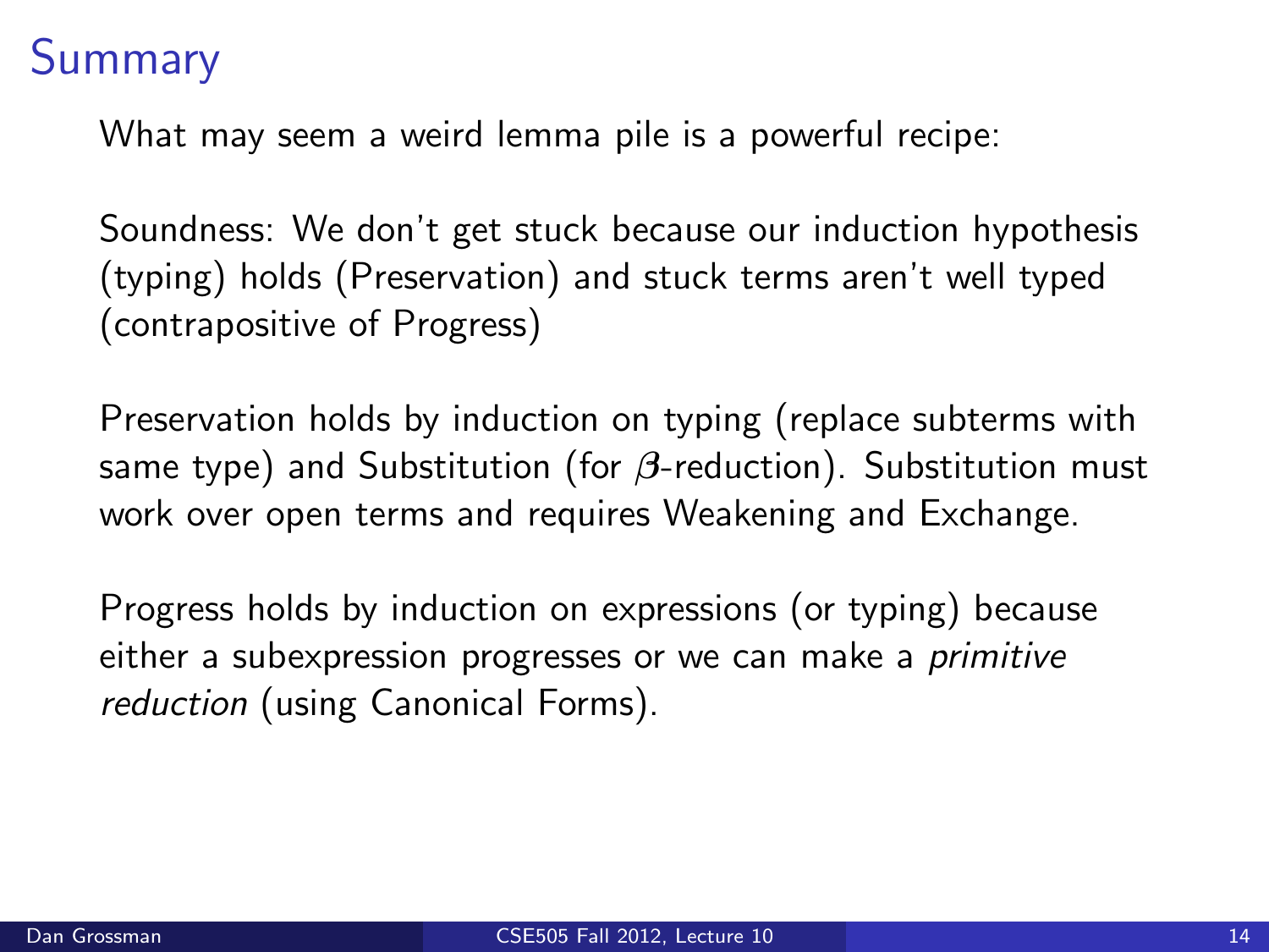# Summary

What may seem a weird lemma pile is a powerful recipe:

Soundness: We don't get stuck because our induction hypothesis (typing) holds (Preservation) and stuck terms aren't well typed (contrapositive of Progress)

Preservation holds by induction on typing (replace subterms with same type) and Substitution (for $\beta$-reduction). Substitution must work over open terms and requires Weakening and Exchange.

Progress holds by induction on expressions (or typing) because either a subexpression progresses or we can make a *primitive reduction* (using Canonical Forms).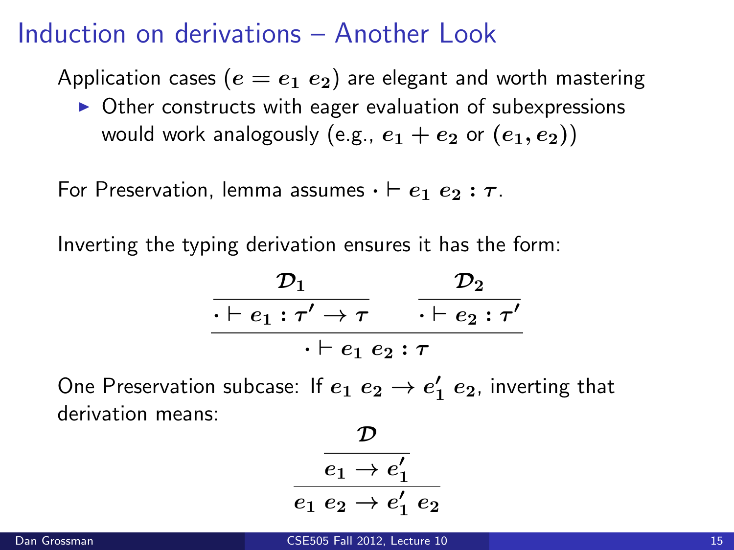# Induction on derivations – Another Look

Application cases ($e = e_1\ e_2$) are elegant and worth mastering

- Other constructs with eager evaluation of subexpressions would work analogously (e.g., $e_1 + e_2$ or $(e_1, e_2)$)

For Preservation, lemma assumes $\cdot \vdash e_1\ e_2 : \tau$.

Inverting the typing derivation ensures it has the form:

$$\dfrac{\dfrac{\mathcal{D}_1}{\cdot \vdash e_1 : \tau' \to \tau} \qquad \dfrac{\mathcal{D}_2}{\cdot \vdash e_2 : \tau'}}{\cdot \vdash e_1\ e_2 : \tau}$$

One Preservation subcase: If $e_1\ e_2 \to e_1'\ e_2$, inverting that derivation means:

$$\dfrac{\dfrac{\mathcal{D}}{e_1 \to e_1'}}{e_1\ e_2 \to e_1'\ e_2}$$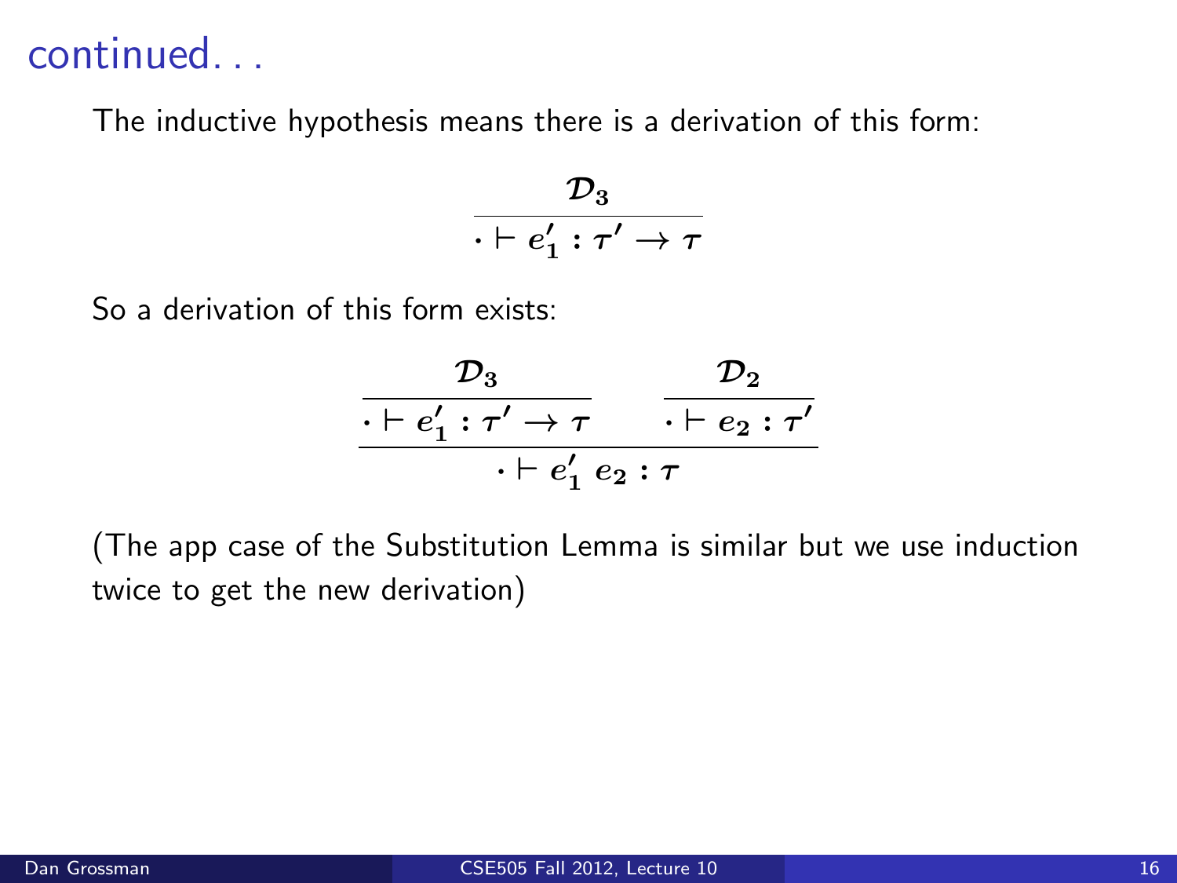# continued. . .

The inductive hypothesis means there is a derivation of this form:

$$\frac{\mathcal{D}_3}{\cdot \vdash e_1' : \tau' \to \tau}$$

So a derivation of this form exists:

$$\frac{\dfrac{\mathcal{D}_3}{\cdot \vdash e_1' : \tau' \to \tau} \qquad \dfrac{\mathcal{D}_2}{\cdot \vdash e_2 : \tau'}}{\cdot \vdash e_1' \; e_2 : \tau}$$

(The app case of the Substitution Lemma is similar but we use induction twice to get the new derivation)